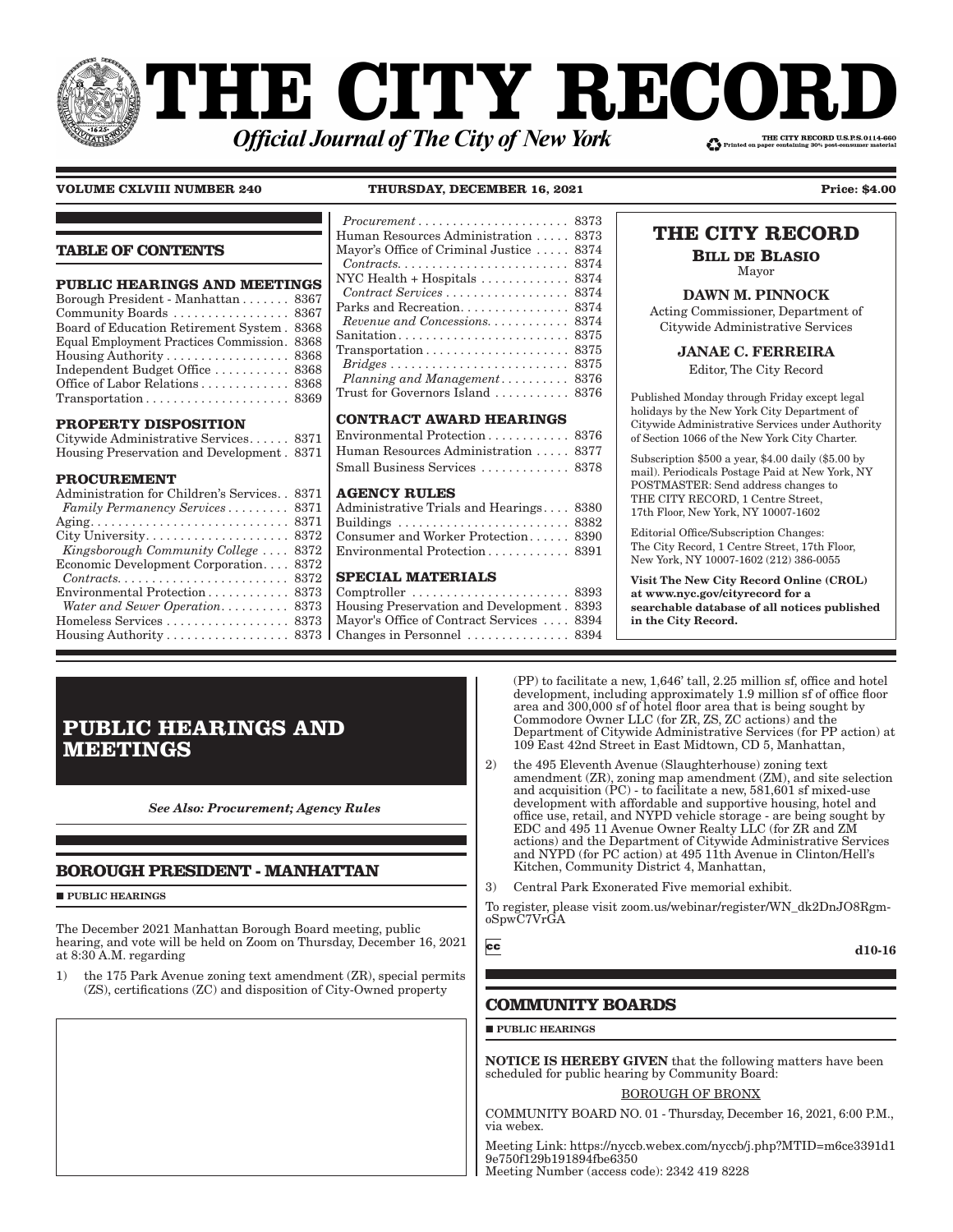# THE CITY RECORD

***Official Journal of The City of New York***

THE CITY RECORD U.S.P.S.0114-660
Printed on paper containing 30% post-consumer material

**VOLUME CXLVIII NUMBER 240** **THURSDAY, DECEMBER 16, 2021** **Price: $4.00**

## TABLE OF CONTENTS

**PUBLIC HEARINGS AND MEETINGS**

Borough President - Manhattan . . . . . . . 8367
Community Boards . . . . . . . . . . . . . . . . 8367
Board of Education Retirement System . 8368
Equal Employment Practices Commission. 8368
Housing Authority . . . . . . . . . . . . . . . . . 8368
Independent Budget Office . . . . . . . . . . 8368
Office of Labor Relations . . . . . . . . . . . . 8368
Transportation . . . . . . . . . . . . . . . . . . . . 8369

**PROPERTY DISPOSITION**

Citywide Administrative Services. . . . . . 8371
Housing Preservation and Development . 8371

**PROCUREMENT**

Administration for Children's Services. . 8371
*Family Permanency Services* . . . . . . . . 8371
Aging. . . . . . . . . . . . . . . . . . . . . . . . . . . . 8371
City University. . . . . . . . . . . . . . . . . . . . 8372
*Kingsborough Community College* . . . . 8372
Economic Development Corporation. . . . 8372
*Contracts.* . . . . . . . . . . . . . . . . . . . . . . . 8372
Environmental Protection . . . . . . . . . . . 8373
*Water and Sewer Operation.* . . . . . . . . . 8373
Homeless Services . . . . . . . . . . . . . . . . . 8373
Housing Authority . . . . . . . . . . . . . . . . . 8373
*Procurement* . . . . . . . . . . . . . . . . . . . . . 8373
Human Resources Administration . . . . . 8373
Mayor's Office of Criminal Justice . . . . . 8374
*Contracts.* . . . . . . . . . . . . . . . . . . . . . . . 8374
NYC Health + Hospitals . . . . . . . . . . . . 8374
*Contract Services* . . . . . . . . . . . . . . . . . 8374
Parks and Recreation. . . . . . . . . . . . . . . 8374
*Revenue and Concessions.* . . . . . . . . . . 8374
Sanitation. . . . . . . . . . . . . . . . . . . . . . . . 8375
Transportation . . . . . . . . . . . . . . . . . . . . 8375
*Bridges* . . . . . . . . . . . . . . . . . . . . . . . . . 8375
*Planning and Management* . . . . . . . . . 8376
Trust for Governors Island . . . . . . . . . . 8376

**CONTRACT AWARD HEARINGS**

Environmental Protection . . . . . . . . . . . 8376
Human Resources Administration . . . . . 8377
Small Business Services . . . . . . . . . . . . 8378

**AGENCY RULES**

Administrative Trials and Hearings. . . . 8380
Buildings . . . . . . . . . . . . . . . . . . . . . . . . 8382
Consumer and Worker Protection. . . . . . 8390
Environmental Protection . . . . . . . . . . . 8391

**SPECIAL MATERIALS**

Comptroller . . . . . . . . . . . . . . . . . . . . . . 8393
Housing Preservation and Development . 8393
Mayor's Office of Contract Services . . . . 8394
Changes in Personnel . . . . . . . . . . . . . . 8394

**THE CITY RECORD**

**BILL DE BLASIO**
Mayor

**DAWN M. PINNOCK**
Acting Commissioner, Department of Citywide Administrative Services

**JANAE C. FERREIRA**
Editor, The City Record

Published Monday through Friday except legal holidays by the New York City Department of Citywide Administrative Services under Authority of Section 1066 of the New York City Charter.

Subscription $500 a year, $4.00 daily ($5.00 by mail). Periodicals Postage Paid at New York, NY POSTMASTER: Send address changes to THE CITY RECORD, 1 Centre Street, 17th Floor, New York, NY 10007-1602

Editorial Office/Subscription Changes: The City Record, 1 Centre Street, 17th Floor, New York, NY 10007-1602 (212) 386-0055

**Visit The New City Record Online (CROL) at www.nyc.gov/cityrecord for a searchable database of all notices published in the City Record.**

# PUBLIC HEARINGS AND MEETINGS

*See Also: Procurement; Agency Rules*

## BOROUGH PRESIDENT - MANHATTAN

■ **PUBLIC HEARINGS**

The December 2021 Manhattan Borough Board meeting, public hearing, and vote will be held on Zoom on Thursday, December 16, 2021 at 8:30 A.M. regarding

1) the 175 Park Avenue zoning text amendment (ZR), special permits (ZS), certifications (ZC) and disposition of City-Owned property (PP) to facilitate a new, 1,646' tall, 2.25 million sf, office and hotel development, including approximately 1.9 million sf of office floor area and 300,000 sf of hotel floor area that is being sought by Commodore Owner LLC (for ZR, ZS, ZC actions) and the Department of Citywide Administrative Services (for PP action) at 109 East 42nd Street in East Midtown, CD 5, Manhattan,
2) the 495 Eleventh Avenue (Slaughterhouse) zoning text amendment (ZR), zoning map amendment (ZM), and site selection and acquisition (PC) - to facilitate a new, 581,601 sf mixed-use development with affordable and supportive housing, hotel and office use, retail, and NYPD vehicle storage - are being sought by EDC and 495 11 Avenue Owner Realty LLC (for ZR and ZM actions) and the Department of Citywide Administrative Services and NYPD (for PC action) at 495 11th Avenue in Clinton/Hell's Kitchen, Community District 4, Manhattan,
3) Central Park Exonerated Five memorial exhibit.

To register, please visit zoom.us/webinar/register/WN_dk2DnJO8Rgm-oSpwC7VrGA

cc **d10-16**

## COMMUNITY BOARDS

■ **PUBLIC HEARINGS**

**NOTICE IS HEREBY GIVEN** that the following matters have been scheduled for public hearing by Community Board:

BOROUGH OF BRONX

COMMUNITY BOARD NO. 01 - Thursday, December 16, 2021, 6:00 P.M., via webex.

Meeting Link: https://nyccb.webex.com/nyccb/j.php?MTID=m6ce3391d19e750f129b191894fbe6350
Meeting Number (access code): 2342 419 8228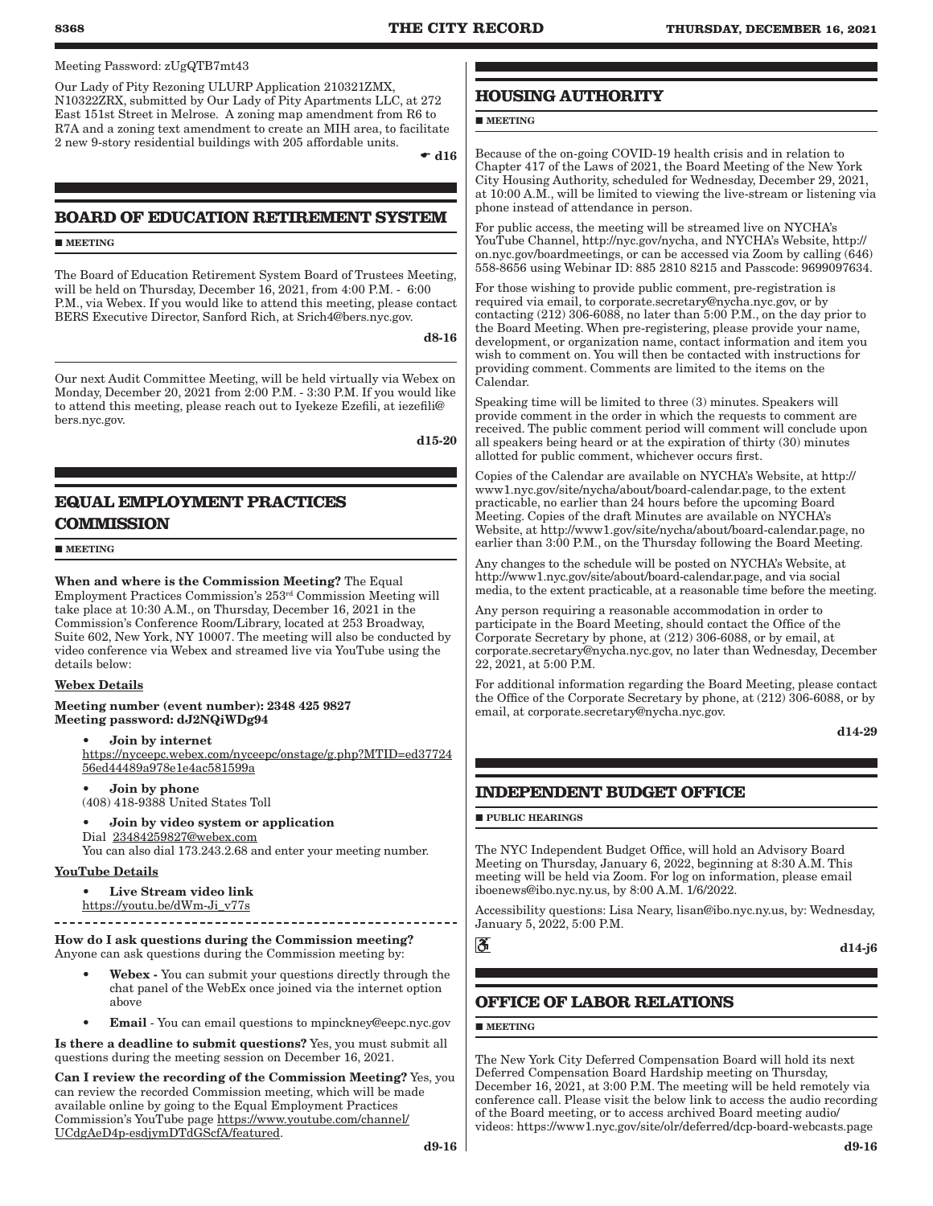Meeting Password: zUgQTB7mt43

Our Lady of Pity Rezoning ULURP Application 210321ZMX, N10322ZRX, submitted by Our Lady of Pity Apartments LLC, at 272 East 151st Street in Melrose. A zoning map amendment from R6 to R7A and a zoning text amendment to create an MIH area, to facilitate 2 new 9-story residential buildings with 205 affordable units.

☛ d16

## BOARD OF EDUCATION RETIREMENT SYSTEM

■ MEETING

The Board of Education Retirement System Board of Trustees Meeting, will be held on Thursday, December 16, 2021, from 4:00 P.M. - 6:00 P.M., via Webex. If you would like to attend this meeting, please contact BERS Executive Director, Sanford Rich, at Srich4@bers.nyc.gov.

d8-16

Our next Audit Committee Meeting, will be held virtually via Webex on Monday, December 20, 2021 from 2:00 P.M. - 3:30 P.M. If you would like to attend this meeting, please reach out to Iyekeze Ezefili, at iezefili@bers.nyc.gov.

d15-20

## EQUAL EMPLOYMENT PRACTICES COMMISSION

■ MEETING

**When and where is the Commission Meeting?** The Equal Employment Practices Commission's 253rd Commission Meeting will take place at 10:30 A.M., on Thursday, December 16, 2021 in the Commission's Conference Room/Library, located at 253 Broadway, Suite 602, New York, NY 10007. The meeting will also be conducted by video conference via Webex and streamed live via YouTube using the details below:

Webex Details

**Meeting number (event number): 2348 425 9827**
**Meeting password: dJ2NQiWDg94**

- **Join by internet**
  https://nyceepc.webex.com/nyceepc/onstage/g.php?MTID=ed3772456ed44489a978e1e4ac581599a
- **Join by phone**
  (408) 418-9388 United States Toll
- **Join by video system or application**
  Dial 23484259827@webex.com
  You can also dial 173.243.2.68 and enter your meeting number.

YouTube Details

- **Live Stream video link**
  https://youtu.be/dWm-Ji_v77s

**How do I ask questions during the Commission meeting?** Anyone can ask questions during the Commission meeting by:

- **Webex -** You can submit your questions directly through the chat panel of the WebEx once joined via the internet option above
- **Email** - You can email questions to mpinckney@eepc.nyc.gov

**Is there a deadline to submit questions?** Yes, you must submit all questions during the meeting session on December 16, 2021.

**Can I review the recording of the Commission Meeting?** Yes, you can review the recorded Commission meeting, which will be made available online by going to the Equal Employment Practices Commission's YouTube page https://www.youtube.com/channel/UCdgAeD4p-esdjymDTdGScfA/featured.

d9-16

## HOUSING AUTHORITY

■ MEETING

Because of the on-going COVID-19 health crisis and in relation to Chapter 417 of the Laws of 2021, the Board Meeting of the New York City Housing Authority, scheduled for Wednesday, December 29, 2021, at 10:00 A.M., will be limited to viewing the live-stream or listening via phone instead of attendance in person.

For public access, the meeting will be streamed live on NYCHA's YouTube Channel, http://nyc.gov/nycha, and NYCHA's Website, http://on.nyc.gov/boardmeetings, or can be accessed via Zoom by calling (646) 558-8656 using Webinar ID: 885 2810 8215 and Passcode: 9699097634.

For those wishing to provide public comment, pre-registration is required via email, to corporate.secretary@nycha.nyc.gov, or by contacting (212) 306-6088, no later than 5:00 P.M., on the day prior to the Board Meeting. When pre-registering, please provide your name, development, or organization name, contact information and item you wish to comment on. You will then be contacted with instructions for providing comment. Comments are limited to the items on the Calendar.

Speaking time will be limited to three (3) minutes. Speakers will provide comment in the order in which the requests to comment are received. The public comment period will comment will conclude upon all speakers being heard or at the expiration of thirty (30) minutes allotted for public comment, whichever occurs first.

Copies of the Calendar are available on NYCHA's Website, at http://www1.nyc.gov/site/nycha/about/board-calendar.page, to the extent practicable, no earlier than 24 hours before the upcoming Board Meeting. Copies of the draft Minutes are available on NYCHA's Website, at http://www1.gov/site/nycha/about/board-calendar.page, no earlier than 3:00 P.M., on the Thursday following the Board Meeting.

Any changes to the schedule will be posted on NYCHA's Website, at http://www1.nyc.gov/site/about/board-calendar.page, and via social media, to the extent practicable, at a reasonable time before the meeting.

Any person requiring a reasonable accommodation in order to participate in the Board Meeting, should contact the Office of the Corporate Secretary by phone, at (212) 306-6088, or by email, at corporate.secretary@nycha.nyc.gov, no later than Wednesday, December 22, 2021, at 5:00 P.M.

For additional information regarding the Board Meeting, please contact the Office of the Corporate Secretary by phone, at (212) 306-6088, or by email, at corporate.secretary@nycha.nyc.gov.

d14-29

## INDEPENDENT BUDGET OFFICE

■ PUBLIC HEARINGS

The NYC Independent Budget Office, will hold an Advisory Board Meeting on Thursday, January 6, 2022, beginning at 8:30 A.M. This meeting will be held via Zoom. For log on information, please email iboenews@ibo.nyc.ny.us, by 8:00 A.M. 1/6/2022.

Accessibility questions: Lisa Neary, lisan@ibo.nyc.ny.us, by: Wednesday, January 5, 2022, 5:00 P.M.

♿ d14-j6

## OFFICE OF LABOR RELATIONS

■ MEETING

The New York City Deferred Compensation Board will hold its next Deferred Compensation Board Hardship meeting on Thursday, December 16, 2021, at 3:00 P.M. The meeting will be held remotely via conference call. Please visit the below link to access the audio recording of the Board meeting, or to access archived Board meeting audio/videos: https://www1.nyc.gov/site/olr/deferred/dcp-board-webcasts.page

d9-16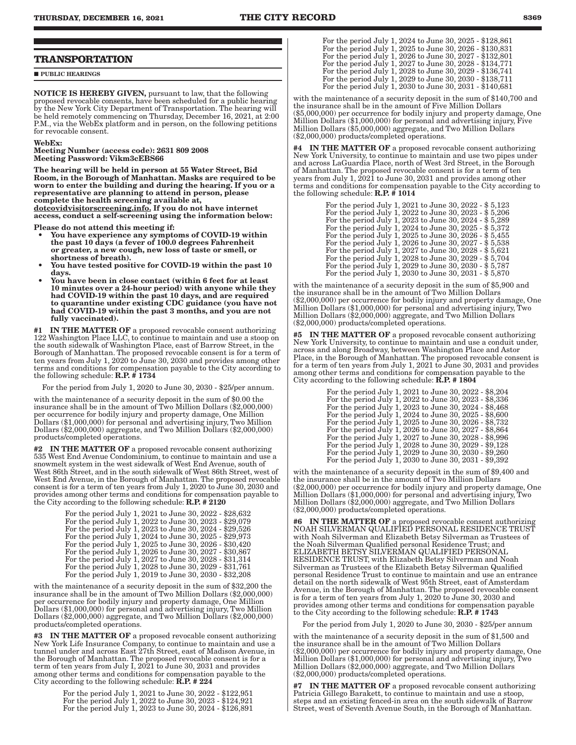## TRANSPORTATION

■ PUBLIC HEARINGS

**NOTICE IS HEREBY GIVEN,** pursuant to law, that the following proposed revocable consents, have been scheduled for a public hearing by the New York City Department of Transportation. The hearing will be held remotely commencing on Thursday, December 16, 2021, at 2:00 P.M., via the WebEx platform and in person, on the following petitions for revocable consent.

**WebEx:**
**Meeting Number (access code): 2631 809 2008**
**Meeting Password: Vikm3cEBS66**

**The hearing will be held in person at 55 Water Street, Bid Room, in the Borough of Manhattan. Masks are required to be worn to enter the building and during the hearing. If you or a representative are planning to attend in person, please complete the health screening available at, dotcovidvisitorscreening.info. If you do not have internet access, conduct a self-screening using the information below:**

**Please do not attend this meeting if:**

- **You have experience any symptoms of COVID-19 within the past 10 days (a fever of 100.0 degrees Fahrenheit or greater, a new cough, new loss of taste or smell, or shortness of breath).**
- **You have tested positive for COVID-19 within the past 10 days.**
- **You have been in close contact (within 6 feet for at least 10 minutes over a 24-hour period) with anyone while they had COVID-19 within the past 10 days, and are required to quarantine under existing CDC guidance (you have not had COVID-19 within the past 3 months, and you are not fully vaccinated).**

**#1 IN THE MATTER OF** a proposed revocable consent authorizing 122 Washington Place LLC, to continue to maintain and use a stoop on the south sidewalk of Washington Place, east of Barrow Street, in the Borough of Manhattan. The proposed revocable consent is for a term of ten years from July 1, 2020 to June 30, 2030 and provides among other terms and conditions for compensation payable to the City according to the following schedule: **R.P. # 1734**

For the period from July 1, 2020 to June 30, 2030 - $25/per annum.

with the maintenance of a security deposit in the sum of $0.00 the insurance shall be in the amount of Two Million Dollars ($2,000,000) per occurrence for bodily injury and property damage, One Million Dollars ($1,000,000) for personal and advertising injury, Two Million Dollars ($2,000,000) aggregate, and Two Million Dollars ($2,000,000) products/completed operations.

**#2 IN THE MATTER OF** a proposed revocable consent authorizing 535 West End Avenue Condominium, to continue to maintain and use a snowmelt system in the west sidewalk of West End Avenue, south of West 86th Street, and in the south sidewalk of West 86th Street, west of West End Avenue, in the Borough of Manhattan. The proposed revocable consent is for a term of ten years from July 1, 2020 to June 30, 2030 and provides among other terms and conditions for compensation payable to the City according to the following schedule: **R.P. # 2120**

For the period July 1, 2021 to June 30, 2022 - $28,632
For the period July 1, 2022 to June 30, 2023 - $29,079
For the period July 1, 2023 to June 30, 2024 - $29,526
For the period July 1, 2024 to June 30, 2025 - $29,973
For the period July 1, 2025 to June 30, 2026 - $30,420
For the period July 1, 2026 to June 30, 2027 - $30,867
For the period July 1, 2027 to June 30, 2028 - $31,314
For the period July 1, 2028 to June 30, 2029 - $31,761
For the period July 1, 2019 to June 30, 2030 - $32,208

with the maintenance of a security deposit in the sum of $32,200 the insurance shall be in the amount of Two Million Dollars ($2,000,000) per occurrence for bodily injury and property damage, One Million Dollars ($1,000,000) for personal and advertising injury, Two Million Dollars ($2,000,000) aggregate, and Two Million Dollars ($2,000,000) products/completed operations.

**#3 IN THE MATTER OF** a proposed revocable consent authorizing New York Life Insurance Company, to continue to maintain and use a tunnel under and across East 27th Street, east of Madison Avenue, in the Borough of Manhattan. The proposed revocable consent is for a term of ten years from July I, 2021 to June 30, 2031 and provides among other terms and conditions for compensation payable to the City according to the following schedule: **R.P. # 224**

For the period July 1, 2021 to June 30, 2022 - $122,951
For the period July 1, 2022 to June 30, 2023 - $124,921
For the period July 1, 2023 to June 30, 2024 - $126,891
For the period July 1, 2024 to June 30, 2025 - $128,861
For the period July 1, 2025 to June 30, 2026 - $130,831
For the period July 1, 2026 to June 30, 2027 - $132,801
For the period July 1, 2027 to June 30, 2028 - $134,771
For the period July 1, 2028 to June 30, 2029 - $136,741
For the period July 1, 2029 to June 30, 2030 - $138,711
For the period July 1, 2030 to June 30, 2031 - $140,681

with the maintenance of a security deposit in the sum of $140,700 and the insurance shall be in the amount of Five Million Dollars ($5,000,000) per occurrence for bodily injury and property damage, One Million Dollars ($1,000,000) for personal and advertising injury, Five Million Dollars ($5,000,000) aggregate, and Two Million Dollars ($2,000,000) products/completed operations.

**#4 IN THE MATTER OF** a proposed revocable consent authorizing New York University, to continue to maintain and use two pipes under and across LaGuardia Place, north of West 3rd Street, in the Borough of Manhattan. The proposed revocable consent is for a term of ten years from July 1, 2021 to June 30, 2031 and provides among other terms and conditions for compensation payable to the City according to the following schedule: **R.P. # 1014**

For the period July 1, 2021 to June 30, 2022 - $ 5,123
For the period July 1, 2022 to June 30, 2023 - $ 5,206
For the period July 1, 2023 to June 30, 2024 - $ 5,289
For the period July 1, 2024 to June 30, 2025 - $ 5,372
For the period July 1, 2025 to June 30, 2026 - $ 5,455
For the period July 1, 2026 to June 30, 2027 - $ 5,538
For the period July 1, 2027 to June 30, 2028 - $ 5,621
For the period July 1, 2028 to June 30, 2029 - $ 5,704
For the period July 1, 2029 to June 30, 2030 - $ 5,787
For the period July 1, 2030 to June 30, 2031 - $ 5,870

with the maintenance of a security deposit in the sum of $5,900 and the insurance shall be in the amount of Two Million Dollars ($2,000,000) per occurrence for bodily injury and property damage, One Million Dollars ($1,000,000) for personal and advertising injury, Two Million Dollars ($2,000,000) aggregate, and Two Million Dollars ($2,000,000) products/completed operations.

**#5 IN THE MATTER OF** a proposed revocable consent authorizing New York University, to continue to maintain and use a conduit under, across and along Broadway, between Washington Place and Astor Place, in the Borough of Manhattan. The proposed revocable consent is for a term of ten years from July 1, 2021 to June 30, 2031 and provides among other terms and conditions for compensation payable to the City according to the following schedule: **R.P. # 1804**

For the period July 1, 2021 to June 30, 2022 - $8,204
For the period July 1, 2022 to June 30, 2023 - $8,336
For the period July 1, 2023 to June 30, 2024 - $8,468
For the period July 1, 2024 to June 30, 2025 - $8,600
For the period July 1, 2025 to June 30, 2026 - $8,732
For the period July 1, 2026 to June 30, 2027 - $8,864
For the period July 1, 2027 to June 30, 2028 - $8,996
For the period July 1, 2028 to June 30, 2029 - $9,128
For the period July 1, 2029 to June 30, 2030 - $9,260
For the period July 1, 2030 to June 30, 2031 - $9,392

with the maintenance of a security deposit in the sum of $9,400 and the insurance shall be in the amount of Two Million Dollars ($2,000,000) per occurrence for bodily injury and property damage, One Million Dollars ($1,000,000) for personal and advertising injury, Two Million Dollars ($2,000,000) aggregate, and Two Million Dollars ($2,000,000) products/completed operations.

**#6 IN THE MATTER OF** a proposed revocable consent authorizing NOAH SILVERMAN QUALIFIED PERSONAL RESIDENCE TRUST with Noah Silverman and Elizabeth Betsy Silverman as Trustees of the Noah Silverman Qualified personal Residence Trust; and ELIZABETH BETSY SILVERMAN QUALIFIED PERSONAL RESIDENCE TRUST, with Elizabeth Betsy Silverman and Noah Silverman as Trustees of the Elizabeth Betsy Silverman Qualified personal Residence Trust to continue to maintain and use an entrance detail on the north sidewalk of West 95th Street, east of Amsterdam Avenue, in the Borough of Manhattan. The proposed revocable consent is for a term of ten years from July 1, 2020 to June 30, 2030 and provides among other terms and conditions for compensation payable to the City according to the following schedule: **R.P. # 1743**

For the period from July 1, 2020 to June 30, 2030 - $25/per annum

with the maintenance of a security deposit in the sum of $1,500 and the insurance shall be in the amount of Two Million Dollars ($2,000,000) per occurrence for bodily injury and property damage, One Million Dollars ($1,000,000) for personal and advertising injury, Two Million Dollars ($2,000,000) aggregate, and Two Million Dollars ($2,000,000) products/completed operations.

**#7 IN THE MATTER OF** a proposed revocable consent authorizing Patricia Gillego Barakett, to continue to maintain and use a stoop, steps and an existing fenced-in area on the south sidewalk of Barrow Street, west of Seventh Avenue South, in the Borough of Manhattan.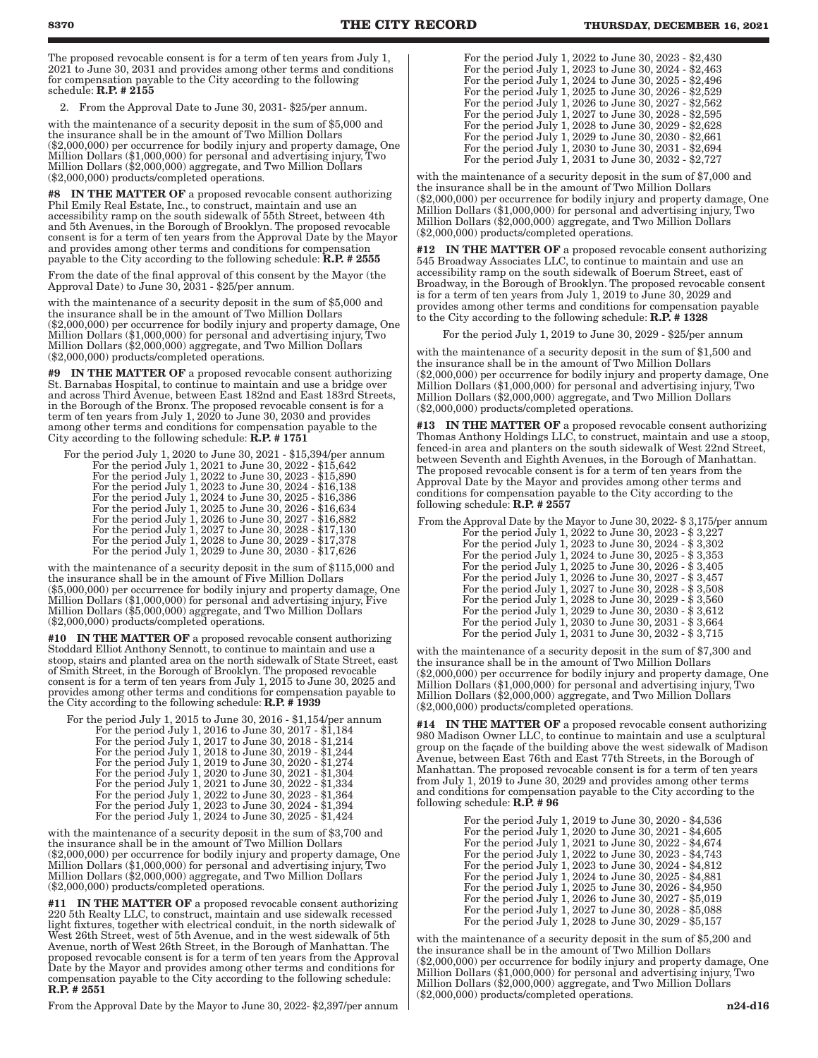The proposed revocable consent is for a term of ten years from July 1, 2021 to June 30, 2031 and provides among other terms and conditions for compensation payable to the City according to the following schedule: **R.P. # 2155**

2. From the Approval Date to June 30, 2031- $25/per annum.

with the maintenance of a security deposit in the sum of $5,000 and the insurance shall be in the amount of Two Million Dollars ($2,000,000) per occurrence for bodily injury and property damage, One Million Dollars ($1,000,000) for personal and advertising injury, Two Million Dollars ($2,000,000) aggregate, and Two Million Dollars ($2,000,000) products/completed operations.

**#8 IN THE MATTER OF** a proposed revocable consent authorizing Phil Emily Real Estate, Inc., to construct, maintain and use an accessibility ramp on the south sidewalk of 55th Street, between 4th and 5th Avenues, in the Borough of Brooklyn. The proposed revocable consent is for a term of ten years from the Approval Date by the Mayor and provides among other terms and conditions for compensation payable to the City according to the following schedule: **R.P. # 2555**

From the date of the final approval of this consent by the Mayor (the Approval Date) to June 30, 2031 - $25/per annum.

with the maintenance of a security deposit in the sum of $5,000 and the insurance shall be in the amount of Two Million Dollars ($2,000,000) per occurrence for bodily injury and property damage, One Million Dollars ($1,000,000) for personal and advertising injury, Two Million Dollars ($2,000,000) aggregate, and Two Million Dollars ($2,000,000) products/completed operations.

**#9 IN THE MATTER OF** a proposed revocable consent authorizing St. Barnabas Hospital, to continue to maintain and use a bridge over and across Third Avenue, between East 182nd and East 183rd Streets, in the Borough of the Bronx. The proposed revocable consent is for a term of ten years from July 1, 2020 to June 30, 2030 and provides among other terms and conditions for compensation payable to the City according to the following schedule: **R.P. # 1751**

For the period July 1, 2020 to June 30, 2021 - $15,394/per annum
For the period July 1, 2021 to June 30, 2022 - $15,642
For the period July 1, 2022 to June 30, 2023 - $15,890
For the period July 1, 2023 to June 30, 2024 - $16,138
For the period July 1, 2024 to June 30, 2025 - $16,386
For the period July 1, 2025 to June 30, 2026 - $16,634
For the period July 1, 2026 to June 30, 2027 - $16,882
For the period July 1, 2027 to June 30, 2028 - $17,130
For the period July 1, 2028 to June 30, 2029 - $17,378
For the period July 1, 2029 to June 30, 2030 - $17,626

with the maintenance of a security deposit in the sum of $115,000 and the insurance shall be in the amount of Five Million Dollars ($5,000,000) per occurrence for bodily injury and property damage, One Million Dollars ($1,000,000) for personal and advertising injury, Five Million Dollars ($5,000,000) aggregate, and Two Million Dollars ($2,000,000) products/completed operations.

**#10 IN THE MATTER OF** a proposed revocable consent authorizing Stoddard Elliot Anthony Sennott, to continue to maintain and use a stoop, stairs and planted area on the north sidewalk of State Street, east of Smith Street, in the Borough of Brooklyn. The proposed revocable consent is for a term of ten years from July 1, 2015 to June 30, 2025 and provides among other terms and conditions for compensation payable to the City according to the following schedule: **R.P. # 1939**

For the period July 1, 2015 to June 30, 2016 - $1,154/per annum
For the period July 1, 2016 to June 30, 2017 - $1,184
For the period July 1, 2017 to June 30, 2018 - $1,214
For the period July 1, 2018 to June 30, 2019 - $1,244
For the period July 1, 2019 to June 30, 2020 - $1,274
For the period July 1, 2020 to June 30, 2021 - $1,304
For the period July 1, 2021 to June 30, 2022 - $1,334
For the period July 1, 2022 to June 30, 2023 - $1,364
For the period July 1, 2023 to June 30, 2024 - $1,394
For the period July 1, 2024 to June 30, 2025 - $1,424

with the maintenance of a security deposit in the sum of $3,700 and the insurance shall be in the amount of Two Million Dollars ($2,000,000) per occurrence for bodily injury and property damage, One Million Dollars ($1,000,000) for personal and advertising injury, Two Million Dollars ($2,000,000) aggregate, and Two Million Dollars ($2,000,000) products/completed operations.

**#11 IN THE MATTER OF** a proposed revocable consent authorizing 220 5th Realty LLC, to construct, maintain and use sidewalk recessed light fixtures, together with electrical conduit, in the north sidewalk of West 26th Street, west of 5th Avenue, and in the west sidewalk of 5th Avenue, north of West 26th Street, in the Borough of Manhattan. The proposed revocable consent is for a term of ten years from the Approval Date by the Mayor and provides among other terms and conditions for compensation payable to the City according to the following schedule: **R.P. # 2551**

From the Approval Date by the Mayor to June 30, 2022- $2,397/per annum
For the period July 1, 2022 to June 30, 2023 - $2,430
For the period July 1, 2023 to June 30, 2024 - $2,463
For the period July 1, 2024 to June 30, 2025 - $2,496
For the period July 1, 2025 to June 30, 2026 - $2,529
For the period July 1, 2026 to June 30, 2027 - $2,562
For the period July 1, 2027 to June 30, 2028 - $2,595
For the period July 1, 2028 to June 30, 2029 - $2,628
For the period July 1, 2029 to June 30, 2030 - $2,661
For the period July 1, 2030 to June 30, 2031 - $2,694
For the period July 1, 2031 to June 30, 2032 - $2,727

with the maintenance of a security deposit in the sum of $7,000 and the insurance shall be in the amount of Two Million Dollars ($2,000,000) per occurrence for bodily injury and property damage, One Million Dollars ($1,000,000) for personal and advertising injury, Two Million Dollars ($2,000,000) aggregate, and Two Million Dollars ($2,000,000) products/completed operations.

**#12 IN THE MATTER OF** a proposed revocable consent authorizing 545 Broadway Associates LLC, to continue to maintain and use an accessibility ramp on the south sidewalk of Boerum Street, east of Broadway, in the Borough of Brooklyn. The proposed revocable consent is for a term of ten years from July 1, 2019 to June 30, 2029 and provides among other terms and conditions for compensation payable to the City according to the following schedule: **R.P. # 1328**

For the period July 1, 2019 to June 30, 2029 - $25/per annum

with the maintenance of a security deposit in the sum of $1,500 and the insurance shall be in the amount of Two Million Dollars ($2,000,000) per occurrence for bodily injury and property damage, One Million Dollars ($1,000,000) for personal and advertising injury, Two Million Dollars ($2,000,000) aggregate, and Two Million Dollars ($2,000,000) products/completed operations.

**#13 IN THE MATTER OF** a proposed revocable consent authorizing Thomas Anthony Holdings LLC, to construct, maintain and use a stoop, fenced-in area and planters on the south sidewalk of West 22nd Street, between Seventh and Eighth Avenues, in the Borough of Manhattan. The proposed revocable consent is for a term of ten years from the Approval Date by the Mayor and provides among other terms and conditions for compensation payable to the City according to the following schedule: **R.P. # 2557**

From the Approval Date by the Mayor to June 30, 2022- $ 3,175/per annum
For the period July 1, 2022 to June 30, 2023 - $ 3,227
For the period July 1, 2023 to June 30, 2024 - $ 3,302
For the period July 1, 2024 to June 30, 2025 - $ 3,353
For the period July 1, 2025 to June 30, 2026 - $ 3,405
For the period July 1, 2026 to June 30, 2027 - $ 3,457
For the period July 1, 2027 to June 30, 2028 - $ 3,508
For the period July 1, 2028 to June 30, 2029 - $ 3,560
For the period July 1, 2029 to June 30, 2030 - $ 3,612
For the period July 1, 2030 to June 30, 2031 - $ 3,664
For the period July 1, 2031 to June 30, 2032 - $ 3,715

with the maintenance of a security deposit in the sum of $7,300 and the insurance shall be in the amount of Two Million Dollars ($2,000,000) per occurrence for bodily injury and property damage, One Million Dollars ($1,000,000) for personal and advertising injury, Two Million Dollars ($2,000,000) aggregate, and Two Million Dollars ($2,000,000) products/completed operations.

**#14 IN THE MATTER OF** a proposed revocable consent authorizing 980 Madison Owner LLC, to continue to maintain and use a sculptural group on the façade of the building above the west sidewalk of Madison Avenue, between East 76th and East 77th Streets, in the Borough of Manhattan. The proposed revocable consent is for a term of ten years from July 1, 2019 to June 30, 2029 and provides among other terms and conditions for compensation payable to the City according to the following schedule: **R.P. # 96**

For the period July 1, 2019 to June 30, 2020 - $4,536
For the period July 1, 2020 to June 30, 2021 - $4,605
For the period July 1, 2021 to June 30, 2022 - $4,674
For the period July 1, 2022 to June 30, 2023 - $4,743
For the period July 1, 2023 to June 30, 2024 - $4,812
For the period July 1, 2024 to June 30, 2025 - $4,881
For the period July 1, 2025 to June 30, 2026 - $4,950
For the period July 1, 2026 to June 30, 2027 - $5,019
For the period July 1, 2027 to June 30, 2028 - $5,088
For the period July 1, 2028 to June 30, 2029 - $5,157

with the maintenance of a security deposit in the sum of $5,200 and the insurance shall be in the amount of Two Million Dollars ($2,000,000) per occurrence for bodily injury and property damage, One Million Dollars ($1,000,000) for personal and advertising injury, Two Million Dollars ($2,000,000) aggregate, and Two Million Dollars ($2,000,000) products/completed operations.

**n24-d16**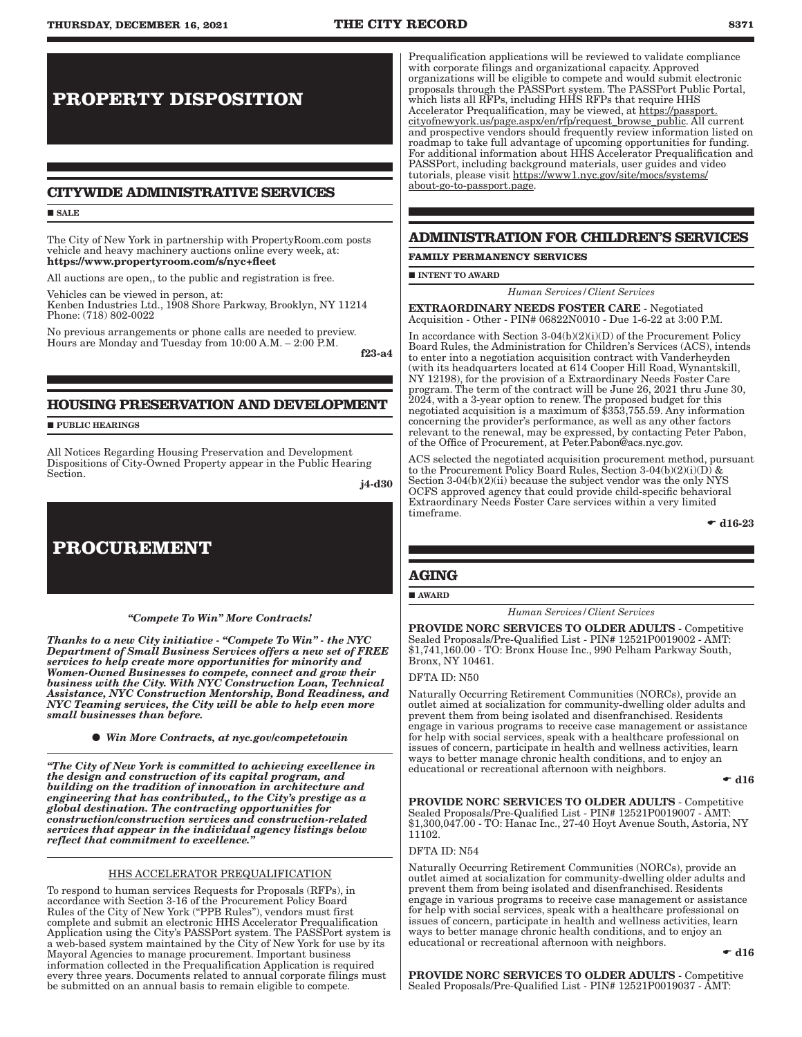# PROPERTY DISPOSITION

## CITYWIDE ADMINISTRATIVE SERVICES

■ SALE

The City of New York in partnership with PropertyRoom.com posts vehicle and heavy machinery auctions online every week, at: **https://www.propertyroom.com/s/nyc+fleet**

All auctions are open,, to the public and registration is free.

Vehicles can be viewed in person, at:
Kenben Industries Ltd., 1908 Shore Parkway, Brooklyn, NY 11214
Phone: (718) 802-0022

No previous arrangements or phone calls are needed to preview. Hours are Monday and Tuesday from 10:00 A.M. – 2:00 P.M.

f23-a4

## HOUSING PRESERVATION AND DEVELOPMENT

■ PUBLIC HEARINGS

All Notices Regarding Housing Preservation and Development Dispositions of City-Owned Property appear in the Public Hearing Section.

j4-d30

# PROCUREMENT

***"Compete To Win" More Contracts!***

***Thanks to a new City initiative - "Compete To Win" - the NYC Department of Small Business Services offers a new set of FREE services to help create more opportunities for minority and Women-Owned Businesses to compete, connect and grow their business with the City. With NYC Construction Loan, Technical Assistance, NYC Construction Mentorship, Bond Readiness, and NYC Teaming services, the City will be able to help even more small businesses than before.***

● ***Win More Contracts, at nyc.gov/competetowin***

***"The City of New York is committed to achieving excellence in the design and construction of its capital program, and building on the tradition of innovation in architecture and engineering that has contributed,, to the City's prestige as a global destination. The contracting opportunities for construction/construction services and construction-related services that appear in the individual agency listings below reflect that commitment to excellence."***

HHS ACCELERATOR PREQUALIFICATION

To respond to human services Requests for Proposals (RFPs), in accordance with Section 3-16 of the Procurement Policy Board Rules of the City of New York ("PPB Rules"), vendors must first complete and submit an electronic HHS Accelerator Prequalification Application using the City's PASSPort system. The PASSPort system is a web-based system maintained by the City of New York for use by its Mayoral Agencies to manage procurement. Important business information collected in the Prequalification Application is required every three years. Documents related to annual corporate filings must be submitted on an annual basis to remain eligible to compete.

Prequalification applications will be reviewed to validate compliance with corporate filings and organizational capacity. Approved organizations will be eligible to compete and would submit electronic proposals through the PASSPort system. The PASSPort Public Portal, which lists all RFPs, including HHS RFPs that require HHS Accelerator Prequalification, may be viewed, at https://passport.cityofnewyork.us/page.aspx/en/rfp/request_browse_public. All current and prospective vendors should frequently review information listed on roadmap to take full advantage of upcoming opportunities for funding. For additional information about HHS Accelerator Prequalification and PASSPort, including background materials, user guides and video tutorials, please visit https://www1.nyc.gov/site/mocs/systems/about-go-to-passport.page.

## ADMINISTRATION FOR CHILDREN'S SERVICES

**FAMILY PERMANENCY SERVICES**

■ INTENT TO AWARD

*Human Services/Client Services*

**EXTRAORDINARY NEEDS FOSTER CARE** - Negotiated Acquisition - Other - PIN# 06822N0010 - Due 1-6-22 at 3:00 P.M.

In accordance with Section 3-04(b)(2)(i)(D) of the Procurement Policy Board Rules, the Administration for Children's Services (ACS), intends to enter into a negotiation acquisition contract with Vanderheyden (with its headquarters located at 614 Cooper Hill Road, Wynantskill, NY 12198), for the provision of a Extraordinary Needs Foster Care program. The term of the contract will be June 26, 2021 thru June 30, 2024, with a 3-year option to renew. The proposed budget for this negotiated acquisition is a maximum of $353,755.59. Any information concerning the provider's performance, as well as any other factors relevant to the renewal, may be expressed, by contacting Peter Pabon, of the Office of Procurement, at Peter.Pabon@acs.nyc.gov.

ACS selected the negotiated acquisition procurement method, pursuant to the Procurement Policy Board Rules, Section 3-04(b)(2)(i)(D) & Section 3-04(b)(2)(ii) because the subject vendor was the only NYS OCFS approved agency that could provide child-specific behavioral Extraordinary Needs Foster Care services within a very limited timeframe.

☛ d16-23

## AGING

■ AWARD

*Human Services/Client Services*

**PROVIDE NORC SERVICES TO OLDER ADULTS** - Competitive Sealed Proposals/Pre-Qualified List - PIN# 12521P0019002 - AMT: $1,741,160.00 - TO: Bronx House Inc., 990 Pelham Parkway South, Bronx, NY 10461.

DFTA ID: N50

Naturally Occurring Retirement Communities (NORCs), provide an outlet aimed at socialization for community-dwelling older adults and prevent them from being isolated and disenfranchised. Residents engage in various programs to receive case management or assistance for help with social services, speak with a healthcare professional on issues of concern, participate in health and wellness activities, learn ways to better manage chronic health conditions, and to enjoy an educational or recreational afternoon with neighbors.

☛ d16

**PROVIDE NORC SERVICES TO OLDER ADULTS** - Competitive Sealed Proposals/Pre-Qualified List - PIN# 12521P0019007 - AMT: $1,300,047.00 - TO: Hanac Inc., 27-40 Hoyt Avenue South, Astoria, NY 11102.

DFTA ID: N54

Naturally Occurring Retirement Communities (NORCs), provide an outlet aimed at socialization for community-dwelling older adults and prevent them from being isolated and disenfranchised. Residents engage in various programs to receive case management or assistance for help with social services, speak with a healthcare professional on issues of concern, participate in health and wellness activities, learn ways to better manage chronic health conditions, and to enjoy an educational or recreational afternoon with neighbors.

☛ d16

**PROVIDE NORC SERVICES TO OLDER ADULTS** - Competitive Sealed Proposals/Pre-Qualified List - PIN# 12521P0019037 - AMT: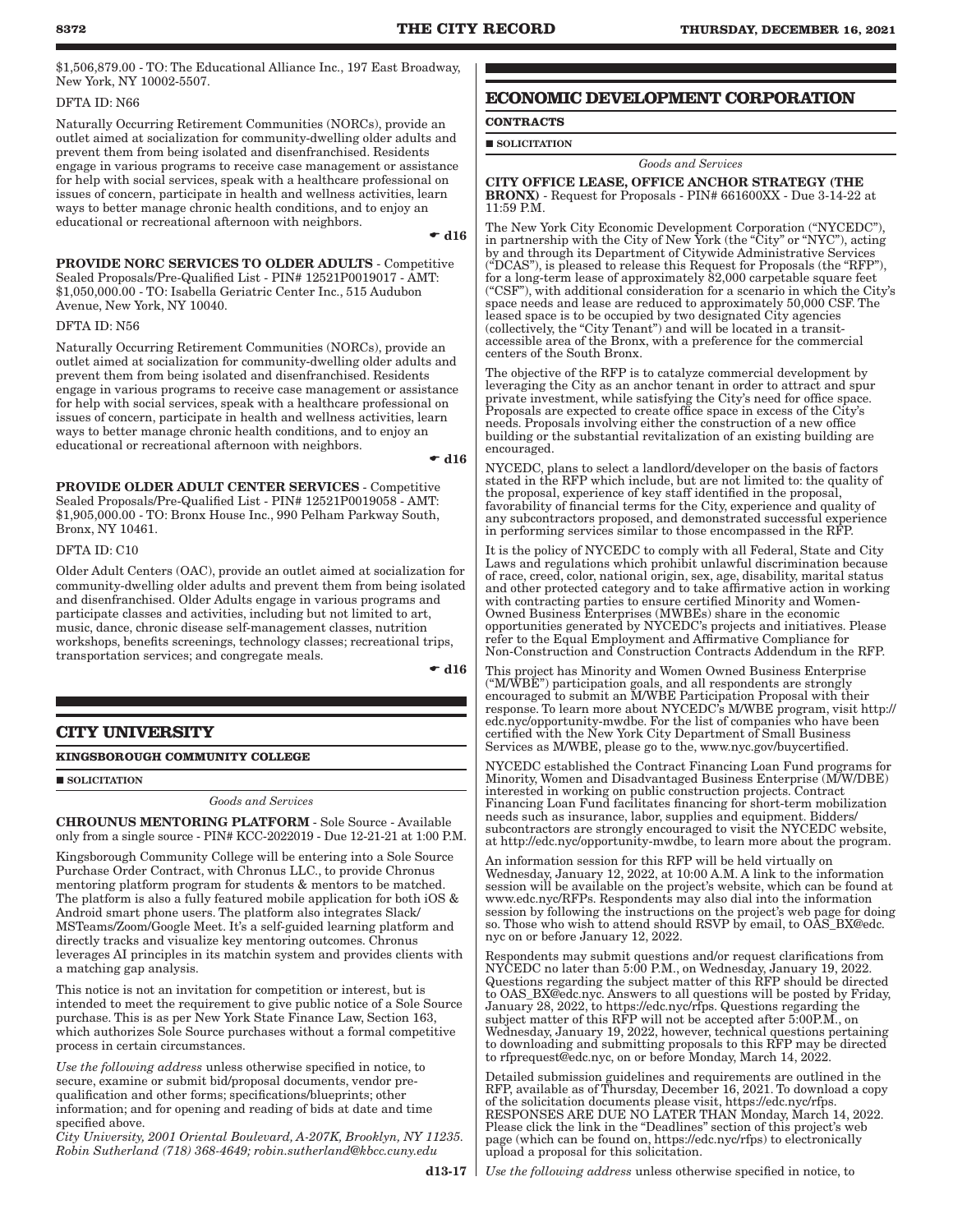$1,506,879.00 - TO: The Educational Alliance Inc., 197 East Broadway, New York, NY 10002-5507.

DFTA ID: N66

Naturally Occurring Retirement Communities (NORCs), provide an outlet aimed at socialization for community-dwelling older adults and prevent them from being isolated and disenfranchised. Residents engage in various programs to receive case management or assistance for help with social services, speak with a healthcare professional on issues of concern, participate in health and wellness activities, learn ways to better manage chronic health conditions, and to enjoy an educational or recreational afternoon with neighbors.

☛ d16

**PROVIDE NORC SERVICES TO OLDER ADULTS** - Competitive Sealed Proposals/Pre-Qualified List - PIN# 12521P0019017 - AMT: $1,050,000.00 - TO: Isabella Geriatric Center Inc., 515 Audubon Avenue, New York, NY 10040.

DFTA ID: N56

Naturally Occurring Retirement Communities (NORCs), provide an outlet aimed at socialization for community-dwelling older adults and prevent them from being isolated and disenfranchised. Residents engage in various programs to receive case management or assistance for help with social services, speak with a healthcare professional on issues of concern, participate in health and wellness activities, learn ways to better manage chronic health conditions, and to enjoy an educational or recreational afternoon with neighbors.

☛ d16

**PROVIDE OLDER ADULT CENTER SERVICES** - Competitive Sealed Proposals/Pre-Qualified List - PIN# 12521P0019058 - AMT: $1,905,000.00 - TO: Bronx House Inc., 990 Pelham Parkway South, Bronx, NY 10461.

DFTA ID: C10

Older Adult Centers (OAC), provide an outlet aimed at socialization for community-dwelling older adults and prevent them from being isolated and disenfranchised. Older Adults engage in various programs and participate classes and activities, including but not limited to art, music, dance, chronic disease self-management classes, nutrition workshops, benefits screenings, technology classes; recreational trips, transportation services; and congregate meals.

☛ d16

## CITY UNIVERSITY

### KINGSBOROUGH COMMUNITY COLLEGE

■ **SOLICITATION**

*Goods and Services*

**CHROUNUS MENTORING PLATFORM** - Sole Source - Available only from a single source - PIN# KCC-2022019 - Due 12-21-21 at 1:00 P.M.

Kingsborough Community College will be entering into a Sole Source Purchase Order Contract, with Chronus LLC., to provide Chronus mentoring platform program for students & mentors to be matched. The platform is also a fully featured mobile application for both iOS & Android smart phone users. The platform also integrates Slack/MSTeams/Zoom/Google Meet. It's a self-guided learning platform and directly tracks and visualize key mentoring outcomes. Chronus leverages AI principles in its matchin system and provides clients with a matching gap analysis.

This notice is not an invitation for competition or interest, but is intended to meet the requirement to give public notice of a Sole Source purchase. This is as per New York State Finance Law, Section 163, which authorizes Sole Source purchases without a formal competitive process in certain circumstances.

*Use the following address* unless otherwise specified in notice, to secure, examine or submit bid/proposal documents, vendor pre-qualification and other forms; specifications/blueprints; other information; and for opening and reading of bids at date and time specified above.

*City University, 2001 Oriental Boulevard, A-207K, Brooklyn, NY 11235. Robin Sutherland (718) 368-4649; robin.sutherland@kbcc.cuny.edu*

d13-17

## ECONOMIC DEVELOPMENT CORPORATION

### CONTRACTS

■ **SOLICITATION**

*Goods and Services*

**CITY OFFICE LEASE, OFFICE ANCHOR STRATEGY (THE BRONX)** - Request for Proposals - PIN# 661600XX - Due 3-14-22 at 11:59 P.M.

The New York City Economic Development Corporation ("NYCEDC"), in partnership with the City of New York (the "City" or "NYC"), acting by and through its Department of Citywide Administrative Services ("DCAS"), is pleased to release this Request for Proposals (the "RFP"), for a long-term lease of approximately 82,000 carpetable square feet ("CSF"), with additional consideration for a scenario in which the City's space needs and lease are reduced to approximately 50,000 CSF. The leased space is to be occupied by two designated City agencies (collectively, the "City Tenant") and will be located in a transit-accessible area of the Bronx, with a preference for the commercial centers of the South Bronx.

The objective of the RFP is to catalyze commercial development by leveraging the City as an anchor tenant in order to attract and spur private investment, while satisfying the City's need for office space. Proposals are expected to create office space in excess of the City's needs. Proposals involving either the construction of a new office building or the substantial revitalization of an existing building are encouraged.

NYCEDC, plans to select a landlord/developer on the basis of factors stated in the RFP which include, but are not limited to: the quality of the proposal, experience of key staff identified in the proposal, favorability of financial terms for the City, experience and quality of any subcontractors proposed, and demonstrated successful experience in performing services similar to those encompassed in the RFP.

It is the policy of NYCEDC to comply with all Federal, State and City Laws and regulations which prohibit unlawful discrimination because of race, creed, color, national origin, sex, age, disability, marital status and other protected category and to take affirmative action in working with contracting parties to ensure certified Minority and Women-Owned Business Enterprises (MWBEs) share in the economic opportunities generated by NYCEDC's projects and initiatives. Please refer to the Equal Employment and Affirmative Compliance for Non-Construction and Construction Contracts Addendum in the RFP.

This project has Minority and Women Owned Business Enterprise ("M/WBE") participation goals, and all respondents are strongly encouraged to submit an M/WBE Participation Proposal with their response. To learn more about NYCEDC's M/WBE program, visit http://edc.nyc/opportunity-mwdbe. For the list of companies who have been certified with the New York City Department of Small Business Services as M/WBE, please go to the, www.nyc.gov/buycertified.

NYCEDC established the Contract Financing Loan Fund programs for Minority, Women and Disadvantaged Business Enterprise (M/W/DBE) interested in working on public construction projects. Contract Financing Loan Fund facilitates financing for short-term mobilization needs such as insurance, labor, supplies and equipment. Bidders/subcontractors are strongly encouraged to visit the NYCEDC website, at http://edc.nyc/opportunity-mwdbe, to learn more about the program.

An information session for this RFP will be held virtually on Wednesday, January 12, 2022, at 10:00 A.M. A link to the information session will be available on the project's website, which can be found at www.edc.nyc/RFPs. Respondents may also dial into the information session by following the instructions on the project's web page for doing so. Those who wish to attend should RSVP by email, to OAS_BX@edc.nyc on or before January 12, 2022.

Respondents may submit questions and/or request clarifications from NYCEDC no later than 5:00 P.M., on Wednesday, January 19, 2022. Questions regarding the subject matter of this RFP should be directed to OAS_BX@edc.nyc. Answers to all questions will be posted by Friday, January 28, 2022, to https://edc.nyc/rfps. Questions regarding the subject matter of this RFP will not be accepted after 5:00P.M., on Wednesday, January 19, 2022, however, technical questions pertaining to downloading and submitting proposals to this RFP may be directed to rfprequest@edc.nyc, on or before Monday, March 14, 2022.

Detailed submission guidelines and requirements are outlined in the RFP, available as of Thursday, December 16, 2021. To download a copy of the solicitation documents please visit, https://edc.nyc/rfps. RESPONSES ARE DUE NO LATER THAN Monday, March 14, 2022. Please click the link in the "Deadlines" section of this project's web page (which can be found on, https://edc.nyc/rfps) to electronically upload a proposal for this solicitation.

*Use the following address* unless otherwise specified in notice, to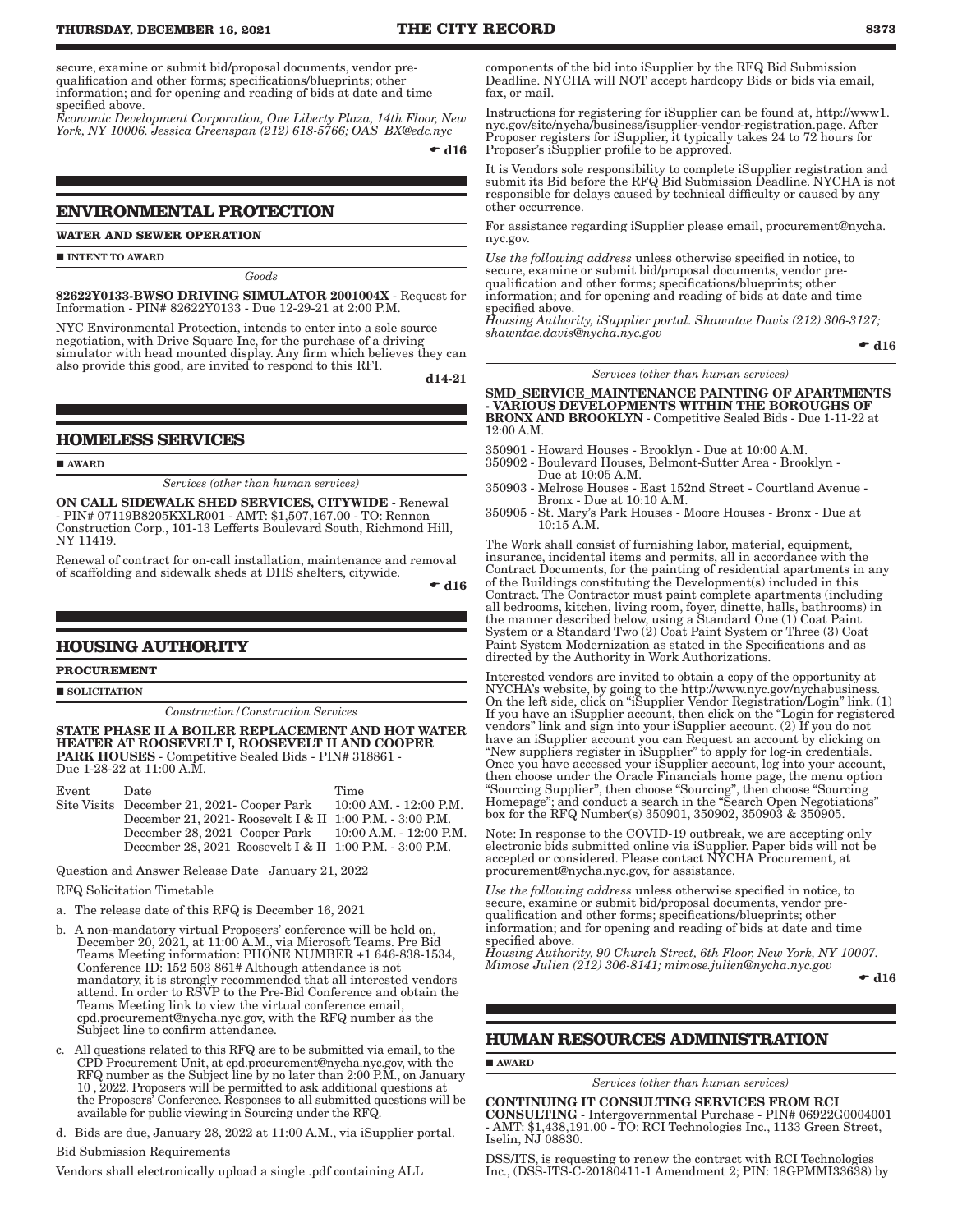secure, examine or submit bid/proposal documents, vendor pre-qualification and other forms; specifications/blueprints; other information; and for opening and reading of bids at date and time specified above.

*Economic Development Corporation, One Liberty Plaza, 14th Floor, New York, NY 10006. Jessica Greenspan (212) 618-5766; OAS_BX@edc.nyc*

☛ **d16**

## ENVIRONMENTAL PROTECTION

### WATER AND SEWER OPERATION

■ **INTENT TO AWARD**

*Goods*

**82622Y0133-BWSO DRIVING SIMULATOR 2001004X** - Request for Information - PIN# 82622Y0133 - Due 12-29-21 at 2:00 P.M.

NYC Environmental Protection, intends to enter into a sole source negotiation, with Drive Square Inc, for the purchase of a driving simulator with head mounted display. Any firm which believes they can also provide this good, are invited to respond to this RFI.

**d14-21**

## HOMELESS SERVICES

■ **AWARD**

*Services (other than human services)*

**ON CALL SIDEWALK SHED SERVICES, CITYWIDE** - Renewal - PIN# 07119B8205KXLR001 - AMT: $1,507,167.00 - TO: Rennon Construction Corp., 101-13 Lefferts Boulevard South, Richmond Hill, NY 11419.

Renewal of contract for on-call installation, maintenance and removal of scaffolding and sidewalk sheds at DHS shelters, citywide.

☛ **d16**

## HOUSING AUTHORITY

### PROCUREMENT

■ **SOLICITATION**

*Construction/Construction Services*

**STATE PHASE II A BOILER REPLACEMENT AND HOT WATER HEATER AT ROOSEVELT I, ROOSEVELT II AND COOPER PARK HOUSES** - Competitive Sealed Bids - PIN# 318861 - Due 1-28-22 at 11:00 A.M.

| Event | Date | Time |
|---|---|---|
| Site Visits | December 21, 2021- Cooper Park | 10:00 AM. - 12:00 P.M. |
| | December 21, 2021- Roosevelt I & II | 1:00 P.M. - 3:00 P.M. |
| | December 28, 2021 Cooper Park | 10:00 A.M. - 12:00 P.M. |
| | December 28, 2021 Roosevelt I & II | 1:00 P.M. - 3:00 P.M. |

Question and Answer Release Date January 21, 2022

RFQ Solicitation Timetable

a. The release date of this RFQ is December 16, 2021

b. A non-mandatory virtual Proposers' conference will be held on, December 20, 2021, at 11:00 A.M., via Microsoft Teams. Pre Bid Teams Meeting information: PHONE NUMBER +1 646-838-1534, Conference ID: 152 503 861# Although attendance is not mandatory, it is strongly recommended that all interested vendors attend. In order to RSVP to the Pre-Bid Conference and obtain the Teams Meeting link to view the virtual conference email, cpd.procurement@nycha.nyc.gov, with the RFQ number as the Subject line to confirm attendance.

c. All questions related to this RFQ are to be submitted via email, to the CPD Procurement Unit, at cpd.procurement@nycha.nyc.gov, with the RFQ number as the Subject line by no later than 2:00 P.M., on January 10 , 2022. Proposers will be permitted to ask additional questions at the Proposers' Conference. Responses to all submitted questions will be available for public viewing in Sourcing under the RFQ.

d. Bids are due, January 28, 2022 at 11:00 A.M., via iSupplier portal.

Bid Submission Requirements

Vendors shall electronically upload a single .pdf containing ALL components of the bid into iSupplier by the RFQ Bid Submission Deadline. NYCHA will NOT accept hardcopy Bids or bids via email, fax, or mail.

Instructions for registering for iSupplier can be found at, http://www1.nyc.gov/site/nycha/business/isupplier-vendor-registration.page. After Proposer registers for iSupplier, it typically takes 24 to 72 hours for Proposer's iSupplier profile to be approved.

It is Vendors sole responsibility to complete iSupplier registration and submit its Bid before the RFQ Bid Submission Deadline. NYCHA is not responsible for delays caused by technical difficulty or caused by any other occurrence.

For assistance regarding iSupplier please email, procurement@nycha.nyc.gov.

*Use the following address* unless otherwise specified in notice, to secure, examine or submit bid/proposal documents, vendor pre-qualification and other forms; specifications/blueprints; other information; and for opening and reading of bids at date and time specified above.

*Housing Authority, iSupplier portal. Shawntae Davis (212) 306-3127; shawntae.davis@nycha.nyc.gov*

☛ **d16**

*Services (other than human services)*

**SMD_SERVICE_MAINTENANCE PAINTING OF APARTMENTS - VARIOUS DEVELOPMENTS WITHIN THE BOROUGHS OF BRONX AND BROOKLYN** - Competitive Sealed Bids - Due 1-11-22 at 12:00 A.M.

350901 - Howard Houses - Brooklyn - Due at 10:00 A.M.
350902 - Boulevard Houses, Belmont-Sutter Area - Brooklyn - Due at 10:05 A.M.
350903 - Melrose Houses - East 152nd Street - Courtland Avenue - Bronx - Due at 10:10 A.M.
350905 - St. Mary's Park Houses - Moore Houses - Bronx - Due at 10:15 A.M.

The Work shall consist of furnishing labor, material, equipment, insurance, incidental items and permits, all in accordance with the Contract Documents, for the painting of residential apartments in any of the Buildings constituting the Development(s) included in this Contract. The Contractor must paint complete apartments (including all bedrooms, kitchen, living room, foyer, dinette, halls, bathrooms) in the manner described below, using a Standard One (1) Coat Paint System or a Standard Two (2) Coat Paint System or Three (3) Coat Paint System Modernization as stated in the Specifications and as directed by the Authority in Work Authorizations.

Interested vendors are invited to obtain a copy of the opportunity at NYCHA's website, by going to the http://www.nyc.gov/nychabusiness. On the left side, click on "iSupplier Vendor Registration/Login" link. (1) If you have an iSupplier account, then click on the "Login for registered vendors" link and sign into your iSupplier account. (2) If you do not have an iSupplier account you can Request an account by clicking on "New suppliers register in iSupplier" to apply for log-in credentials. Once you have accessed your iSupplier account, log into your account, then choose under the Oracle Financials home page, the menu option "Sourcing Supplier", then choose "Sourcing", then choose "Sourcing Homepage"; and conduct a search in the "Search Open Negotiations" box for the RFQ Number(s) 350901, 350902, 350903 & 350905.

Note: In response to the COVID-19 outbreak, we are accepting only electronic bids submitted online via iSupplier. Paper bids will not be accepted or considered. Please contact NYCHA Procurement, at procurement@nycha.nyc.gov, for assistance.

*Use the following address* unless otherwise specified in notice, to secure, examine or submit bid/proposal documents, vendor pre-qualification and other forms; specifications/blueprints; other information; and for opening and reading of bids at date and time specified above.

*Housing Authority, 90 Church Street, 6th Floor, New York, NY 10007. Mimose Julien (212) 306-8141; mimose.julien@nycha.nyc.gov*

☛ **d16**

## HUMAN RESOURCES ADMINISTRATION

■ **AWARD**

*Services (other than human services)*

**CONTINUING IT CONSULTING SERVICES FROM RCI CONSULTING** - Intergovernmental Purchase - PIN# 06922G0004001 - AMT: $1,438,191.00 - TO: RCI Technologies Inc., 1133 Green Street, Iselin, NJ 08830.

DSS/ITS, is requesting to renew the contract with RCI Technologies Inc., (DSS-ITS-C-20180411-1 Amendment 2; PIN: 18GPMMI33638) by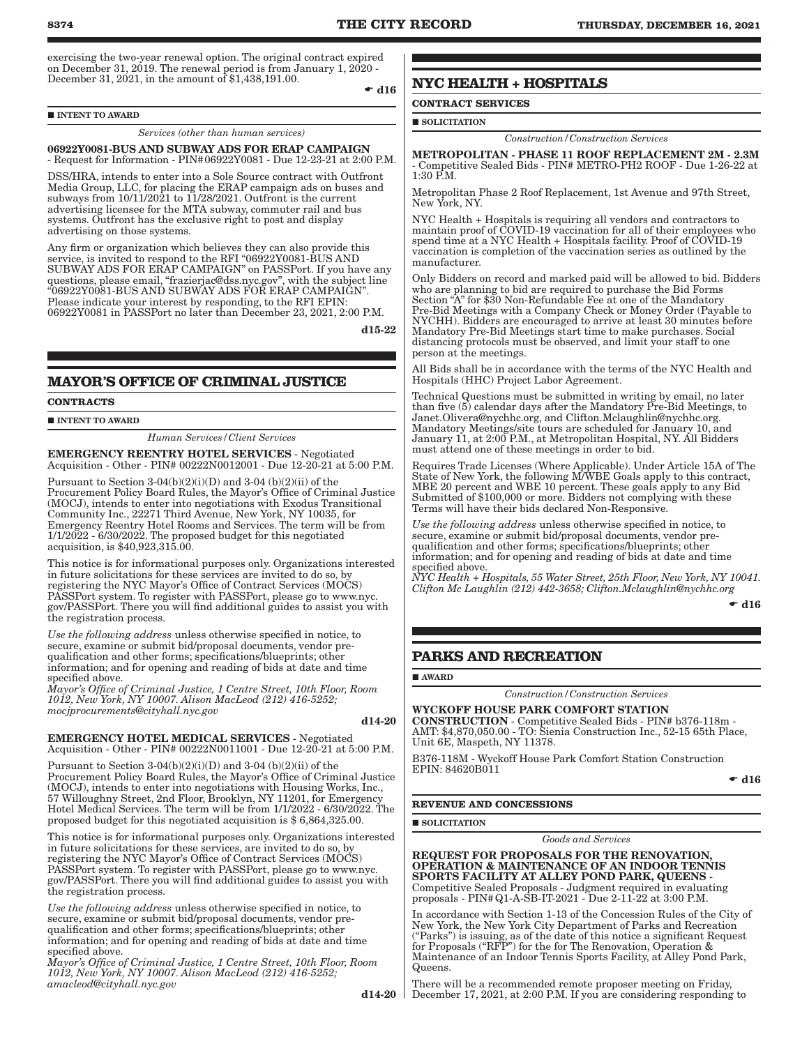exercising the two-year renewal option. The original contract expired on December 31, 2019. The renewal period is from January 1, 2020 - December 31, 2021, in the amount of $1,438,191.00.

☛ d16

■ INTENT TO AWARD

*Services (other than human services)*

**06922Y0081-BUS AND SUBWAY ADS FOR ERAP CAMPAIGN** - Request for Information - PIN# 06922Y0081 - Due 12-23-21 at 2:00 P.M.

DSS/HRA, intends to enter into a Sole Source contract with Outfront Media Group, LLC, for placing the ERAP campaign ads on buses and subways from 10/11/2021 to 11/28/2021. Outfront is the current advertising licensee for the MTA subway, commuter rail and bus systems. Outfront has the exclusive right to post and display advertising on those systems.

Any firm or organization which believes they can also provide this service, is invited to respond to the RFI "06922Y0081-BUS AND SUBWAY ADS FOR ERAP CAMPAIGN" on PASSPort. If you have any questions, please email, "frazierjac@dss.nyc.gov", with the subject line "06922Y0081-BUS AND SUBWAY ADS FOR ERAP CAMPAIGN". Please indicate your interest by responding, to the RFI EPIN: 06922Y0081 in PASSPort no later than December 23, 2021, 2:00 P.M.

d15-22

## MAYOR'S OFFICE OF CRIMINAL JUSTICE

### CONTRACTS

■ INTENT TO AWARD

*Human Services/Client Services*

**EMERGENCY REENTRY HOTEL SERVICES** - Negotiated Acquisition - Other - PIN# 00222N0012001 - Due 12-20-21 at 5:00 P.M.

Pursuant to Section 3-04(b)(2)(i)(D) and 3-04 (b)(2)(ii) of the Procurement Policy Board Rules, the Mayor's Office of Criminal Justice (MOCJ), intends to enter into negotiations with Exodus Transitional Community Inc., 22271 Third Avenue, New York, NY 10035, for Emergency Reentry Hotel Rooms and Services. The term will be from 1/1/2022 - 6/30/2022. The proposed budget for this negotiated acquisition, is $40,923,315.00.

This notice is for informational purposes only. Organizations interested in future solicitations for these services, are invited to do so, by registering the NYC Mayor's Office of Contract Services (MOCS) PASSPort system. To register with PASSPort, please go to www.nyc.gov/PASSPort. There you will find additional guides to assist you with the registration process.

*Use the following address* unless otherwise specified in notice, to secure, examine or submit bid/proposal documents, vendor pre-qualification and other forms; specifications/blueprints; other information; and for opening and reading of bids at date and time specified above.
*Mayor's Office of Criminal Justice, 1 Centre Street, 10th Floor, Room 1012, New York, NY 10007. Alison MacLeod (212) 416-5252; mocjprocurements@cityhall.nyc.gov*

d14-20

**EMERGENCY HOTEL MEDICAL SERVICES** - Negotiated Acquisition - Other - PIN# 00222N0011001 - Due 12-20-21 at 5:00 P.M.

Pursuant to Section 3-04(b)(2)(i)(D) and 3-04 (b)(2)(ii) of the Procurement Policy Board Rules, the Mayor's Office of Criminal Justice (MOCJ), intends to enter into negotiations with Housing Works, Inc., 57 Willoughny Street, 2nd Floor, Brooklyn, NY 11201, for Emergency Hotel Medical Services. The term will be from 1/1/2022 - 6/30/2022. The proposed budget for this negotiated acquisition is $ 6,864,325.00.

This notice is for informational purposes only. Organizations interested in future solicitations for these services, are invited to do so, by registering the NYC Mayor's Office of Contract Services (MOCS) PASSPort system. To register with PASSPort, please go to www.nyc.gov/PASSPort. There you will find additional guides to assist you with the registration process.

*Use the following address* unless otherwise specified in notice, to secure, examine or submit bid/proposal documents, vendor pre-qualification and other forms; specifications/blueprints; other information; and for opening and reading of bids at date and time specified above.
*Mayor's Office of Criminal Justice, 1 Centre Street, 10th Floor, Room 1012, New York, NY 10007. Alison MacLeod (212) 416-5252; amacleod@cityhall.nyc.gov*

d14-20

## NYC HEALTH + HOSPITALS

### CONTRACT SERVICES

■ SOLICITATION

*Construction/Construction Services*

**METROPOLITAN - PHASE 11 ROOF REPLACEMENT 2M - 2.3M** - Competitive Sealed Bids - PIN# METRO-PH2 ROOF - Due 1-26-22 at 1:30 P.M.

Metropolitan Phase 2 Roof Replacement, 1st Avenue and 97th Street, New York, NY.

NYC Health + Hospitals is requiring all vendors and contractors to maintain proof of COVID-19 vaccination for all of their employees who spend time at a NYC Health + Hospitals facility. Proof of COVID-19 vaccination is completion of the vaccination series as outlined by the manufacturer.

Only Bidders on record and marked paid will be allowed to bid. Bidders who are planning to bid are required to purchase the Bid Forms Section "A" for $30 Non-Refundable Fee at one of the Mandatory Pre-Bid Meetings with a Company Check or Money Order (Payable to NYCHH). Bidders are encouraged to arrive at least 30 minutes before Mandatory Pre-Bid Meetings start time to make purchases. Social distancing protocols must be observed, and limit your staff to one person at the meetings.

All Bids shall be in accordance with the terms of the NYC Health and Hospitals (HHC) Project Labor Agreement.

Technical Questions must be submitted in writing by email, no later than five (5) calendar days after the Mandatory Pre-Bid Meetings, to Janet.Olivera@nychhc.org, and Clifton.Mclaughlin@nychhc.org. Mandatory Meetings/site tours are scheduled for January 10, and January 11, at 2:00 P.M., at Metropolitan Hospital, NY. All Bidders must attend one of these meetings in order to bid.

Requires Trade Licenses (Where Applicable). Under Article 15A of The State of New York, the following M/WBE Goals apply to this contract, MBE 20 percent and WBE 10 percent. These goals apply to any Bid Submitted of $100,000 or more. Bidders not complying with these Terms will have their bids declared Non-Responsive.

*Use the following address* unless otherwise specified in notice, to secure, examine or submit bid/proposal documents, vendor pre-qualification and other forms; specifications/blueprints; other information; and for opening and reading of bids at date and time specified above.
*NYC Health + Hospitals, 55 Water Street, 25th Floor, New York, NY 10041. Clifton Mc Laughlin (212) 442-3658; Clifton.Mclaughlin@nychhc.org*

☛ d16

## PARKS AND RECREATION

■ AWARD

*Construction/Construction Services*

**WYCKOFF HOUSE PARK COMFORT STATION CONSTRUCTION** - Competitive Sealed Bids - PIN# b376-118m - AMT: $4,870,050.00 - TO: Sienia Construction Inc., 52-15 65th Place, Unit 6E, Maspeth, NY 11378.

B376-118M - Wyckoff House Park Comfort Station Construction
EPIN: 84620B011

☛ d16

### REVENUE AND CONCESSIONS

■ SOLICITATION

*Goods and Services*

**REQUEST FOR PROPOSALS FOR THE RENOVATION, OPERATION & MAINTENANCE OF AN INDOOR TENNIS SPORTS FACILITY AT ALLEY POND PARK, QUEENS** - Competitive Sealed Proposals - Judgment required in evaluating proposals - PIN# Q1-A-SB-IT-2021 - Due 2-11-22 at 3:00 P.M.

In accordance with Section 1-13 of the Concession Rules of the City of New York, the New York City Department of Parks and Recreation ("Parks") is issuing, as of the date of this notice a significant Request for Proposals ("RFP") for the for The Renovation, Operation & Maintenance of an Indoor Tennis Sports Facility, at Alley Pond Park, Queens.

There will be a recommended remote proposer meeting on Friday, December 17, 2021, at 2:00 P.M. If you are considering responding to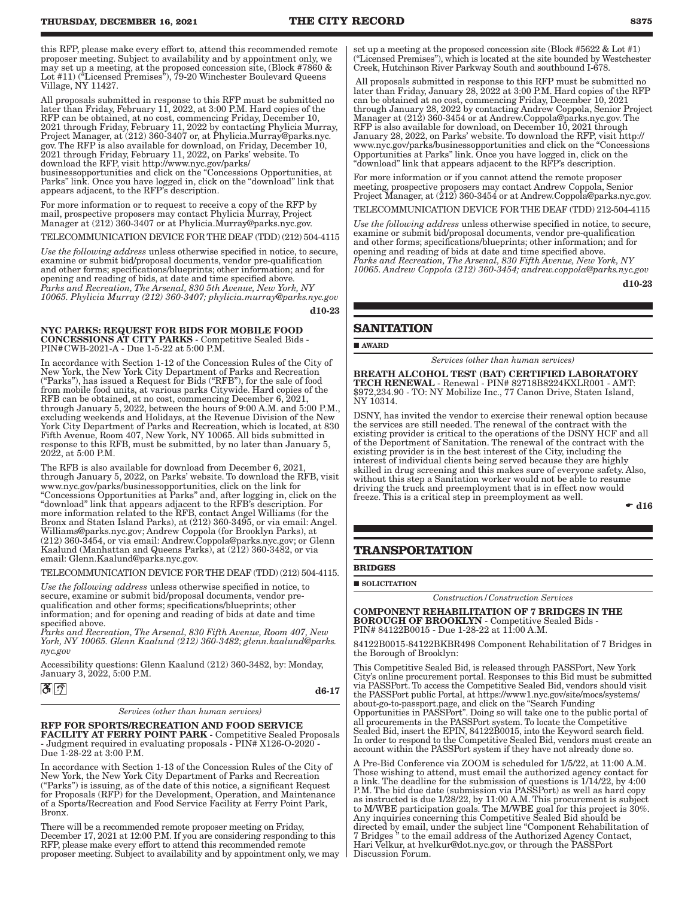this RFP, please make every effort to, attend this recommended remote proposer meeting. Subject to availability and by appointment only, we may set up a meeting, at the proposed concession site, (Block #7860 & Lot #11) ("Licensed Premises"), 79-20 Winchester Boulevard Queens Village, NY 11427.

All proposals submitted in response to this RFP must be submitted no later than Friday, February 11, 2022, at 3:00 P.M. Hard copies of the RFP can be obtained, at no cost, commencing Friday, December 10, 2021 through Friday, February 11, 2022 by contacting Phylicia Murray, Project Manager, at (212) 360-3407 or, at Phylicia.Murray@parks.nyc.gov. The RFP is also available for download, on Friday, December 10, 2021 through Friday, February 11, 2022, on Parks' website. To download the RFP, visit http://www.nyc.gov/parks/businessopportunities and click on the "Concessions Opportunities, at Parks" link. Once you have logged in, click on the "download" link that appears adjacent, to the RFP's description.

For more information or to request to receive a copy of the RFP by mail, prospective proposers may contact Phylicia Murray, Project Manager at (212) 360-3407 or at Phylicia.Murray@parks.nyc.gov.

TELECOMMUNICATION DEVICE FOR THE DEAF (TDD) (212) 504-4115

*Use the following address* unless otherwise specified in notice, to secure, examine or submit bid/proposal documents, vendor pre-qualification and other forms; specifications/blueprints; other information; and for opening and reading of bids, at date and time specified above.
*Parks and Recreation, The Arsenal, 830 5th Avenue, New York, NY 10065. Phylicia Murray (212) 360-3407; phylicia.murray@parks.nyc.gov*

d10-23

**NYC PARKS: REQUEST FOR BIDS FOR MOBILE FOOD CONCESSIONS AT CITY PARKS** - Competitive Sealed Bids - PIN#CWB-2021-A - Due 1-5-22 at 5:00 P.M.

In accordance with Section 1-12 of the Concession Rules of the City of New York, the New York City Department of Parks and Recreation ("Parks"), has issued a Request for Bids ("RFB"), for the sale of food from mobile food units, at various parks Citywide. Hard copies of the RFB can be obtained, at no cost, commencing December 6, 2021, through January 5, 2022, between the hours of 9:00 A.M. and 5:00 P.M., excluding weekends and Holidays, at the Revenue Division of the New York City Department of Parks and Recreation, which is located, at 830 Fifth Avenue, Room 407, New York, NY 10065. All bids submitted in response to this RFB, must be submitted, by no later than January 5, 2022, at 5:00 P.M.

The RFB is also available for download from December 6, 2021, through January 5, 2022, on Parks' website. To download the RFB, visit www.nyc.gov/parks/businessopportunities, click on the link for "Concessions Opportunities at Parks" and, after logging in, click on the "download" link that appears adjacent to the RFB's description. For more information related to the RFB, contact Angel Williams (for the Bronx and Staten Island Parks), at (212) 360-3495, or via email: Angel.Williams@parks.nyc.gov; Andrew Coppola (for Brooklyn Parks), at (212) 360-3454, or via email: Andrew.Coppola@parks.nyc.gov; or Glenn Kaalund (Manhattan and Queens Parks), at (212) 360-3482, or via email: Glenn.Kaalund@parks.nyc.gov.

TELECOMMUNICATION DEVICE FOR THE DEAF (TDD) (212) 504-4115.

*Use the following address* unless otherwise specified in notice, to secure, examine or submit bid/proposal documents, vendor pre-qualification and other forms; specifications/blueprints; other information; and for opening and reading of bids at date and time specified above.
*Parks and Recreation, The Arsenal, 830 Fifth Avenue, Room 407, New York, NY 10065. Glenn Kaalund (212) 360-3482; glenn.kaalund@parks.nyc.gov*

Accessibility questions: Glenn Kaalund (212) 360-3482, by: Monday, January 3, 2022, 5:00 P.M.

d6-17

*Services (other than human services)*

**RFP FOR SPORTS/RECREATION AND FOOD SERVICE FACILITY AT FERRY POINT PARK** - Competitive Sealed Proposals - Judgment required in evaluating proposals - PIN# X126-O-2020 - Due 1-28-22 at 3:00 P.M.

In accordance with Section 1-13 of the Concession Rules of the City of New York, the New York City Department of Parks and Recreation ("Parks") is issuing, as of the date of this notice, a significant Request for Proposals (RFP) for the Development, Operation, and Maintenance of a Sports/Recreation and Food Service Facility at Ferry Point Park, Bronx.

There will be a recommended remote proposer meeting on Friday, December 17, 2021 at 12:00 P.M. If you are considering responding to this RFP, please make every effort to attend this recommended remote proposer meeting. Subject to availability and by appointment only, we may set up a meeting at the proposed concession site (Block #5622 & Lot #1) ("Licensed Premises"), which is located at the site bounded by Westchester Creek, Hutchinson River Parkway South and southbound I-678.

All proposals submitted in response to this RFP must be submitted no later than Friday, January 28, 2022 at 3:00 P.M. Hard copies of the RFP can be obtained at no cost, commencing Friday, December 10, 2021 through January 28, 2022 by contacting Andrew Coppola, Senior Project Manager at (212) 360-3454 or at Andrew.Coppola@parks.nyc.gov. The RFP is also available for download, on December 10, 2021 through January 28, 2022, on Parks' website. To download the RFP, visit http://www.nyc.gov/parks/businessopportunities and click on the "Concessions Opportunities at Parks" link. Once you have logged in, click on the "download" link that appears adjacent to the RFP's description.

For more information or if you cannot attend the remote proposer meeting, prospective proposers may contact Andrew Coppola, Senior Project Manager, at (212) 360-3454 or at Andrew.Coppola@parks.nyc.gov.

TELECOMMUNICATION DEVICE FOR THE DEAF (TDD) 212-504-4115

*Use the following address* unless otherwise specified in notice, to secure, examine or submit bid/proposal documents, vendor pre-qualification and other forms; specifications/blueprints; other information; and for opening and reading of bids at date and time specified above.
*Parks and Recreation, The Arsenal, 830 Fifth Avenue, New York, NY 10065. Andrew Coppola (212) 360-3454; andrew.coppola@parks.nyc.gov*

d10-23

## SANITATION

■ **AWARD**

*Services (other than human services)*

**BREATH ALCOHOL TEST (BAT) CERTIFIED LABORATORY TECH RENEWAL** - Renewal - PIN# 82718B8224KXLR001 - AMT: $972,234.90 - TO: NY Mobilize Inc., 77 Canon Drive, Staten Island, NY 10314.

DSNY, has invited the vendor to exercise their renewal option because the services are still needed. The renewal of the contract with the existing provider is critical to the operations of the DSNY HCF and all of the Department of Sanitation. The renewal of the contract with the existing provider is in the best interest of the City, including the interest of individual clients being served because they are highly skilled in drug screening and this makes sure of everyone safety. Also, without this step a Sanitation worker would not be able to resume driving the truck and preemployment that is in effect now would freeze. This is a critical step in preemployment as well.

☛ d16

## TRANSPORTATION

**BRIDGES**

■ **SOLICITATION**

*Construction/Construction Services*

**COMPONENT REHABILITATION OF 7 BRIDGES IN THE BOROUGH OF BROOKLYN** - Competitive Sealed Bids - PIN# 84122B0015 - Due 1-28-22 at 11:00 A.M.

84122B0015-84122BKBR498 Component Rehabilitation of 7 Bridges in the Borough of Brooklyn:

This Competitive Sealed Bid, is released through PASSPort, New York City's online procurement portal. Responses to this Bid must be submitted via PASSPort. To access the Competitive Sealed Bid, vendors should visit the PASSPort public Portal, at https://www1.nyc.gov/site/mocs/systems/about-go-to-passport.page, and click on the "Search Funding Opportunities in PASSPort". Doing so will take one to the public portal of all procurements in the PASSPort system. To locate the Competitive Sealed Bid, insert the EPIN, 84122B0015, into the Keyword search field. In order to respond to the Competitive Sealed Bid, vendors must create an account within the PASSPort system if they have not already done so.

A Pre-Bid Conference via ZOOM is scheduled for 1/5/22, at 11:00 A.M. Those wishing to attend, must email the authorized agency contact for a link. The deadline for the submission of questions is 1/14/22, by 4:00 P.M. The bid due date (submission via PASSPort) as well as hard copy as instructed is due 1/28/22, by 11:00 A.M. This procurement is subject to M/WBE participation goals. The M/WBE goal for this project is 30%. Any inquiries concerning this Competitive Sealed Bid should be directed by email, under the subject line "Component Rehabilitation of 7 Bridges " to the email address of the Authorized Agency Contact, Hari Velkur, at hvelkur@dot.nyc.gov, or through the PASSPort Discussion Forum.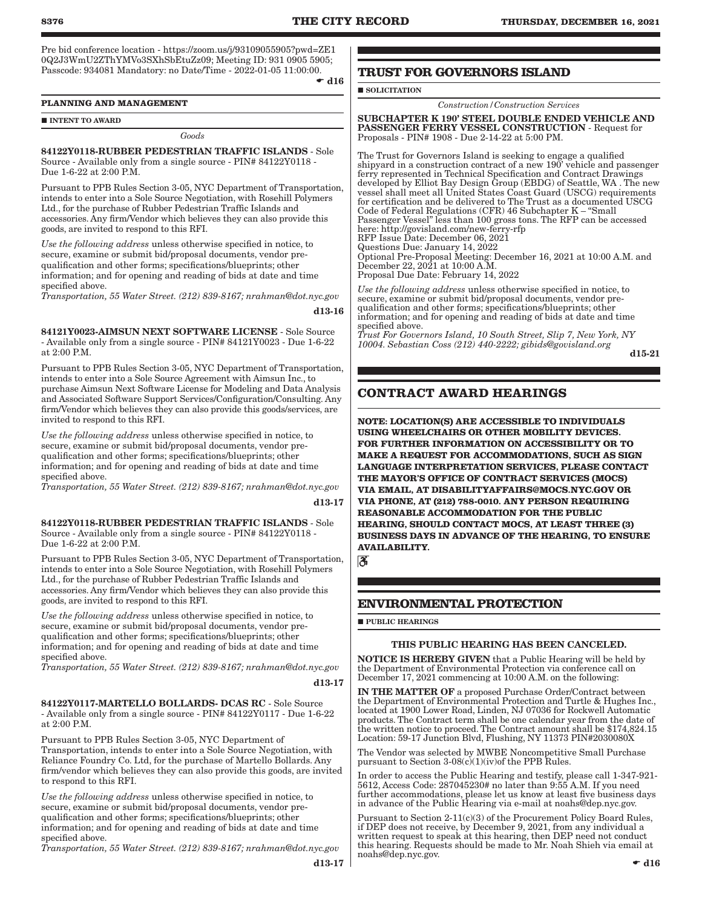Pre bid conference location - https://zoom.us/j/93109055905?pwd=ZE10Q2J3WmU2ZThYMVo3SXhSbEtuZz09; Meeting ID: 931 0905 5905; Passcode: 934081 Mandatory: no Date/Time - 2022-01-05 11:00:00.

☛ d16

## PLANNING AND MANAGEMENT

■ INTENT TO AWARD

*Goods*

**84122Y0118-RUBBER PEDESTRIAN TRAFFIC ISLANDS** - Sole Source - Available only from a single source - PIN# 84122Y0118 - Due 1-6-22 at 2:00 P.M.

Pursuant to PPB Rules Section 3-05, NYC Department of Transportation, intends to enter into a Sole Source Negotiation, with Rosehill Polymers Ltd., for the purchase of Rubber Pedestrian Traffic Islands and accessories. Any firm/Vendor which believes they can also provide this goods, are invited to respond to this RFI.

*Use the following address* unless otherwise specified in notice, to secure, examine or submit bid/proposal documents, vendor pre-qualification and other forms; specifications/blueprints; other information; and for opening and reading of bids at date and time specified above.

*Transportation, 55 Water Street. (212) 839-8167; nrahman@dot.nyc.gov*

**d13-16**

**84121Y0023-AIMSUN NEXT SOFTWARE LICENSE** - Sole Source - Available only from a single source - PIN# 84121Y0023 - Due 1-6-22 at 2:00 P.M.

Pursuant to PPB Rules Section 3-05, NYC Department of Transportation, intends to enter into a Sole Source Agreement with Aimsun Inc., to purchase Aimsun Next Software License for Modeling and Data Analysis and Associated Software Support Services/Configuration/Consulting. Any firm/Vendor which believes they can also provide this goods/services, are invited to respond to this RFI.

*Use the following address* unless otherwise specified in notice, to secure, examine or submit bid/proposal documents, vendor pre-qualification and other forms; specifications/blueprints; other information; and for opening and reading of bids at date and time specified above.

*Transportation, 55 Water Street. (212) 839-8167; nrahman@dot.nyc.gov*

**d13-17**

**84122Y0118-RUBBER PEDESTRIAN TRAFFIC ISLANDS** - Sole Source - Available only from a single source - PIN# 84122Y0118 - Due 1-6-22 at 2:00 P.M.

Pursuant to PPB Rules Section 3-05, NYC Department of Transportation, intends to enter into a Sole Source Negotiation, with Rosehill Polymers Ltd., for the purchase of Rubber Pedestrian Traffic Islands and accessories. Any firm/Vendor which believes they can also provide this goods, are invited to respond to this RFI.

*Use the following address* unless otherwise specified in notice, to secure, examine or submit bid/proposal documents, vendor pre-qualification and other forms; specifications/blueprints; other information; and for opening and reading of bids at date and time specified above.

*Transportation, 55 Water Street. (212) 839-8167; nrahman@dot.nyc.gov*

**d13-17**

**84122Y0117-MARTELLO BOLLARDS- DCAS RC** - Sole Source - Available only from a single source - PIN# 84122Y0117 - Due 1-6-22 at 2:00 P.M.

Pursuant to PPB Rules Section 3-05, NYC Department of Transportation, intends to enter into a Sole Source Negotiation, with Reliance Foundry Co. Ltd, for the purchase of Martello Bollards. Any firm/vendor which believes they can also provide this goods, are invited to respond to this RFI.

*Use the following address* unless otherwise specified in notice, to secure, examine or submit bid/proposal documents, vendor pre-qualification and other forms; specifications/blueprints; other information; and for opening and reading of bids at date and time specified above.

*Transportation, 55 Water Street. (212) 839-8167; nrahman@dot.nyc.gov*

**d13-17**

# TRUST FOR GOVERNORS ISLAND

■ SOLICITATION

*Construction/Construction Services*

**SUBCHAPTER K 190' STEEL DOUBLE ENDED VEHICLE AND PASSENGER FERRY VESSEL CONSTRUCTION** - Request for Proposals - PIN# 1908 - Due 2-14-22 at 5:00 PM.

The Trust for Governors Island is seeking to engage a qualified shipyard in a construction contract of a new 190' vehicle and passenger ferry represented in Technical Specification and Contract Drawings developed by Elliot Bay Design Group (EBDG) of Seattle, WA . The new vessel shall meet all United States Coast Guard (USCG) requirements for certification and be delivered to The Trust as a documented USCG Code of Federal Regulations (CFR) 46 Subchapter K – "Small Passenger Vessel" less than 100 gross tons. The RFP can be accessed here: http://govisland.com/new-ferry-rfp
RFP Issue Date: December 06, 2021
Questions Due: January 14, 2022
Optional Pre-Proposal Meeting: December 16, 2021 at 10:00 A.M. and December 22, 2021 at 10:00 A.M.
Proposal Due Date: February 14, 2022

*Use the following address* unless otherwise specified in notice, to secure, examine or submit bid/proposal documents, vendor pre-qualification and other forms; specifications/blueprints; other information; and for opening and reading of bids at date and time specified above.

*Trust For Governors Island, 10 South Street, Slip 7, New York, NY 10004. Sebastian Coss (212) 440-2222; gibids@govisland.org*

**d15-21**

# CONTRACT AWARD HEARINGS

**NOTE: LOCATION(S) ARE ACCESSIBLE TO INDIVIDUALS USING WHEELCHAIRS OR OTHER MOBILITY DEVICES. FOR FURTHER INFORMATION ON ACCESSIBILITY OR TO MAKE A REQUEST FOR ACCOMMODATIONS, SUCH AS SIGN LANGUAGE INTERPRETATION SERVICES, PLEASE CONTACT THE MAYOR'S OFFICE OF CONTRACT SERVICES (MOCS) VIA EMAIL, AT DISABILITYAFFAIRS@MOCS.NYC.GOV OR VIA PHONE, AT (212) 788-0010. ANY PERSON REQUIRING REASONABLE ACCOMMODATION FOR THE PUBLIC HEARING, SHOULD CONTACT MOCS, AT LEAST THREE (3) BUSINESS DAYS IN ADVANCE OF THE HEARING, TO ENSURE AVAILABILITY.**

♿

# ENVIRONMENTAL PROTECTION

■ PUBLIC HEARINGS

**THIS PUBLIC HEARING HAS BEEN CANCELED.**

**NOTICE IS HEREBY GIVEN** that a Public Hearing will be held by the Department of Environmental Protection via conference call on December 17, 2021 commencing at 10:00 A.M. on the following:

**IN THE MATTER OF** a proposed Purchase Order/Contract between the Department of Environmental Protection and Turtle & Hughes Inc., located at 1900 Lower Road, Linden, NJ 07036 for Rockwell Automatic products. The Contract term shall be one calendar year from the date of the written notice to proceed. The Contract amount shall be $174,824.15 Location: 59-17 Junction Blvd, Flushing, NY 11373 PIN#2030080X

The Vendor was selected by MWBE Noncompetitive Small Purchase pursuant to Section 3-08(c)(1)(iv)of the PPB Rules.

In order to access the Public Hearing and testify, please call 1-347-921-5612, Access Code: 287045230# no later than 9:55 A.M. If you need further accommodations, please let us know at least five business days in advance of the Public Hearing via e-mail at noahs@dep.nyc.gov.

Pursuant to Section 2-11(c)(3) of the Procurement Policy Board Rules, if DEP does not receive, by December 9, 2021, from any individual a written request to speak at this hearing, then DEP need not conduct this hearing. Requests should be made to Mr. Noah Shieh via email at noahs@dep.nyc.gov.

☛ d16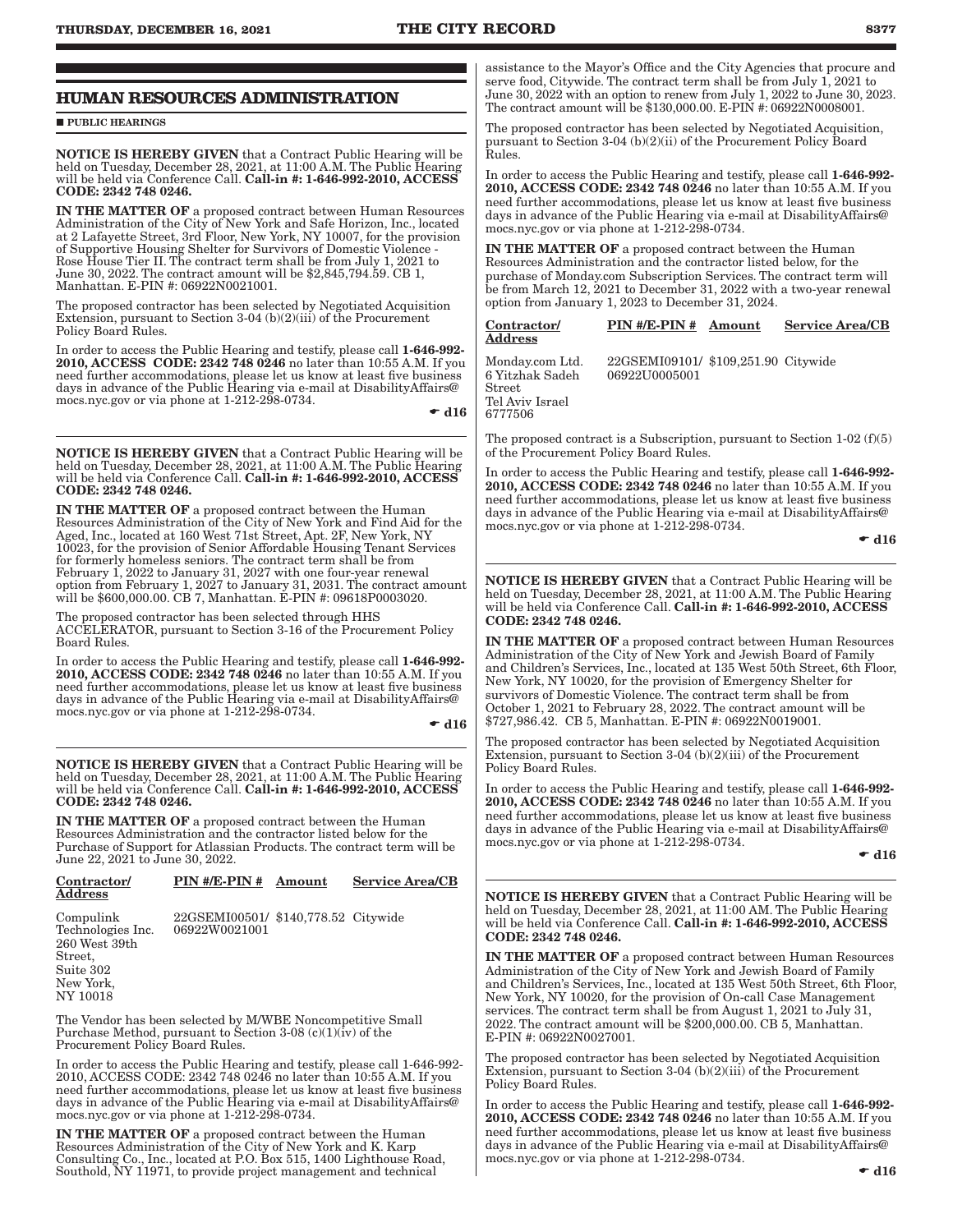## HUMAN RESOURCES ADMINISTRATION

■ PUBLIC HEARINGS

**NOTICE IS HEREBY GIVEN** that a Contract Public Hearing will be held on Tuesday, December 28, 2021, at 11:00 A.M. The Public Hearing will be held via Conference Call. **Call-in #: 1-646-992-2010, ACCESS CODE: 2342 748 0246.**

**IN THE MATTER OF** a proposed contract between Human Resources Administration of the City of New York and Safe Horizon, Inc., located at 2 Lafayette Street, 3rd Floor, New York, NY 10007, for the provision of Supportive Housing Shelter for Survivors of Domestic Violence - Rose House Tier II. The contract term shall be from July 1, 2021 to June 30, 2022. The contract amount will be $2,845,794.59. CB 1, Manhattan. E-PIN #: 06922N0021001.

The proposed contractor has been selected by Negotiated Acquisition Extension, pursuant to Section 3-04 (b)(2)(iii) of the Procurement Policy Board Rules.

In order to access the Public Hearing and testify, please call **1-646-992-2010, ACCESS CODE: 2342 748 0246** no later than 10:55 A.M. If you need further accommodations, please let us know at least five business days in advance of the Public Hearing via e-mail at DisabilityAffairs@mocs.nyc.gov or via phone at 1-212-298-0734.

☛ **d16**

---

**NOTICE IS HEREBY GIVEN** that a Contract Public Hearing will be held on Tuesday, December 28, 2021, at 11:00 A.M. The Public Hearing will be held via Conference Call. **Call-in #: 1-646-992-2010, ACCESS CODE: 2342 748 0246.**

**IN THE MATTER OF** a proposed contract between the Human Resources Administration of the City of New York and Find Aid for the Aged, Inc., located at 160 West 71st Street, Apt. 2F, New York, NY 10023, for the provision of Senior Affordable Housing Tenant Services for formerly homeless seniors. The contract term shall be from February 1, 2022 to January 31, 2027 with one four-year renewal option from February 1, 2027 to January 31, 2031. The contract amount will be $600,000.00. CB 7, Manhattan. E-PIN #: 09618P0003020.

The proposed contractor has been selected through HHS ACCELERATOR, pursuant to Section 3-16 of the Procurement Policy Board Rules.

In order to access the Public Hearing and testify, please call **1-646-992-2010, ACCESS CODE: 2342 748 0246** no later than 10:55 A.M. If you need further accommodations, please let us know at least five business days in advance of the Public Hearing via e-mail at DisabilityAffairs@mocs.nyc.gov or via phone at 1-212-298-0734.

☛ **d16**

---

**NOTICE IS HEREBY GIVEN** that a Contract Public Hearing will be held on Tuesday, December 28, 2021, at 11:00 A.M. The Public Hearing will be held via Conference Call. **Call-in #: 1-646-992-2010, ACCESS CODE: 2342 748 0246.**

**IN THE MATTER OF** a proposed contract between the Human Resources Administration and the contractor listed below for the Purchase of Support for Atlassian Products. The contract term will be June 22, 2021 to June 30, 2022.

| Contractor/ Address | PIN #/E-PIN # | Amount | Service Area/CB |
|---|---|---|---|
| Compulink Technologies Inc. 260 West 39th Street, Suite 302 New York, NY 10018 | 22GSEMI00501/ 06922W0021001 | $140,778.52 | Citywide |

The Vendor has been selected by M/WBE Noncompetitive Small Purchase Method, pursuant to Section 3-08 (c)(1)(iv) of the Procurement Policy Board Rules.

In order to access the Public Hearing and testify, please call 1-646-992-2010, ACCESS CODE: 2342 748 0246 no later than 10:55 A.M. If you need further accommodations, please let us know at least five business days in advance of the Public Hearing via e-mail at DisabilityAffairs@mocs.nyc.gov or via phone at 1-212-298-0734.

**IN THE MATTER OF** a proposed contract between the Human Resources Administration of the City of New York and K. Karp Consulting Co., Inc., located at P.O. Box 515, 1400 Lighthouse Road, Southold, NY 11971, to provide project management and technical assistance to the Mayor's Office and the City Agencies that procure and serve food, Citywide. The contract term shall be from July 1, 2021 to June 30, 2022 with an option to renew from July 1, 2022 to June 30, 2023. The contract amount will be $130,000.00. E-PIN #: 06922N0008001.

The proposed contractor has been selected by Negotiated Acquisition, pursuant to Section 3-04 (b)(2)(ii) of the Procurement Policy Board Rules.

In order to access the Public Hearing and testify, please call **1-646-992-2010, ACCESS CODE: 2342 748 0246** no later than 10:55 A.M. If you need further accommodations, please let us know at least five business days in advance of the Public Hearing via e-mail at DisabilityAffairs@mocs.nyc.gov or via phone at 1-212-298-0734.

**IN THE MATTER OF** a proposed contract between the Human Resources Administration and the contractor listed below, for the purchase of Monday.com Subscription Services. The contract term will be from March 12, 2021 to December 31, 2022 with a two-year renewal option from January 1, 2023 to December 31, 2024.

| Contractor/ Address | PIN #/E-PIN # | Amount | Service Area/CB |
|---|---|---|---|
| Monday.com Ltd. 6 Yitzhak Sadeh Street Tel Aviv Israel 6777506 | 22GSEMI09101/ 06922U0005001 | $109,251.90 | Citywide |

The proposed contract is a Subscription, pursuant to Section 1-02 (f)(5) of the Procurement Policy Board Rules.

In order to access the Public Hearing and testify, please call **1-646-992-2010, ACCESS CODE: 2342 748 0246** no later than 10:55 A.M. If you need further accommodations, please let us know at least five business days in advance of the Public Hearing via e-mail at DisabilityAffairs@mocs.nyc.gov or via phone at 1-212-298-0734.

☛ **d16**

---

**NOTICE IS HEREBY GIVEN** that a Contract Public Hearing will be held on Tuesday, December 28, 2021, at 11:00 A.M. The Public Hearing will be held via Conference Call. **Call-in #: 1-646-992-2010, ACCESS CODE: 2342 748 0246.**

**IN THE MATTER OF** a proposed contract between Human Resources Administration of the City of New York and Jewish Board of Family and Children's Services, Inc., located at 135 West 50th Street, 6th Floor, New York, NY 10020, for the provision of Emergency Shelter for survivors of Domestic Violence. The contract term shall be from October 1, 2021 to February 28, 2022. The contract amount will be $727,986.42. CB 5, Manhattan. E-PIN #: 06922N0019001.

The proposed contractor has been selected by Negotiated Acquisition Extension, pursuant to Section 3-04 (b)(2)(iii) of the Procurement Policy Board Rules.

In order to access the Public Hearing and testify, please call **1-646-992-2010, ACCESS CODE: 2342 748 0246** no later than 10:55 A.M. If you need further accommodations, please let us know at least five business days in advance of the Public Hearing via e-mail at DisabilityAffairs@mocs.nyc.gov or via phone at 1-212-298-0734.

☛ **d16**

---

**NOTICE IS HEREBY GIVEN** that a Contract Public Hearing will be held on Tuesday, December 28, 2021, at 11:00 AM. The Public Hearing will be held via Conference Call. **Call-in #: 1-646-992-2010, ACCESS CODE: 2342 748 0246.**

**IN THE MATTER OF** a proposed contract between Human Resources Administration of the City of New York and Jewish Board of Family and Children's Services, Inc., located at 135 West 50th Street, 6th Floor, New York, NY 10020, for the provision of On-call Case Management services. The contract term shall be from August 1, 2021 to July 31, 2022. The contract amount will be $200,000.00. CB 5, Manhattan. E-PIN #: 06922N0027001.

The proposed contractor has been selected by Negotiated Acquisition Extension, pursuant to Section 3-04 (b)(2)(iii) of the Procurement Policy Board Rules.

In order to access the Public Hearing and testify, please call **1-646-992-2010, ACCESS CODE: 2342 748 0246** no later than 10:55 A.M. If you need further accommodations, please let us know at least five business days in advance of the Public Hearing via e-mail at DisabilityAffairs@mocs.nyc.gov or via phone at 1-212-298-0734.

☛ **d16**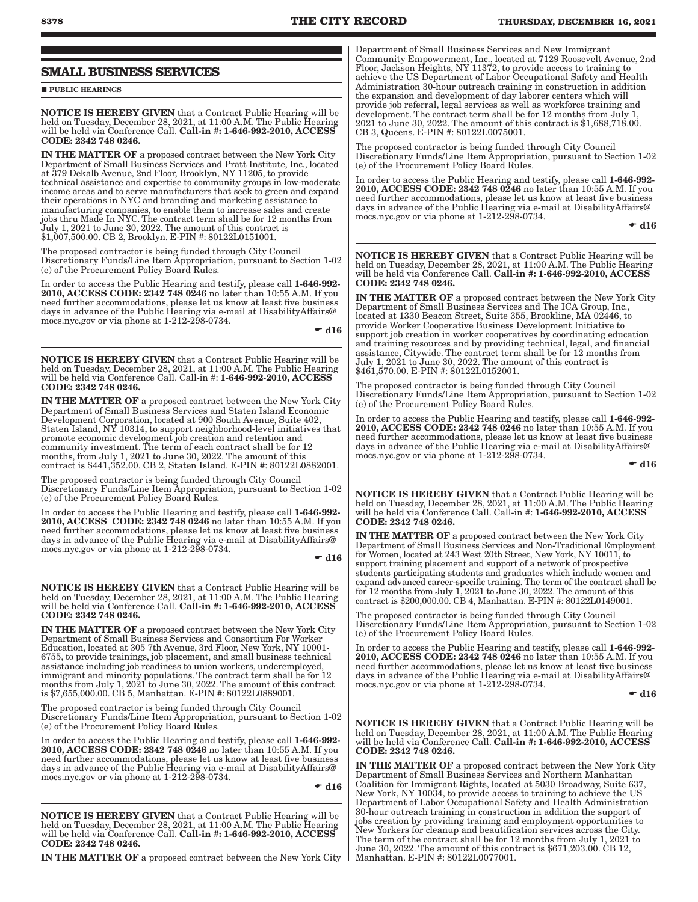## SMALL BUSINESS SERVICES

■ **PUBLIC HEARINGS**

**NOTICE IS HEREBY GIVEN** that a Contract Public Hearing will be held on Tuesday, December 28, 2021, at 11:00 A.M. The Public Hearing will be held via Conference Call. **Call-in #: 1-646-992-2010, ACCESS CODE: 2342 748 0246.**

**IN THE MATTER OF** a proposed contract between the New York City Department of Small Business Services and Pratt Institute, Inc., located at 379 Dekalb Avenue, 2nd Floor, Brooklyn, NY 11205, to provide technical assistance and expertise to community groups in low-moderate income areas and to serve manufacturers that seek to green and expand their operations in NYC and branding and marketing assistance to manufacturing companies, to enable them to increase sales and create jobs thru Made In NYC. The contract term shall be for 12 months from July 1, 2021 to June 30, 2022. The amount of this contract is $1,007,500.00. CB 2, Brooklyn. E-PIN #: 80122L0151001.

The proposed contractor is being funded through City Council Discretionary Funds/Line Item Appropriation, pursuant to Section 1-02 (e) of the Procurement Policy Board Rules.

In order to access the Public Hearing and testify, please call **1-646-992-2010, ACCESS CODE: 2342 748 0246** no later than 10:55 A.M. If you need further accommodations, please let us know at least five business days in advance of the Public Hearing via e-mail at DisabilityAffairs@mocs.nyc.gov or via phone at 1-212-298-0734.

☛ **d16**

**NOTICE IS HEREBY GIVEN** that a Contract Public Hearing will be held on Tuesday, December 28, 2021, at 11:00 A.M. The Public Hearing will be held via Conference Call. Call-in #: **1-646-992-2010, ACCESS CODE: 2342 748 0246.**

**IN THE MATTER OF** a proposed contract between the New York City Department of Small Business Services and Staten Island Economic Development Corporation, located at 900 South Avenue, Suite 402, Staten Island, NY 10314, to support neighborhood-level initiatives that promote economic development job creation and retention and community investment. The term of each contract shall be for 12 months, from July 1, 2021 to June 30, 2022. The amount of this contract is $441,352.00. CB 2, Staten Island. E-PIN #: 80122L0882001.

The proposed contractor is being funded through City Council Discretionary Funds/Line Item Appropriation, pursuant to Section 1-02 (e) of the Procurement Policy Board Rules.

In order to access the Public Hearing and testify, please call **1-646-992-2010, ACCESS CODE: 2342 748 0246** no later than 10:55 A.M. If you need further accommodations, please let us know at least five business days in advance of the Public Hearing via e-mail at DisabilityAffairs@mocs.nyc.gov or via phone at 1-212-298-0734.

☛ **d16**

**NOTICE IS HEREBY GIVEN** that a Contract Public Hearing will be held on Tuesday, December 28, 2021, at 11:00 A.M. The Public Hearing will be held via Conference Call. **Call-in #: 1-646-992-2010, ACCESS CODE: 2342 748 0246.**

**IN THE MATTER OF** a proposed contract between the New York City Department of Small Business Services and Consortium For Worker Education, located at 305 7th Avenue, 3rd Floor, New York, NY 10001-6755, to provide trainings, job placement, and small business technical assistance including job readiness to union workers, underemployed, immigrant and minority populations. The contract term shall be for 12 months from July 1, 2021 to June 30, 2022. The amount of this contract is $7,655,000.00. CB 5, Manhattan. E-PIN #: 80122L0889001.

The proposed contractor is being funded through City Council Discretionary Funds/Line Item Appropriation, pursuant to Section 1-02 (e) of the Procurement Policy Board Rules.

In order to access the Public Hearing and testify, please call **1-646-992-2010, ACCESS CODE: 2342 748 0246** no later than 10:55 A.M. If you need further accommodations, please let us know at least five business days in advance of the Public Hearing via e-mail at DisabilityAffairs@mocs.nyc.gov or via phone at 1-212-298-0734.

☛ **d16**

**NOTICE IS HEREBY GIVEN** that a Contract Public Hearing will be held on Tuesday, December 28, 2021, at 11:00 A.M. The Public Hearing will be held via Conference Call. **Call-in #: 1-646-992-2010, ACCESS CODE: 2342 748 0246.**

**IN THE MATTER OF** a proposed contract between the New York City Department of Small Business Services and New Immigrant Community Empowerment, Inc., located at 7129 Roosevelt Avenue, 2nd Floor, Jackson Heights, NY 11372, to provide access to training to achieve the US Department of Labor Occupational Safety and Health Administration 30-hour outreach training in construction in addition the expansion and development of day laborer centers which will provide job referral, legal services as well as workforce training and development. The contract term shall be for 12 months from July 1, 2021 to June 30, 2022. The amount of this contract is $1,688,718.00. CB 3, Queens. E-PIN #: 80122L0075001.

The proposed contractor is being funded through City Council Discretionary Funds/Line Item Appropriation, pursuant to Section 1-02 (e) of the Procurement Policy Board Rules.

In order to access the Public Hearing and testify, please call **1-646-992-2010, ACCESS CODE: 2342 748 0246** no later than 10:55 A.M. If you need further accommodations, please let us know at least five business days in advance of the Public Hearing via e-mail at DisabilityAffairs@mocs.nyc.gov or via phone at 1-212-298-0734.

☛ **d16**

**NOTICE IS HEREBY GIVEN** that a Contract Public Hearing will be held on Tuesday, December 28, 2021, at 11:00 A.M. The Public Hearing will be held via Conference Call. **Call-in #: 1-646-992-2010, ACCESS CODE: 2342 748 0246.**

**IN THE MATTER OF** a proposed contract between the New York City Department of Small Business Services and The ICA Group, Inc., located at 1330 Beacon Street, Suite 355, Brookline, MA 02446, to provide Worker Cooperative Business Development Initiative to support job creation in worker cooperatives by coordinating education and training resources and by providing technical, legal, and financial assistance, Citywide. The contract term shall be for 12 months from July 1, 2021 to June 30, 2022. The amount of this contract is $461,570.00. E-PIN #: 80122L0152001.

The proposed contractor is being funded through City Council Discretionary Funds/Line Item Appropriation, pursuant to Section 1-02 (e) of the Procurement Policy Board Rules.

In order to access the Public Hearing and testify, please call **1-646-992-2010, ACCESS CODE: 2342 748 0246** no later than 10:55 A.M. If you need further accommodations, please let us know at least five business days in advance of the Public Hearing via e-mail at DisabilityAffairs@mocs.nyc.gov or via phone at 1-212-298-0734.

☛ **d16**

**NOTICE IS HEREBY GIVEN** that a Contract Public Hearing will be held on Tuesday, December 28, 2021, at 11:00 A.M. The Public Hearing will be held via Conference Call. Call-in #: **1-646-992-2010, ACCESS CODE: 2342 748 0246.**

**IN THE MATTER OF** a proposed contract between the New York City Department of Small Business Services and Non-Traditional Employment for Women, located at 243 West 20th Street, New York, NY 10011, to support training placement and support of a network of prospective students participating students and graduates which include women and expand advanced career-specific training. The term of the contract shall be for 12 months from July 1, 2021 to June 30, 2022. The amount of this contract is $200,000.00. CB 4, Manhattan. E-PIN #: 80122L0149001.

The proposed contractor is being funded through City Council Discretionary Funds/Line Item Appropriation, pursuant to Section 1-02 (e) of the Procurement Policy Board Rules.

In order to access the Public Hearing and testify, please call **1-646-992-2010, ACCESS CODE: 2342 748 0246** no later than 10:55 A.M. If you need further accommodations, please let us know at least five business days in advance of the Public Hearing via e-mail at DisabilityAffairs@mocs.nyc.gov or via phone at 1-212-298-0734.

☛ **d16**

**NOTICE IS HEREBY GIVEN** that a Contract Public Hearing will be held on Tuesday, December 28, 2021, at 11:00 A.M. The Public Hearing will be held via Conference Call. **Call-in #: 1-646-992-2010, ACCESS CODE: 2342 748 0246.**

**IN THE MATTER OF** a proposed contract between the New York City Department of Small Business Services and Northern Manhattan Coalition for Immigrant Rights, located at 5030 Broadway, Suite 637, New York, NY 10034, to provide access to training to achieve the US Department of Labor Occupational Safety and Health Administration 30-hour outreach training in construction in addition the support of jobs creation by providing training and employment opportunities to New Yorkers for cleanup and beautification services across the City. The term of the contract shall be for 12 months from July 1, 2021 to June 30, 2022. The amount of this contract is $671,203.00. CB 12, Manhattan. E-PIN #: 80122L0077001.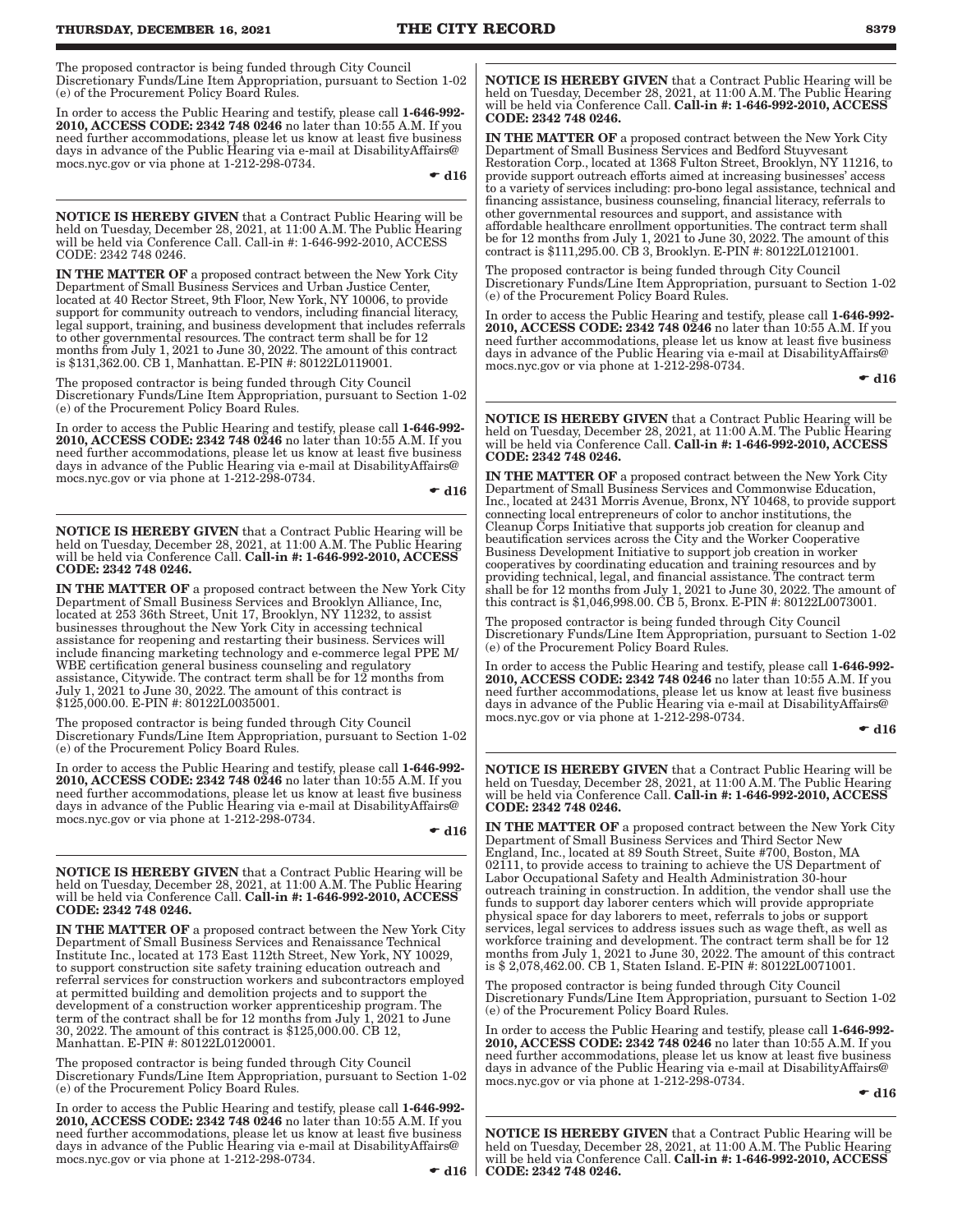The proposed contractor is being funded through City Council Discretionary Funds/Line Item Appropriation, pursuant to Section 1-02 (e) of the Procurement Policy Board Rules.

In order to access the Public Hearing and testify, please call **1-646-992-2010, ACCESS CODE: 2342 748 0246** no later than 10:55 A.M. If you need further accommodations, please let us know at least five business days in advance of the Public Hearing via e-mail at DisabilityAffairs@mocs.nyc.gov or via phone at 1-212-298-0734.

☛ **d16**

---

**NOTICE IS HEREBY GIVEN** that a Contract Public Hearing will be held on Tuesday, December 28, 2021, at 11:00 A.M. The Public Hearing will be held via Conference Call. Call-in #: 1-646-992-2010, ACCESS CODE: 2342 748 0246.

**IN THE MATTER OF** a proposed contract between the New York City Department of Small Business Services and Urban Justice Center, located at 40 Rector Street, 9th Floor, New York, NY 10006, to provide support for community outreach to vendors, including financial literacy, legal support, training, and business development that includes referrals to other governmental resources. The contract term shall be for 12 months from July 1, 2021 to June 30, 2022. The amount of this contract is $131,362.00. CB 1, Manhattan. E-PIN #: 80122L0119001.

The proposed contractor is being funded through City Council Discretionary Funds/Line Item Appropriation, pursuant to Section 1-02 (e) of the Procurement Policy Board Rules.

In order to access the Public Hearing and testify, please call **1-646-992-2010, ACCESS CODE: 2342 748 0246** no later than 10:55 A.M. If you need further accommodations, please let us know at least five business days in advance of the Public Hearing via e-mail at DisabilityAffairs@mocs.nyc.gov or via phone at 1-212-298-0734.

☛ **d16**

---

**NOTICE IS HEREBY GIVEN** that a Contract Public Hearing will be held on Tuesday, December 28, 2021, at 11:00 A.M. The Public Hearing will be held via Conference Call. **Call-in #: 1-646-992-2010, ACCESS CODE: 2342 748 0246.**

**IN THE MATTER OF** a proposed contract between the New York City Department of Small Business Services and Brooklyn Alliance, Inc, located at 253 36th Street, Unit 17, Brooklyn, NY 11232, to assist businesses throughout the New York City in accessing technical assistance for reopening and restarting their business. Services will include financing marketing technology and e-commerce legal PPE M/WBE certification general business counseling and regulatory assistance, Citywide. The contract term shall be for 12 months from July 1, 2021 to June 30, 2022. The amount of this contract is $125,000.00. E-PIN #: 80122L0035001.

The proposed contractor is being funded through City Council Discretionary Funds/Line Item Appropriation, pursuant to Section 1-02 (e) of the Procurement Policy Board Rules.

In order to access the Public Hearing and testify, please call **1-646-992-2010, ACCESS CODE: 2342 748 0246** no later than 10:55 A.M. If you need further accommodations, please let us know at least five business days in advance of the Public Hearing via e-mail at DisabilityAffairs@mocs.nyc.gov or via phone at 1-212-298-0734.

☛ **d16**

---

**NOTICE IS HEREBY GIVEN** that a Contract Public Hearing will be held on Tuesday, December 28, 2021, at 11:00 A.M. The Public Hearing will be held via Conference Call. **Call-in #: 1-646-992-2010, ACCESS CODE: 2342 748 0246.**

**IN THE MATTER OF** a proposed contract between the New York City Department of Small Business Services and Renaissance Technical Institute Inc., located at 173 East 112th Street, New York, NY 10029, to support construction site safety training education outreach and referral services for construction workers and subcontractors employed at permitted building and demolition projects and to support the development of a construction worker apprenticeship program. The term of the contract shall be for 12 months from July 1, 2021 to June 30, 2022. The amount of this contract is $125,000.00. CB 12, Manhattan. E-PIN #: 80122L0120001.

The proposed contractor is being funded through City Council Discretionary Funds/Line Item Appropriation, pursuant to Section 1-02 (e) of the Procurement Policy Board Rules.

In order to access the Public Hearing and testify, please call **1-646-992-2010, ACCESS CODE: 2342 748 0246** no later than 10:55 A.M. If you need further accommodations, please let us know at least five business days in advance of the Public Hearing via e-mail at DisabilityAffairs@mocs.nyc.gov or via phone at 1-212-298-0734.

☛ **d16**

---

**NOTICE IS HEREBY GIVEN** that a Contract Public Hearing will be held on Tuesday, December 28, 2021, at 11:00 A.M. The Public Hearing will be held via Conference Call. **Call-in #: 1-646-992-2010, ACCESS CODE: 2342 748 0246.**

**IN THE MATTER OF** a proposed contract between the New York City Department of Small Business Services and Bedford Stuyvesant Restoration Corp., located at 1368 Fulton Street, Brooklyn, NY 11216, to provide support outreach efforts aimed at increasing businesses' access to a variety of services including: pro-bono legal assistance, technical and financing assistance, business counseling, financial literacy, referrals to other governmental resources and support, and assistance with affordable healthcare enrollment opportunities. The contract term shall be for 12 months from July 1, 2021 to June 30, 2022. The amount of this contract is $111,295.00. CB 3, Brooklyn. E-PIN #: 80122L0121001.

The proposed contractor is being funded through City Council Discretionary Funds/Line Item Appropriation, pursuant to Section 1-02 (e) of the Procurement Policy Board Rules.

In order to access the Public Hearing and testify, please call **1-646-992-2010, ACCESS CODE: 2342 748 0246** no later than 10:55 A.M. If you need further accommodations, please let us know at least five business days in advance of the Public Hearing via e-mail at DisabilityAffairs@mocs.nyc.gov or via phone at 1-212-298-0734.

☛ **d16**

---

**NOTICE IS HEREBY GIVEN** that a Contract Public Hearing will be held on Tuesday, December 28, 2021, at 11:00 A.M. The Public Hearing will be held via Conference Call. **Call-in #: 1-646-992-2010, ACCESS CODE: 2342 748 0246.**

**IN THE MATTER OF** a proposed contract between the New York City Department of Small Business Services and Commonwise Education, Inc., located at 2431 Morris Avenue, Bronx, NY 10468, to provide support connecting local entrepreneurs of color to anchor institutions, the Cleanup Corps Initiative that supports job creation for cleanup and beautification services across the City and the Worker Cooperative Business Development Initiative to support job creation in worker cooperatives by coordinating education and training resources and by providing technical, legal, and financial assistance. The contract term shall be for 12 months from July 1, 2021 to June 30, 2022. The amount of this contract is $1,046,998.00. CB 5, Bronx. E-PIN #: 80122L0073001.

The proposed contractor is being funded through City Council Discretionary Funds/Line Item Appropriation, pursuant to Section 1-02 (e) of the Procurement Policy Board Rules.

In order to access the Public Hearing and testify, please call **1-646-992-2010, ACCESS CODE: 2342 748 0246** no later than 10:55 A.M. If you need further accommodations, please let us know at least five business days in advance of the Public Hearing via e-mail at DisabilityAffairs@mocs.nyc.gov or via phone at 1-212-298-0734.

☛ **d16**

---

**NOTICE IS HEREBY GIVEN** that a Contract Public Hearing will be held on Tuesday, December 28, 2021, at 11:00 A.M. The Public Hearing will be held via Conference Call. **Call-in #: 1-646-992-2010, ACCESS CODE: 2342 748 0246.**

**IN THE MATTER OF** a proposed contract between the New York City Department of Small Business Services and Third Sector New England, Inc., located at 89 South Street, Suite #700, Boston, MA 02111, to provide access to training to achieve the US Department of Labor Occupational Safety and Health Administration 30-hour outreach training in construction. In addition, the vendor shall use the funds to support day laborer centers which will provide appropriate physical space for day laborers to meet, referrals to jobs or support services, legal services to address issues such as wage theft, as well as workforce training and development. The contract term shall be for 12 months from July 1, 2021 to June 30, 2022. The amount of this contract is $ 2,078,462.00. CB 1, Staten Island. E-PIN #: 80122L0071001.

The proposed contractor is being funded through City Council Discretionary Funds/Line Item Appropriation, pursuant to Section 1-02 (e) of the Procurement Policy Board Rules.

In order to access the Public Hearing and testify, please call **1-646-992-2010, ACCESS CODE: 2342 748 0246** no later than 10:55 A.M. If you need further accommodations, please let us know at least five business days in advance of the Public Hearing via e-mail at DisabilityAffairs@mocs.nyc.gov or via phone at 1-212-298-0734.

☛ **d16**

---

**NOTICE IS HEREBY GIVEN** that a Contract Public Hearing will be held on Tuesday, December 28, 2021, at 11:00 A.M. The Public Hearing will be held via Conference Call. **Call-in #: 1-646-992-2010, ACCESS CODE: 2342 748 0246.**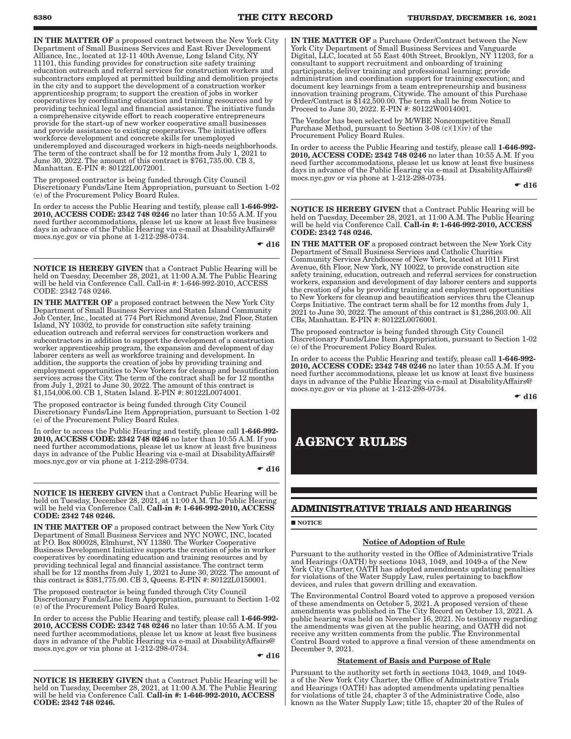**IN THE MATTER OF** a proposed contract between the New York City Department of Small Business Services and East River Development Alliance, Inc., located at 12-11 40th Avenue, Long Island City, NY 11101, this funding provides for construction site safety training education outreach and referral services for construction workers and subcontractors employed at permitted building and demolition projects in the city and to support the development of a construction worker apprenticeship program; to support the creation of jobs in worker cooperatives by coordinating education and training resources and by providing technical legal and financial assistance. The initiative funds a comprehensive citywide effort to reach cooperative entrepreneurs provide for the start-up of new worker cooperative small businesses and provide assistance to existing cooperatives. The initiative offers workforce development and concrete skills for unemployed underemployed and discouraged workers in high-needs neighborhoods. The term of the contract shall be for 12 months from July 1, 2021 to June 30, 2022. The amount of this contract is $761,735.00. CB 3, Manhattan. E-PIN #: 80122L0072001.

The proposed contractor is being funded through City Council Discretionary Funds/Line Item Appropriation, pursuant to Section 1-02 (e) of the Procurement Policy Board Rules.

In order to access the Public Hearing and testify, please call **1-646-992-2010, ACCESS CODE: 2342 748 0246** no later than 10:55 A.M. If you need further accommodations, please let us know at least five business days in advance of the Public Hearing via e-mail at DisabilityAffairs@mocs.nyc.gov or via phone at 1-212-298-0734.

☛ d16

**NOTICE IS HEREBY GIVEN** that a Contract Public Hearing will be held on Tuesday, December 28, 2021, at 11:00 A.M. The Public Hearing will be held via Conference Call. Call-in #: 1-646-992-2010, ACCESS CODE: 2342 748 0246.

**IN THE MATTER OF** a proposed contract between the New York City Department of Small Business Services and Staten Island Community Job Center, Inc., located at 774 Port Richmond Avenue, 2nd Floor, Staten Island, NY 10302, to provide for construction site safety training education outreach and referral services for construction workers and subcontractors in addition to support the development of a construction worker apprenticeship program, the expansion and development of day laborer centers as well as workforce training and development. In addition, the supports the creation of jobs by providing training and employment opportunities to New Yorkers for cleanup and beautification services across the City. The term of the contract shall be for 12 months from July 1, 2021 to June 30, 2022. The amount of this contract is $1,154,006.00. CB 1, Staten Island. E-PIN #: 80122L0074001.

The proposed contractor is being funded through City Council Discretionary Funds/Line Item Appropriation, pursuant to Section 1-02 (e) of the Procurement Policy Board Rules.

In order to access the Public Hearing and testify, please call **1-646-992-2010, ACCESS CODE: 2342 748 0246** no later than 10:55 A.M. If you need further accommodations, please let us know at least five business days in advance of the Public Hearing via e-mail at DisabilityAffairs@mocs.nyc.gov or via phone at 1-212-298-0734.

☛ d16

**NOTICE IS HEREBY GIVEN** that a Contract Public Hearing will be held on Tuesday, December 28, 2021, at 11:00 A.M. The Public Hearing will be held via Conference Call. **Call-in #: 1-646-992-2010, ACCESS CODE: 2342 748 0246.**

**IN THE MATTER OF** a proposed contract between the New York City Department of Small Business Services and NYC NOWC, INC, located at P.O. Box 800028, Elmhurst, NY 11380. The Worker Cooperative Business Development Initiative supports the creation of jobs in worker cooperatives by coordinating education and training resources and by providing technical legal and financial assistance. The contract term shall be for 12 months from July 1, 2021 to June 30, 2022. The amount of this contract is $381,775.00. CB 3, Queens. E-PIN #: 80122L0150001.

The proposed contractor is being funded through City Council Discretionary Funds/Line Item Appropriation, pursuant to Section 1-02 (e) of the Procurement Policy Board Rules.

In order to access the Public Hearing and testify, please call **1-646-992-2010, ACCESS CODE: 2342 748 0246** no later than 10:55 A.M. If you need further accommodations, please let us know at least five business days in advance of the Public Hearing via e-mail at DisabilityAffairs@mocs.nyc.gov or via phone at 1-212-298-0734.

☛ d16

**NOTICE IS HEREBY GIVEN** that a Contract Public Hearing will be held on Tuesday, December 28, 2021, at 11:00 A.M. The Public Hearing will be held via Conference Call. **Call-in #: 1-646-992-2010, ACCESS CODE: 2342 748 0246.**

**IN THE MATTER OF** a Purchase Order/Contract between the New York City Department of Small Business Services and Vanguarde Digital, LLC, located at 55 East 40th Street, Brooklyn, NY 11203, for a consultant to support recruitment and onboarding of training participants; deliver training and professional learning; provide administration and coordination support for training execution; and document key learnings from a team entrepreneurship and business innovation training program, Citywide. The amount of this Purchase Order/Contract is $142,500.00. The term shall be from Notice to Proceed to June 30, 2022. E-PIN #: 80122W0014001.

The Vendor has been selected by M/WBE Noncompetitive Small Purchase Method, pursuant to Section 3-08 (c)(1)(iv) of the Procurement Policy Board Rules.

In order to access the Public Hearing and testify, please call **1-646-992-2010, ACCESS CODE: 2342 748 0246** no later than 10:55 A.M. If you need further accommodations, please let us know at least five business days in advance of the Public Hearing via e-mail at DisabilityAffairs@mocs.nyc.gov or via phone at 1-212-298-0734.

☛ d16

**NOTICE IS HEREBY GIVEN** that a Contract Public Hearing will be held on Tuesday, December 28, 2021, at 11:00 A.M. The Public Hearing will be held via Conference Call. **Call-in #: 1-646-992-2010, ACCESS CODE: 2342 748 0246.**

**IN THE MATTER OF** a proposed contract between the New York City Department of Small Business Services and Catholic Charities Community Services Archdiocese of New York, located at 1011 First Avenue, 6th Floor, New York, NY 10022, to provide construction site safety training, education, outreach and referral services for construction workers, expansion and development of day laborer centers and supports the creation of jobs by providing training and employment opportunities to New Yorkers for cleanup and beautification services thru the Cleanup Corps Initiative. The contract term shall be for 12 months from July 1, 2021 to June 30, 2022. The amount of this contract is $1,286,203.00. All CBs, Manhattan. E-PIN #: 80122L0076001.

The proposed contractor is being funded through City Council Discretionary Funds/Line Item Appropriation, pursuant to Section 1-02 (e) of the Procurement Policy Board Rules.

In order to access the Public Hearing and testify, please call **1-646-992-2010, ACCESS CODE: 2342 748 0246** no later than 10:55 A.M. If you need further accommodations, please let us know at least five business days in advance of the Public Hearing via e-mail at DisabilityAffairs@mocs.nyc.gov or via phone at 1-212-298-0734.

☛ d16

# AGENCY RULES

## ADMINISTRATIVE TRIALS AND HEARINGS

■ NOTICE

**Notice of Adoption of Rule**

Pursuant to the authority vested in the Office of Administrative Trials and Hearings (OATH) by sections 1043, 1049, and 1049-a of the New York City Charter, OATH has adopted amendments updating penalties for violations of the Water Supply Law, rules pertaining to backflow devices, and rules that govern drilling and excavation.

The Environmental Control Board voted to approve a proposed version of these amendments on October 5, 2021. A proposed version of these amendments was published in The City Record on October 13, 2021. A public hearing was held on November 16, 2021. No testimony regarding the amendments was given at the public hearing, and OATH did not receive any written comments from the public. The Environmental Control Board voted to approve a final version of these amendments on December 9, 2021.

**Statement of Basis and Purpose of Rule**

Pursuant to the authority set forth in sections 1043, 1049, and 1049-a of the New York City Charter, the Office of Administrative Trials and Hearings (OATH) has adopted amendments updating penalties for violations of title 24, chapter 3 of the Administrative Code, also known as the Water Supply Law; title 15, chapter 20 of the Rules of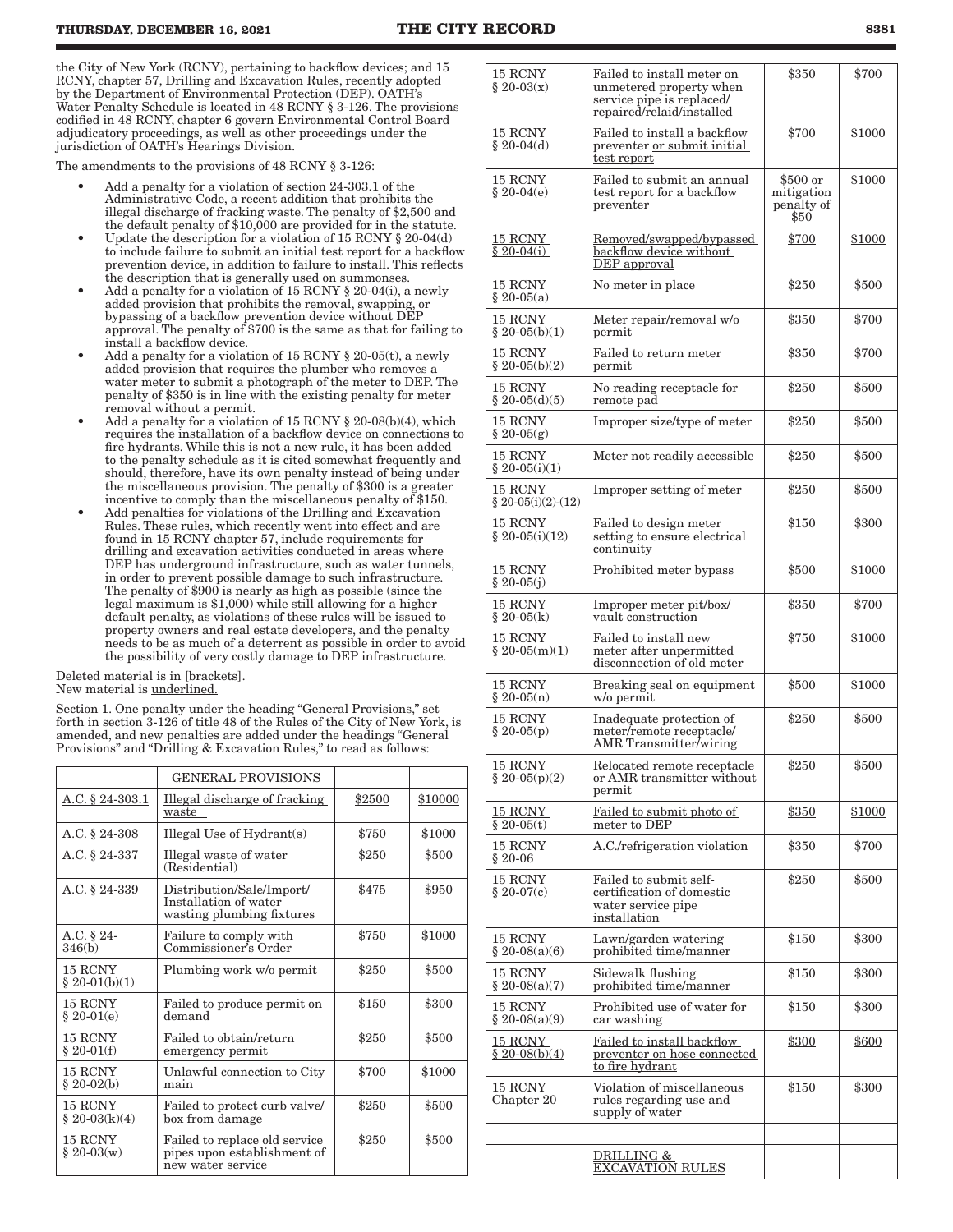the City of New York (RCNY), pertaining to backflow devices; and 15 RCNY, chapter 57, Drilling and Excavation Rules, recently adopted by the Department of Environmental Protection (DEP). OATH's Water Penalty Schedule is located in 48 RCNY § 3-126. The provisions codified in 48 RCNY, chapter 6 govern Environmental Control Board adjudicatory proceedings, as well as other proceedings under the jurisdiction of OATH's Hearings Division.

The amendments to the provisions of 48 RCNY § 3-126:

- Add a penalty for a violation of section 24-303.1 of the Administrative Code, a recent addition that prohibits the illegal discharge of fracking waste. The penalty of $2,500 and the default penalty of $10,000 are provided for in the statute.
- Update the description for a violation of 15 RCNY § 20-04(d) to include failure to submit an initial test report for a backflow prevention device, in addition to failure to install. This reflects the description that is generally used on summonses.
- Add a penalty for a violation of 15 RCNY § 20-04(i), a newly added provision that prohibits the removal, swapping, or bypassing of a backflow prevention device without DEP approval. The penalty of $700 is the same as that for failing to install a backflow device.
- Add a penalty for a violation of 15 RCNY § 20-05(t), a newly added provision that requires the plumber who removes a water meter to submit a photograph of the meter to DEP. The penalty of $350 is in line with the existing penalty for meter removal without a permit.
- Add a penalty for a violation of 15 RCNY § 20-08(b)(4), which requires the installation of a backflow device on connections to fire hydrants. While this is not a new rule, it has been added to the penalty schedule as it is cited somewhat frequently and should, therefore, have its own penalty instead of being under the miscellaneous provision. The penalty of $300 is a greater incentive to comply than the miscellaneous penalty of $150.
- Add penalties for violations of the Drilling and Excavation Rules. These rules, which recently went into effect and are found in 15 RCNY chapter 57, include requirements for drilling and excavation activities conducted in areas where DEP has underground infrastructure, such as water tunnels, in order to prevent possible damage to such infrastructure. The penalty of $900 is nearly as high as possible (since the legal maximum is $1,000) while still allowing for a higher default penalty, as violations of these rules will be issued to property owners and real estate developers, and the penalty needs to be as much of a deterrent as possible in order to avoid the possibility of very costly damage to DEP infrastructure.

Deleted material is in [brackets].
New material is underlined.

Section 1. One penalty under the heading "General Provisions," set forth in section 3-126 of title 48 of the Rules of the City of New York, is amended, and new penalties are added under the headings "General Provisions" and "Drilling & Excavation Rules," to read as follows:

| | GENERAL PROVISIONS | | |
|---|---|---|---|
| A.C. § 24-303.1 | Illegal discharge of fracking waste | $2500 | $10000 |
| A.C. § 24-308 | Illegal Use of Hydrant(s) | $750 | $1000 |
| A.C. § 24-337 | Illegal waste of water (Residential) | $250 | $500 |
| A.C. § 24-339 | Distribution/Sale/Import/ Installation of water wasting plumbing fixtures | $475 | $950 |
| A.C. § 24-346(b) | Failure to comply with Commissioner's Order | $750 | $1000 |
| 15 RCNY § 20-01(b)(1) | Plumbing work w/o permit | $250 | $500 |
| 15 RCNY § 20-01(e) | Failed to produce permit on demand | $150 | $300 |
| 15 RCNY § 20-01(f) | Failed to obtain/return emergency permit | $250 | $500 |
| 15 RCNY § 20-02(b) | Unlawful connection to City main | $700 | $1000 |
| 15 RCNY § 20-03(k)(4) | Failed to protect curb valve/ box from damage | $250 | $500 |
| 15 RCNY § 20-03(w) | Failed to replace old service pipes upon establishment of new water service | $250 | $500 |
| 15 RCNY § 20-03(x) | Failed to install meter on unmetered property when service pipe is replaced/ repaired/relaid/installed | $350 | $700 |
| 15 RCNY § 20-04(d) | Failed to install a backflow preventer or submit initial test report | $700 | $1000 |
| 15 RCNY § 20-04(e) | Failed to submit an annual test report for a backflow preventer | $500 or mitigation penalty of $50 | $1000 |
| 15 RCNY § 20-04(i) | Removed/swapped/bypassed backflow device without DEP approval | $700 | $1000 |
| 15 RCNY § 20-05(a) | No meter in place | $250 | $500 |
| 15 RCNY § 20-05(b)(1) | Meter repair/removal w/o permit | $350 | $700 |
| 15 RCNY § 20-05(b)(2) | Failed to return meter permit | $350 | $700 |
| 15 RCNY § 20-05(d)(5) | No reading receptacle for remote pad | $250 | $500 |
| 15 RCNY § 20-05(g) | Improper size/type of meter | $250 | $500 |
| 15 RCNY § 20-05(i)(1) | Meter not readily accessible | $250 | $500 |
| 15 RCNY § 20-05(i)(2)-(12) | Improper setting of meter | $250 | $500 |
| 15 RCNY § 20-05(i)(12) | Failed to design meter setting to ensure electrical continuity | $150 | $300 |
| 15 RCNY § 20-05(j) | Prohibited meter bypass | $500 | $1000 |
| 15 RCNY § 20-05(k) | Improper meter pit/box/ vault construction | $350 | $700 |
| 15 RCNY § 20-05(m)(1) | Failed to install new meter after unpermitted disconnection of old meter | $750 | $1000 |
| 15 RCNY § 20-05(n) | Breaking seal on equipment w/o permit | $500 | $1000 |
| 15 RCNY § 20-05(p) | Inadequate protection of meter/remote receptacle/ AMR Transmitter/wiring | $250 | $500 |
| 15 RCNY § 20-05(p)(2) | Relocated remote receptacle or AMR transmitter without permit | $250 | $500 |
| 15 RCNY § 20-05(t) | Failed to submit photo of meter to DEP | $350 | $1000 |
| 15 RCNY § 20-06 | A.C./refrigeration violation | $350 | $700 |
| 15 RCNY § 20-07(c) | Failed to submit self-certification of domestic water service pipe installation | $250 | $500 |
| 15 RCNY § 20-08(a)(6) | Lawn/garden watering prohibited time/manner | $150 | $300 |
| 15 RCNY § 20-08(a)(7) | Sidewalk flushing prohibited time/manner | $150 | $300 |
| 15 RCNY § 20-08(a)(9) | Prohibited use of water for car washing | $150 | $300 |
| 15 RCNY § 20-08(b)(4) | Failed to install backflow preventer on hose connected to fire hydrant | $300 | $600 |
| 15 RCNY Chapter 20 | Violation of miscellaneous rules regarding use and supply of water | $150 | $300 |
| | | | |
| | DRILLING & EXCAVATION RULES | | |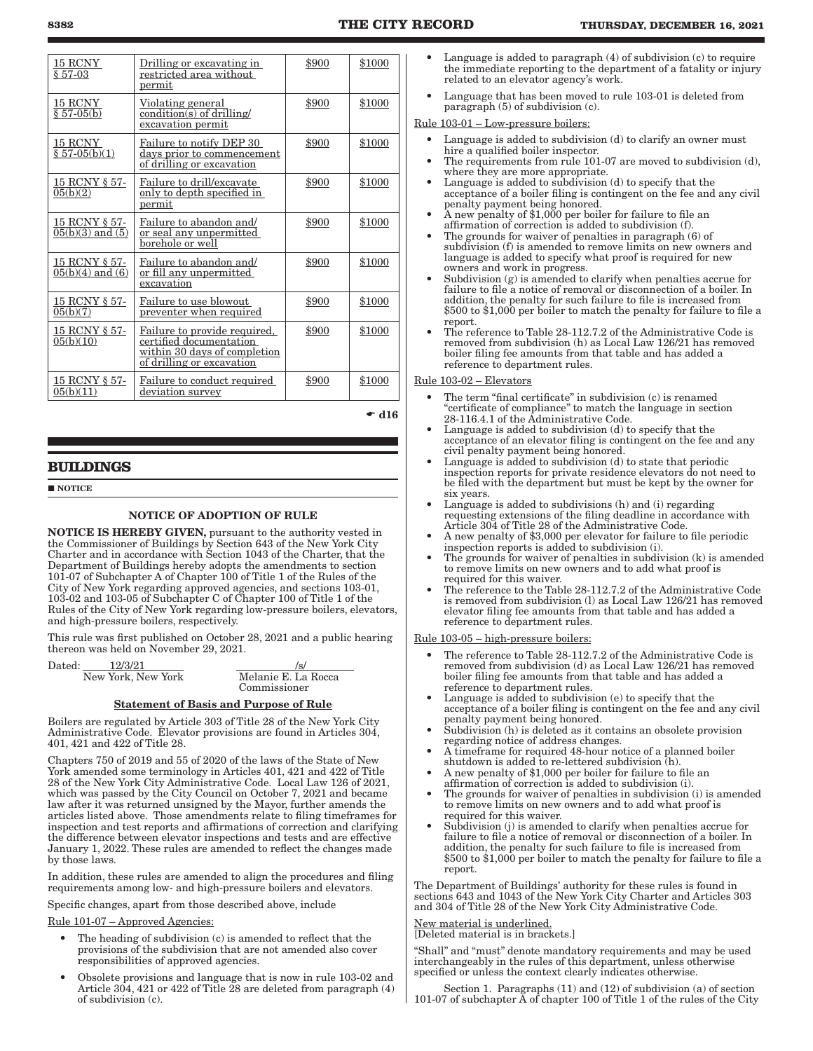| 15 RCNY § 57-03 | Drilling or excavating in restricted area without permit | $900 | $1000 |
|---|---|---|---|
| 15 RCNY § 57-05(b) | Violating general condition(s) of drilling/excavation permit | $900 | $1000 |
| 15 RCNY § 57-05(b)(1) | Failure to notify DEP 30 days prior to commencement of drilling or excavation | $900 | $1000 |
| 15 RCNY § 57-05(b)(2) | Failure to drill/excavate only to depth specified in permit | $900 | $1000 |
| 15 RCNY § 57-05(b)(3) and (5) | Failure to abandon and/or seal any unpermitted borehole or well | $900 | $1000 |
| 15 RCNY § 57-05(b)(4) and (6) | Failure to abandon and/or fill any unpermitted excavation | $900 | $1000 |
| 15 RCNY § 57-05(b)(7) | Failure to use blowout preventer when required | $900 | $1000 |
| 15 RCNY § 57-05(b)(10) | Failure to provide required, certified documentation within 30 days of completion of drilling or excavation | $900 | $1000 |
| 15 RCNY § 57-05(b)(11) | Failure to conduct required deviation survey | $900 | $1000 |

☛ d16

## BUILDINGS

■ NOTICE

### NOTICE OF ADOPTION OF RULE

**NOTICE IS HEREBY GIVEN,** pursuant to the authority vested in the Commissioner of Buildings by Section 643 of the New York City Charter and in accordance with Section 1043 of the Charter, that the Department of Buildings hereby adopts the amendments to section 101-07 of Subchapter A of Chapter 100 of Title 1 of the Rules of the City of New York regarding approved agencies, and sections 103-01, 103-02 and 103-05 of Subchapter C of Chapter 100 of Title 1 of the Rules of the City of New York regarding low-pressure boilers, elevators, and high-pressure boilers, respectively.

This rule was first published on October 28, 2021 and a public hearing thereon was held on November 29, 2021.

Dated: 12/3/21
New York, New York

/s/
Melanie E. La Rocca
Commissioner

**Statement of Basis and Purpose of Rule**

Boilers are regulated by Article 303 of Title 28 of the New York City Administrative Code. Elevator provisions are found in Articles 304, 401, 421 and 422 of Title 28.

Chapters 750 of 2019 and 55 of 2020 of the laws of the State of New York amended some terminology in Articles 401, 421 and 422 of Title 28 of the New York City Administrative Code. Local Law 126 of 2021, which was passed by the City Council on October 7, 2021 and became law after it was returned unsigned by the Mayor, further amends the articles listed above. Those amendments relate to filing timeframes for inspection and test reports and affirmations of correction and clarifying the difference between elevator inspections and tests and are effective January 1, 2022. These rules are amended to reflect the changes made by those laws.

In addition, these rules are amended to align the procedures and filing requirements among low- and high-pressure boilers and elevators.

Specific changes, apart from those described above, include

Rule 101-07 – Approved Agencies:

- The heading of subdivision (c) is amended to reflect that the provisions of the subdivision that are not amended also cover responsibilities of approved agencies.
- Obsolete provisions and language that is now in rule 103-02 and Article 304, 421 or 422 of Title 28 are deleted from paragraph (4) of subdivision (c).
- Language is added to paragraph (4) of subdivision (c) to require the immediate reporting to the department of a fatality or injury related to an elevator agency's work.
- Language that has been moved to rule 103-01 is deleted from paragraph (5) of subdivision (c).

Rule 103-01 – Low-pressure boilers:

- Language is added to subdivision (d) to clarify an owner must hire a qualified boiler inspector.
- The requirements from rule 101-07 are moved to subdivision (d), where they are more appropriate.
- Language is added to subdivision (d) to specify that the acceptance of a boiler filing is contingent on the fee and any civil penalty payment being honored.
- A new penalty of $1,000 per boiler for failure to file an affirmation of correction is added to subdivision (f).
- The grounds for waiver of penalties in paragraph (6) of subdivision (f) is amended to remove limits on new owners and language is added to specify what proof is required for new owners and work in progress.
- Subdivision (g) is amended to clarify when penalties accrue for failure to file a notice of removal or disconnection of a boiler. In addition, the penalty for such failure to file is increased from $500 to $1,000 per boiler to match the penalty for failure to file a report.
- The reference to Table 28-112.7.2 of the Administrative Code is removed from subdivision (h) as Local Law 126/21 has removed boiler filing fee amounts from that table and has added a reference to department rules.

Rule 103-02 – Elevators

- The term "final certificate" in subdivision (c) is renamed "certificate of compliance" to match the language in section 28-116.4.1 of the Administrative Code.
- Language is added to subdivision (d) to specify that the acceptance of an elevator filing is contingent on the fee and any civil penalty payment being honored.
- Language is added to subdivision (d) to state that periodic inspection reports for private residence elevators do not need to be filed with the department but must be kept by the owner for six years.
- Language is added to subdivisions (h) and (i) regarding requesting extensions of the filing deadline in accordance with Article 304 of Title 28 of the Administrative Code.
- A new penalty of $3,000 per elevator for failure to file periodic inspection reports is added to subdivision (i).
- The grounds for waiver of penalties in subdivision (k) is amended to remove limits on new owners and to add what proof is required for this waiver.
- The reference to the Table 28-112.7.2 of the Administrative Code is removed from subdivision (l) as Local Law 126/21 has removed elevator filing fee amounts from that table and has added a reference to department rules.

Rule 103-05 – high-pressure boilers:

- The reference to Table 28-112.7.2 of the Administrative Code is removed from subdivision (d) as Local Law 126/21 has removed boiler filing fee amounts from that table and has added a reference to department rules.
- Language is added to subdivision (e) to specify that the acceptance of a boiler filing is contingent on the fee and any civil penalty payment being honored.
- Subdivision (h) is deleted as it contains an obsolete provision regarding notice of address changes.
- A timeframe for required 48-hour notice of a planned boiler shutdown is added to re-lettered subdivision (h).
- A new penalty of $1,000 per boiler for failure to file an affirmation of correction is added to subdivision (i).
- The grounds for waiver of penalties in subdivision (i) is amended to remove limits on new owners and to add what proof is required for this waiver.
- Subdivision (j) is amended to clarify when penalties accrue for failure to file a notice of removal or disconnection of a boiler. In addition, the penalty for such failure to file is increased from $500 to $1,000 per boiler to match the penalty for failure to file a report.

The Department of Buildings' authority for these rules is found in sections 643 and 1043 of the New York City Charter and Articles 303 and 304 of Title 28 of the New York City Administrative Code.

New material is underlined.
[Deleted material is in brackets.]

"Shall" and "must" denote mandatory requirements and may be used interchangeably in the rules of this department, unless otherwise specified or unless the context clearly indicates otherwise.

Section 1. Paragraphs (11) and (12) of subdivision (a) of section 101-07 of subchapter A of chapter 100 of Title 1 of the rules of the City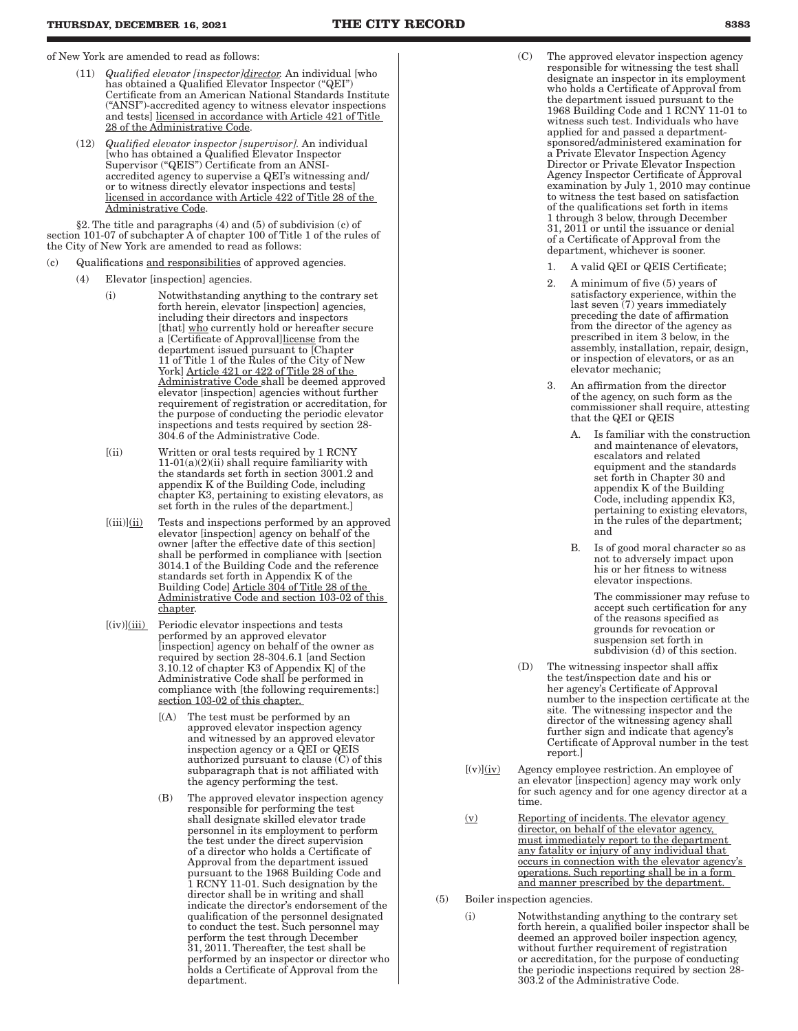of New York are amended to read as follows:

(11) *Qualified elevator [inspector]director.* An individual [who has obtained a Qualified Elevator Inspector ("QEI") Certificate from an American National Standards Institute ("ANSI")-accredited agency to witness elevator inspections and tests] licensed in accordance with Article 421 of Title 28 of the Administrative Code.

(12) *Qualified elevator inspector [supervisor].* An individual [who has obtained a Qualified Elevator Inspector Supervisor ("QEIS") Certificate from an ANSI-accredited agency to supervise a QEI's witnessing and/or to witness directly elevator inspections and tests] licensed in accordance with Article 422 of Title 28 of the Administrative Code.

§2. The title and paragraphs (4) and (5) of subdivision (c) of section 101-07 of subchapter A of chapter 100 of Title 1 of the rules of the City of New York are amended to read as follows:

(c) Qualifications and responsibilities of approved agencies.

(4) Elevator [inspection] agencies.

(i) Notwithstanding anything to the contrary set forth herein, elevator [inspection] agencies, including their directors and inspectors [that] who currently hold or hereafter secure a [Certificate of Approval]license from the department issued pursuant to [Chapter 11 of Title 1 of the Rules of the City of New York] Article 421 or 422 of Title 28 of the Administrative Code shall be deemed approved elevator [inspection] agencies without further requirement of registration or accreditation, for the purpose of conducting the periodic elevator inspections and tests required by section 28-304.6 of the Administrative Code.

[(ii) Written or oral tests required by 1 RCNY 11-01(a)(2)(ii) shall require familiarity with the standards set forth in section 3001.2 and appendix K of the Building Code, including chapter K3, pertaining to existing elevators, as set forth in the rules of the department.]

[(iii)](ii) Tests and inspections performed by an approved elevator [inspection] agency on behalf of the owner [after the effective date of this section] shall be performed in compliance with [section 3014.1 of the Building Code and the reference standards set forth in Appendix K of the Building Code] Article 304 of Title 28 of the Administrative Code and section 103-02 of this chapter.

[(iv)](iii) Periodic elevator inspections and tests performed by an approved elevator [inspection] agency on behalf of the owner as required by section 28-304.6.1 [and Section 3.10.12 of chapter K3 of Appendix K] of the Administrative Code shall be performed in compliance with [the following requirements:] section 103-02 of this chapter.

[(A) The test must be performed by an approved elevator inspection agency and witnessed by an approved elevator inspection agency or a QEI or QEIS authorized pursuant to clause (C) of this subparagraph that is not affiliated with the agency performing the test.

(B) The approved elevator inspection agency responsible for performing the test shall designate skilled elevator trade personnel in its employment to perform the test under the direct supervision of a director who holds a Certificate of Approval from the department issued pursuant to the 1968 Building Code and 1 RCNY 11-01. Such designation by the director shall be in writing and shall indicate the director's endorsement of the qualification of the personnel designated to conduct the test. Such personnel may perform the test through December 31, 2011. Thereafter, the test shall be performed by an inspector or director who holds a Certificate of Approval from the department.

(C) The approved elevator inspection agency responsible for witnessing the test shall designate an inspector in its employment who holds a Certificate of Approval from the department issued pursuant to the 1968 Building Code and 1 RCNY 11-01 to witness such test. Individuals who have applied for and passed a department-sponsored/administered examination for a Private Elevator Inspection Agency Director or Private Elevator Inspection Agency Inspector Certificate of Approval examination by July 1, 2010 may continue to witness the test based on satisfaction of the qualifications set forth in items 1 through 3 below, through December 31, 2011 or until the issuance or denial of a Certificate of Approval from the department, whichever is sooner.

1. A valid QEI or QEIS Certificate;

2. A minimum of five (5) years of satisfactory experience, within the last seven (7) years immediately preceding the date of affirmation from the director of the agency as prescribed in item 3 below, in the assembly, installation, repair, design, or inspection of elevators, or as an elevator mechanic;

3. An affirmation from the director of the agency, on such form as the commissioner shall require, attesting that the QEI or QEIS

A. Is familiar with the construction and maintenance of elevators, escalators and related equipment and the standards set forth in Chapter 30 and appendix K of the Building Code, including appendix K3, pertaining to existing elevators, in the rules of the department; and

B. Is of good moral character so as not to adversely impact upon his or her fitness to witness elevator inspections.

The commissioner may refuse to accept such certification for any of the reasons specified as grounds for revocation or suspension set forth in subdivision (d) of this section.

(D) The witnessing inspector shall affix the test/inspection date and his or her agency's Certificate of Approval number to the inspection certificate at the site. The witnessing inspector and the director of the witnessing agency shall further sign and indicate that agency's Certificate of Approval number in the test report.]

[(v)](iv) Agency employee restriction. An employee of an elevator [inspection] agency may work only for such agency and for one agency director at a time.

(v) Reporting of incidents. The elevator agency director, on behalf of the elevator agency, must immediately report to the department any fatality or injury of any individual that occurs in connection with the elevator agency's operations. Such reporting shall be in a form and manner prescribed by the department.

(5) Boiler inspection agencies.

(i) Notwithstanding anything to the contrary set forth herein, a qualified boiler inspector shall be deemed an approved boiler inspection agency, without further requirement of registration or accreditation, for the purpose of conducting the periodic inspections required by section 28-303.2 of the Administrative Code.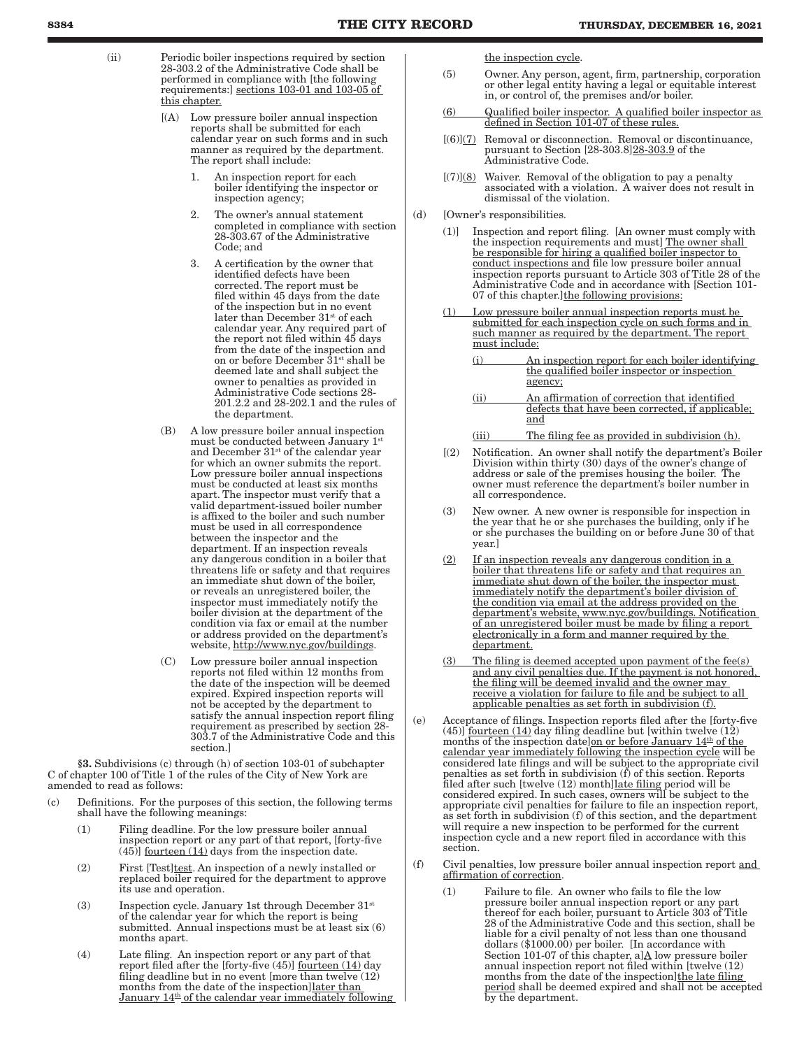(ii) Periodic boiler inspections required by section 28-303.2 of the Administrative Code shall be performed in compliance with [the following requirements:] sections 103-01 and 103-05 of this chapter.

[(A) Low pressure boiler annual inspection reports shall be submitted for each calendar year on such forms and in such manner as required by the department. The report shall include:

1. An inspection report for each boiler identifying the inspector or inspection agency;

2. The owner's annual statement completed in compliance with section 28-303.67 of the Administrative Code; and

3. A certification by the owner that identified defects have been corrected. The report must be filed within 45 days from the date of the inspection but in no event later than December 31st of each calendar year. Any required part of the report not filed within 45 days from the date of the inspection and on or before December 31st shall be deemed late and shall subject the owner to penalties as provided in Administrative Code sections 28-201.2.2 and 28-202.1 and the rules of the department.

(B) A low pressure boiler annual inspection must be conducted between January 1st and December 31st of the calendar year for which an owner submits the report. Low pressure boiler annual inspections must be conducted at least six months apart. The inspector must verify that a valid department-issued boiler number is affixed to the boiler and such number must be used in all correspondence between the inspector and the department. If an inspection reveals any dangerous condition in a boiler that threatens life or safety and that requires an immediate shut down of the boiler, or reveals an unregistered boiler, the inspector must immediately notify the boiler division at the department of the condition via fax or email at the number or address provided on the department's website, http://www.nyc.gov/buildings.

(C) Low pressure boiler annual inspection reports not filed within 12 months from the date of the inspection will be deemed expired. Expired inspection reports will not be accepted by the department to satisfy the annual inspection report filing requirement as prescribed by section 28-303.7 of the Administrative Code and this section.]

§3. Subdivisions (c) through (h) of section 103-01 of subchapter C of chapter 100 of Title 1 of the rules of the City of New York are amended to read as follows:

(c) Definitions. For the purposes of this section, the following terms shall have the following meanings:

(1) Filing deadline. For the low pressure boiler annual inspection report or any part of that report, [forty-five (45)] fourteen (14) days from the inspection date.

(2) First [Test]test. An inspection of a newly installed or replaced boiler required for the department to approve its use and operation.

(3) Inspection cycle. January 1st through December 31st of the calendar year for which the report is being submitted. Annual inspections must be at least six (6) months apart.

(4) Late filing. An inspection report or any part of that report filed after the [forty-five (45)] fourteen (14) day filing deadline but in no event [more than twelve (12) months from the date of the inspection]later than January 14th of the calendar year immediately following the inspection cycle.

(5) Owner. Any person, agent, firm, partnership, corporation or other legal entity having a legal or equitable interest in, or control of, the premises and/or boiler.

(6) Qualified boiler inspector. A qualified boiler inspector as defined in Section 101-07 of these rules.

[(6)](7) Removal or disconnection. Removal or discontinuance, pursuant to Section [28-303.8]28-303.9 of the Administrative Code.

[(7)](8) Waiver. Removal of the obligation to pay a penalty associated with a violation. A waiver does not result in dismissal of the violation.

(d) [Owner's responsibilities.

(1)] Inspection and report filing. [An owner must comply with the inspection requirements and must] The owner shall be responsible for hiring a qualified boiler inspector to conduct inspections and file low pressure boiler annual inspection reports pursuant to Article 303 of Title 28 of the Administrative Code and in accordance with [Section 101-07 of this chapter.]the following provisions:

(1) Low pressure boiler annual inspection reports must be submitted for each inspection cycle on such forms and in such manner as required by the department. The report must include:

(i) An inspection report for each boiler identifying the qualified boiler inspector or inspection agency;

(ii) An affirmation of correction that identified defects that have been corrected, if applicable; and

(iii) The filing fee as provided in subdivision (h).

[(2) Notification. An owner shall notify the department's Boiler Division within thirty (30) days of the owner's change of address or sale of the premises housing the boiler. The owner must reference the department's boiler number in all correspondence.

(3) New owner. A new owner is responsible for inspection in the year that he or she purchases the building, only if he or she purchases the building on or before June 30 of that year.]

(2) If an inspection reveals any dangerous condition in a boiler that threatens life or safety and that requires an immediate shut down of the boiler, the inspector must immediately notify the department's boiler division of the condition via email at the address provided on the department's website, www.nyc.gov/buildings. Notification of an unregistered boiler must be made by filing a report electronically in a form and manner required by the department.

(3) The filing is deemed accepted upon payment of the fee(s) and any civil penalties due. If the payment is not honored, the filing will be deemed invalid and the owner may receive a violation for failure to file and be subject to all applicable penalties as set forth in subdivision (f).

(e) Acceptance of filings. Inspection reports filed after the [forty-five (45)] fourteen (14) day filing deadline but [within twelve (12) months of the inspection date]on or before January 14th of the calendar year immediately following the inspection cycle will be considered late filings and will be subject to the appropriate civil penalties as set forth in subdivision (f) of this section. Reports filed after such [twelve (12) month]late filing period will be considered expired. In such cases, owners will be subject to the appropriate civil penalties for failure to file an inspection report, as set forth in subdivision (f) of this section, and the department will require a new inspection to be performed for the current inspection cycle and a new report filed in accordance with this section.

(f) Civil penalties, low pressure boiler annual inspection report and affirmation of correction.

(1) Failure to file. An owner who fails to file the low pressure boiler annual inspection report or any part thereof for each boiler, pursuant to Article 303 of Title 28 of the Administrative Code and this section, shall be liable for a civil penalty of not less than one thousand dollars ($1000.00) per boiler. [In accordance with Section 101-07 of this chapter, a]A low pressure boiler annual inspection report not filed within [twelve (12) months from the date of the inspection]the late filing period shall be deemed expired and shall not be accepted by the department.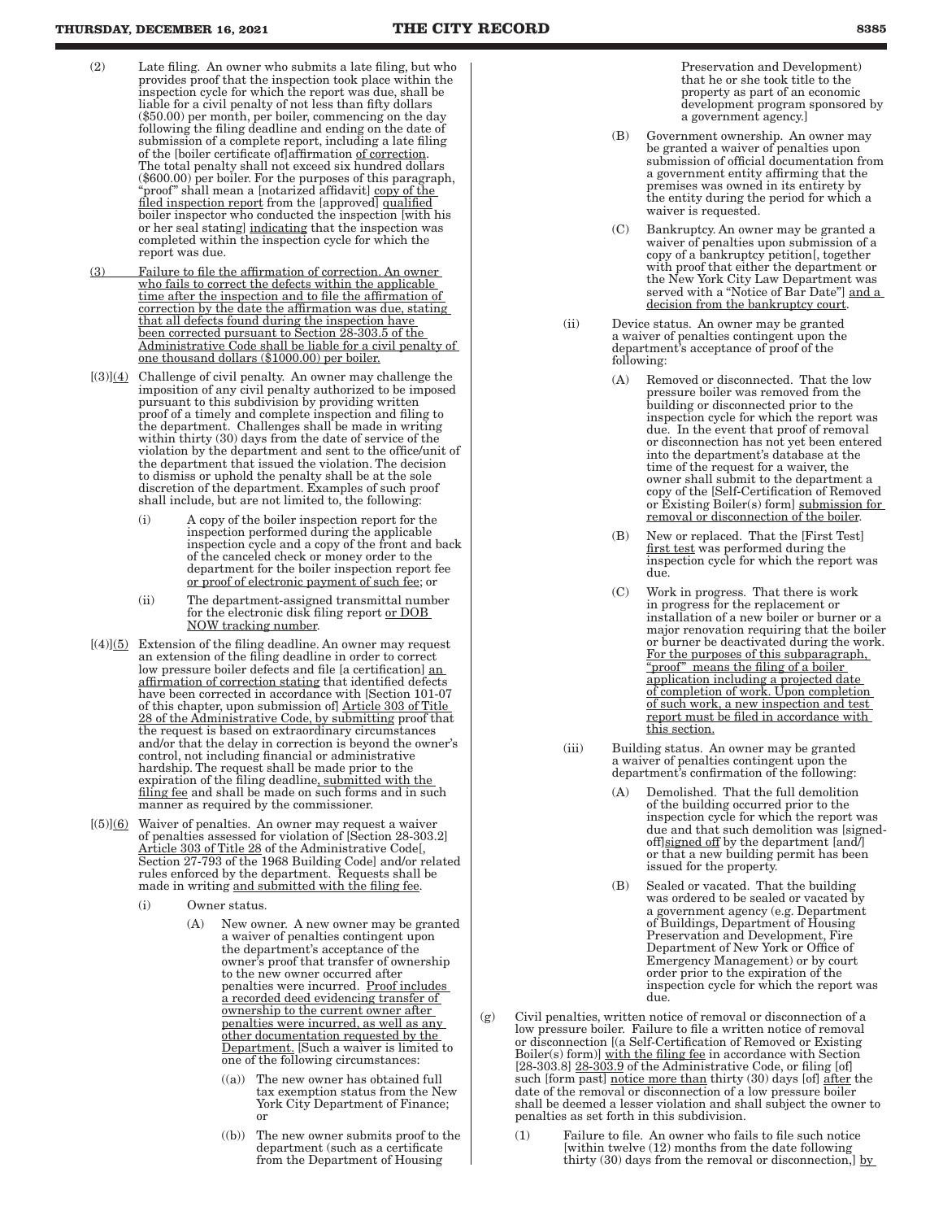(2) Late filing. An owner who submits a late filing, but who provides proof that the inspection took place within the inspection cycle for which the report was due, shall be liable for a civil penalty of not less than fifty dollars ($50.00) per month, per boiler, commencing on the day following the filing deadline and ending on the date of submission of a complete report, including a late filing of the [boiler certificate of]affirmation of correction. The total penalty shall not exceed six hundred dollars ($600.00) per boiler. For the purposes of this paragraph, "proof" shall mean a [notarized affidavit] copy of the filed inspection report from the [approved] qualified boiler inspector who conducted the inspection [with his or her seal stating] indicating that the inspection was completed within the inspection cycle for which the report was due.

(3) Failure to file the affirmation of correction. An owner who fails to correct the defects within the applicable time after the inspection and to file the affirmation of correction by the date the affirmation was due, stating that all defects found during the inspection have been corrected pursuant to Section 28-303.5 of the Administrative Code shall be liable for a civil penalty of one thousand dollars ($1000.00) per boiler.

[(3)](4) Challenge of civil penalty. An owner may challenge the imposition of any civil penalty authorized to be imposed pursuant to this subdivision by providing written proof of a timely and complete inspection and filing to the department. Challenges shall be made in writing within thirty (30) days from the date of service of the violation by the department and sent to the office/unit of the department that issued the violation. The decision to dismiss or uphold the penalty shall be at the sole discretion of the department. Examples of such proof shall include, but are not limited to, the following:

- (i) A copy of the boiler inspection report for the inspection performed during the applicable inspection cycle and a copy of the front and back of the canceled check or money order to the department for the boiler inspection report fee or proof of electronic payment of such fee; or
- (ii) The department-assigned transmittal number for the electronic disk filing report or DOB NOW tracking number.

[(4)](5) Extension of the filing deadline. An owner may request an extension of the filing deadline in order to correct low pressure boiler defects and file [a certification] an affirmation of correction stating that identified defects have been corrected in accordance with [Section 101-07 of this chapter, upon submission of] Article 303 of Title 28 of the Administrative Code, by submitting proof that the request is based on extraordinary circumstances and/or that the delay in correction is beyond the owner's control, not including financial or administrative hardship. The request shall be made prior to the expiration of the filing deadline, submitted with the filing fee and shall be made on such forms and in such manner as required by the commissioner.

[(5)](6) Waiver of penalties. An owner may request a waiver of penalties assessed for violation of [Section 28-303.2] Article 303 of Title 28 of the Administrative Code[, Section 27-793 of the 1968 Building Code] and/or related rules enforced by the department. Requests shall be made in writing and submitted with the filing fee.

- (i) Owner status.
  - (A) New owner. A new owner may be granted a waiver of penalties contingent upon the department's acceptance of the owner's proof that transfer of ownership to the new owner occurred after penalties were incurred. Proof includes a recorded deed evidencing transfer of ownership to the current owner after penalties were incurred, as well as any other documentation requested by the Department. [Such a waiver is limited to one of the following circumstances:
    - ((a)) The new owner has obtained full tax exemption status from the New York City Department of Finance; or
    - ((b)) The new owner submits proof to the department (such as a certificate from the Department of Housing Preservation and Development) that he or she took title to the property as part of an economic development program sponsored by a government agency.]
  - (B) Government ownership. An owner may be granted a waiver of penalties upon submission of official documentation from a government entity affirming that the premises was owned in its entirety by the entity during the period for which a waiver is requested.
  - (C) Bankruptcy. An owner may be granted a waiver of penalties upon submission of a copy of a bankruptcy petition[, together with proof that either the department or the New York City Law Department was served with a "Notice of Bar Date"] and a decision from the bankruptcy court.
- (ii) Device status. An owner may be granted a waiver of penalties contingent upon the department's acceptance of proof of the following:
  - (A) Removed or disconnected. That the low pressure boiler was removed from the building or disconnected prior to the inspection cycle for which the report was due. In the event that proof of removal or disconnection has not yet been entered into the department's database at the time of the request for a waiver, the owner shall submit to the department a copy of the [Self-Certification of Removed or Existing Boiler(s) form] submission for removal or disconnection of the boiler.
  - (B) New or replaced. That the [First Test] first test was performed during the inspection cycle for which the report was due.
  - (C) Work in progress. That there is work in progress for the replacement or installation of a new boiler or burner or a major renovation requiring that the boiler or burner be deactivated during the work. For the purposes of this subparagraph, "proof" means the filing of a boiler application including a projected date of completion of work. Upon completion of such work, a new inspection and test report must be filed in accordance with this section.
- (iii) Building status. An owner may be granted a waiver of penalties contingent upon the department's confirmation of the following:
  - (A) Demolished. That the full demolition of the building occurred prior to the inspection cycle for which the report was due and that such demolition was [signed-off]signed off by the department [and/] or that a new building permit has been issued for the property.
  - (B) Sealed or vacated. That the building was ordered to be sealed or vacated by a government agency (e.g. Department of Buildings, Department of Housing Preservation and Development, Fire Department of New York or Office of Emergency Management) or by court order prior to the expiration of the inspection cycle for which the report was due.

(g) Civil penalties, written notice of removal or disconnection of a low pressure boiler. Failure to file a written notice of removal or disconnection [(a Self-Certification of Removed or Existing Boiler(s) form)] with the filing fee in accordance with Section [28-303.8] 28-303.9 of the Administrative Code, or filing [of] such [form past] notice more than thirty (30) days [of] after the date of the removal or disconnection of a low pressure boiler shall be deemed a lesser violation and shall subject the owner to penalties as set forth in this subdivision.

(1) Failure to file. An owner who fails to file such notice [within twelve (12) months from the date following thirty (30) days from the removal or disconnection,] by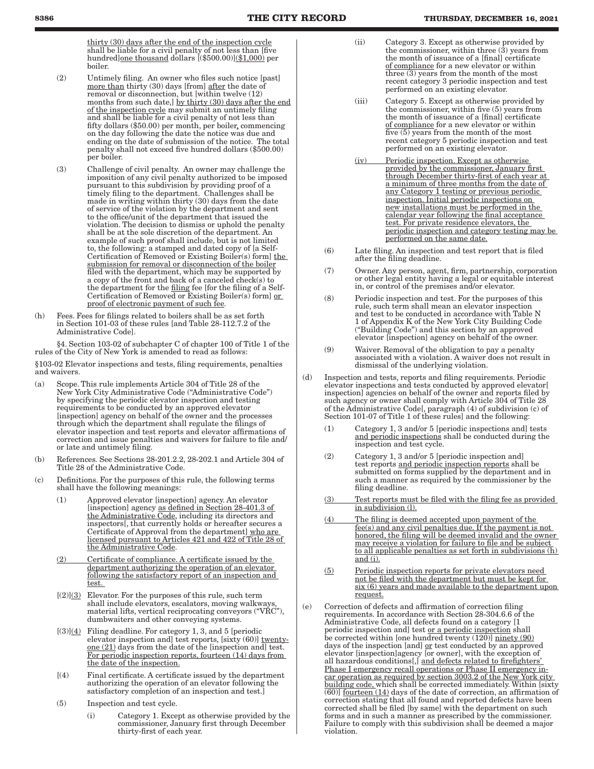thirty (30) days after the end of the inspection cycle shall be liable for a civil penalty of not less than [five hundred]one thousand dollars [($500.00)]($1,000) per boiler.

(2) Untimely filing. An owner who files such notice [past] more than thirty (30) days [from] after the date of removal or disconnection, but [within twelve (12) months from such date,] by thirty (30) days after the end of the inspection cycle may submit an untimely filing and shall be liable for a civil penalty of not less than fifty dollars ($50.00) per month, per boiler, commencing on the day following the date the notice was due and ending on the date of submission of the notice. The total penalty shall not exceed five hundred dollars ($500.00) per boiler.

(3) Challenge of civil penalty. An owner may challenge the imposition of any civil penalty authorized to be imposed pursuant to this subdivision by providing proof of a timely filing to the department. Challenges shall be made in writing within thirty (30) days from the date of service of the violation by the department and sent to the office/unit of the department that issued the violation. The decision to dismiss or uphold the penalty shall be at the sole discretion of the department. An example of such proof shall include, but is not limited to, the following: a stamped and dated copy of [a Self-Certification of Removed or Existing Boiler(s) form] the submission for removal or disconnection of the boiler filed with the department, which may be supported by a copy of the front and back of a canceled check(s) to the department for the filing fee [for the filing of a Self-Certification of Removed or Existing Boiler(s) form] or proof of electronic payment of such fee.

(h) Fees. Fees for filings related to boilers shall be as set forth in Section 101-03 of these rules [and Table 28-112.7.2 of the Administrative Code].

§4. Section 103-02 of subchapter C of chapter 100 of Title 1 of the rules of the City of New York is amended to read as follows:

§103-02 Elevator inspections and tests, filing requirements, penalties and waivers.

(a) Scope. This rule implements Article 304 of Title 28 of the New York City Administrative Code ("Administrative Code") by specifying the periodic elevator inspection and testing requirements to be conducted by an approved elevator [inspection] agency on behalf of the owner and the processes through which the department shall regulate the filings of elevator inspection and test reports and elevator affirmations of correction and issue penalties and waivers for failure to file and/or late and untimely filing.

(b) References. See Sections 28-201.2.2, 28-202.1 and Article 304 of Title 28 of the Administrative Code.

(c) Definitions. For the purposes of this rule, the following terms shall have the following meanings:

(1) Approved elevator [inspection] agency. An elevator [inspection] agency as defined in Section 28-401.3 of the Administrative Code, including its directors and inspectors[, that currently holds or hereafter secures a Certificate of Approval from the department] who are licensed pursuant to Articles 421 and 422 of Title 28 of the Administrative Code.

(2) Certificate of compliance. A certificate issued by the department authorizing the operation of an elevator following the satisfactory report of an inspection and test.

[(2)](3) Elevator. For the purposes of this rule, such term shall include elevators, escalators, moving walkways, material lifts, vertical reciprocating conveyors ("VRC"), dumbwaiters and other conveying systems.

[(3)](4) Filing deadline. For category 1, 3, and 5 [periodic elevator inspection and] test reports, [sixty (60)] twenty-one (21) days from the date of the [inspection and] test. For periodic inspection reports, fourteen (14) days from the date of the inspection.

[(4) Final certificate. A certificate issued by the department authorizing the operation of an elevator following the satisfactory completion of an inspection and test.]

(5) Inspection and test cycle.

(i) Category 1. Except as otherwise provided by the commissioner, January first through December thirty-first of each year.

(ii) Category 3. Except as otherwise provided by the commissioner, within three (3) years from the month of issuance of a [final] certificate of compliance for a new elevator or within three (3) years from the month of the most recent category 3 periodic inspection and test performed on an existing elevator.

(iii) Category 5. Except as otherwise provided by the commissioner, within five (5) years from the month of issuance of a [final] certificate of compliance for a new elevator or within five (5) years from the month of the most recent category 5 periodic inspection and test performed on an existing elevator.

(iv) Periodic inspection. Except as otherwise provided by the commissioner, January first through December thirty-first of each year at a minimum of three months from the date of any Category 1 testing or previous periodic inspection. Initial periodic inspections on new installations must be performed in the calendar year following the final acceptance test. For private residence elevators, the periodic inspection and category testing may be performed on the same date.

(6) Late filing. An inspection and test report that is filed after the filing deadline.

(7) Owner. Any person, agent, firm, partnership, corporation or other legal entity having a legal or equitable interest in, or control of the premises and/or elevator.

(8) Periodic inspection and test. For the purposes of this rule, such term shall mean an elevator inspection and test to be conducted in accordance with Table N 1 of Appendix K of the New York City Building Code ("Building Code") and this section by an approved elevator [inspection] agency on behalf of the owner.

(9) Waiver. Removal of the obligation to pay a penalty associated with a violation. A waiver does not result in dismissal of the underlying violation.

(d) Inspection and tests, reports and filing requirements. Periodic elevator inspections and tests conducted by approved elevator[ inspection] agencies on behalf of the owner and reports filed by such agency or owner shall comply with Article 304 of Title 28 of the Administrative Code[, paragraph (4) of subdivision (c) of Section 101-07 of Title 1 of these rules] and the following:

(1) Category 1, 3 and/or 5 [periodic inspections and] tests and periodic inspections shall be conducted during the inspection and test cycle.

(2) Category 1, 3 and/or 5 [periodic inspection and] test reports and periodic inspection reports shall be submitted on forms supplied by the department and in such a manner as required by the commissioner by the filing deadline.

(3) Test reports must be filed with the filing fee as provided in subdivision (l).

(4) The filing is deemed accepted upon payment of the fee(s) and any civil penalties due. If the payment is not honored, the filing will be deemed invalid and the owner may receive a violation for failure to file and be subject to all applicable penalties as set forth in subdivisions (h) and (i).

(5) Periodic inspection reports for private elevators need not be filed with the department but must be kept for six (6) years and made available to the department upon request.

(e) Correction of defects and affirmation of correction filing requirements. In accordance with Section 28-304.6.6 of the Administrative Code, all defects found on a category [1 periodic inspection and] test or a periodic inspection shall be corrected within [one hundred twenty (120)] ninety (90) days of the inspection [and] or test conducted by an approved elevator [inspection]agency [or owner], with the exception of all hazardous conditions[,] and defects related to firefighters' Phase I emergency recall operations or Phase II emergency in-car operation as required by section 3003.2 of the New York city building code, which shall be corrected immediately. Within [sixty (60)] fourteen (14) days of the date of correction, an affirmation of correction stating that all found and reported defects have been corrected shall be filed [by same] with the department on such forms and in such a manner as prescribed by the commissioner. Failure to comply with this subdivision shall be deemed a major violation.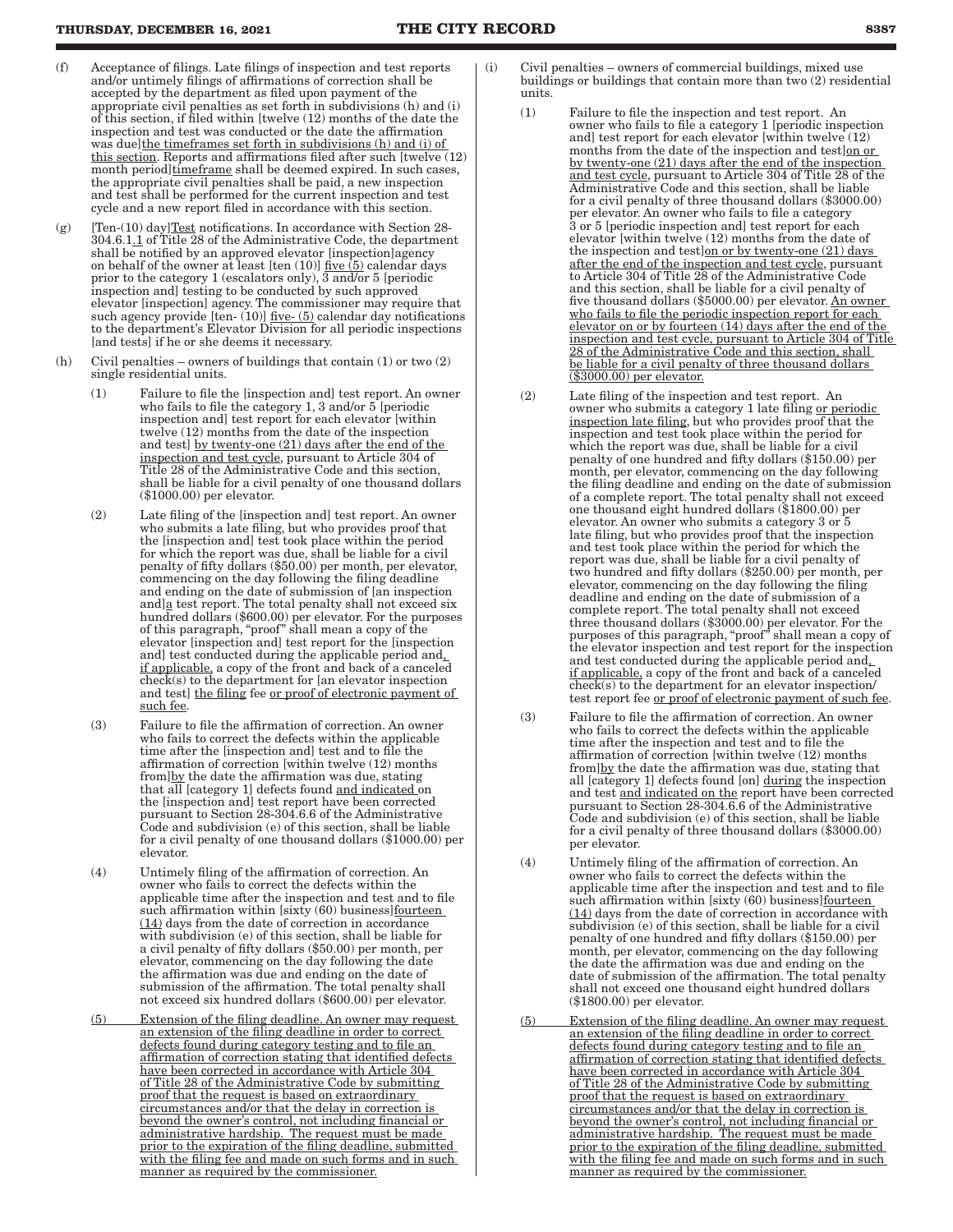(f) Acceptance of filings. Late filings of inspection and test reports and/or untimely filings of affirmations of correction shall be accepted by the department as filed upon payment of the appropriate civil penalties as set forth in subdivisions (h) and (i) of this section, if filed within [twelve (12) months of the date the inspection and test was conducted or the date the affirmation was due]the timeframes set forth in subdivisions (h) and (i) of this section. Reports and affirmations filed after such [twelve (12) month period]timeframe shall be deemed expired. In such cases, the appropriate civil penalties shall be paid, a new inspection and test shall be performed for the current inspection and test cycle and a new report filed in accordance with this section.

(g) [Ten-(10) day]Test notifications. In accordance with Section 28-304.6.1.1 of Title 28 of the Administrative Code, the department shall be notified by an approved elevator [inspection]agency on behalf of the owner at least [ten (10)] five (5) calendar days prior to the category 1 (escalators only), 3 and/or 5 [periodic inspection and] testing to be conducted by such approved elevator [inspection] agency. The commissioner may require that such agency provide [ten- (10)] five- (5) calendar day notifications to the department's Elevator Division for all periodic inspections [and tests] if he or she deems it necessary.

(h) Civil penalties – owners of buildings that contain (1) or two (2) single residential units.

(1) Failure to file the [inspection and] test report. An owner who fails to file the category 1, 3 and/or 5 [periodic inspection and] test report for each elevator [within twelve (12) months from the date of the inspection and test] by twenty-one (21) days after the end of the inspection and test cycle, pursuant to Article 304 of Title 28 of the Administrative Code and this section, shall be liable for a civil penalty of one thousand dollars ($1000.00) per elevator.

(2) Late filing of the [inspection and] test report. An owner who submits a late filing, but who provides proof that the [inspection and] test took place within the period for which the report was due, shall be liable for a civil penalty of fifty dollars ($50.00) per month, per elevator, commencing on the day following the filing deadline and ending on the date of submission of [an inspection and]a test report. The total penalty shall not exceed six hundred dollars ($600.00) per elevator. For the purposes of this paragraph, "proof" shall mean a copy of the elevator [inspection and] test report for the [inspection and] test conducted during the applicable period and, if applicable, a copy of the front and back of a canceled check(s) to the department for [an elevator inspection and test] the filing fee or proof of electronic payment of such fee.

(3) Failure to file the affirmation of correction. An owner who fails to correct the defects within the applicable time after the [inspection and] test and to file the affirmation of correction [within twelve (12) months from]by the date the affirmation was due, stating that all [category 1] defects found and indicated on the [inspection and] test report have been corrected pursuant to Section 28-304.6.6 of the Administrative Code and subdivision (e) of this section, shall be liable for a civil penalty of one thousand dollars ($1000.00) per elevator.

(4) Untimely filing of the affirmation of correction. An owner who fails to correct the defects within the applicable time after the inspection and test and to file such affirmation within [sixty (60) business]fourteen (14) days from the date of correction in accordance with subdivision (e) of this section, shall be liable for a civil penalty of fifty dollars ($50.00) per month, per elevator, commencing on the day following the date the affirmation was due and ending on the date of submission of the affirmation. The total penalty shall not exceed six hundred dollars ($600.00) per elevator.

(5) Extension of the filing deadline. An owner may request an extension of the filing deadline in order to correct defects found during category testing and to file an affirmation of correction stating that identified defects have been corrected in accordance with Article 304 of Title 28 of the Administrative Code by submitting proof that the request is based on extraordinary circumstances and/or that the delay in correction is beyond the owner's control, not including financial or administrative hardship. The request must be made prior to the expiration of the filing deadline, submitted with the filing fee and made on such forms and in such manner as required by the commissioner.

(i) Civil penalties – owners of commercial buildings, mixed use buildings or buildings that contain more than two (2) residential units.

(1) Failure to file the inspection and test report. An owner who fails to file a category 1 [periodic inspection and] test report for each elevator [within twelve (12) months from the date of the inspection and test]on or by twenty-one (21) days after the end of the inspection and test cycle, pursuant to Article 304 of Title 28 of the Administrative Code and this section, shall be liable for a civil penalty of three thousand dollars ($3000.00) per elevator. An owner who fails to file a category 3 or 5 [periodic inspection and] test report for each elevator [within twelve (12) months from the date of the inspection and test]on or by twenty-one (21) days after the end of the inspection and test cycle, pursuant to Article 304 of Title 28 of the Administrative Code and this section, shall be liable for a civil penalty of five thousand dollars ($5000.00) per elevator. An owner who fails to file the periodic inspection report for each elevator on or by fourteen (14) days after the end of the inspection and test cycle, pursuant to Article 304 of Title 28 of the Administrative Code and this section, shall be liable for a civil penalty of three thousand dollars ($3000.00) per elevator.

(2) Late filing of the inspection and test report. An owner who submits a category 1 late filing or periodic inspection late filing, but who provides proof that the inspection and test took place within the period for which the report was due, shall be liable for a civil penalty of one hundred and fifty dollars ($150.00) per month, per elevator, commencing on the day following the filing deadline and ending on the date of submission of a complete report. The total penalty shall not exceed one thousand eight hundred dollars ($1800.00) per elevator. An owner who submits a category 3 or 5 late filing, but who provides proof that the inspection and test took place within the period for which the report was due, shall be liable for a civil penalty of two hundred and fifty dollars ($250.00) per month, per elevator, commencing on the day following the filing deadline and ending on the date of submission of a complete report. The total penalty shall not exceed three thousand dollars ($3000.00) per elevator. For the purposes of this paragraph, "proof" shall mean a copy of the elevator inspection and test report for the inspection and test conducted during the applicable period and, if applicable, a copy of the front and back of a canceled check(s) to the department for an elevator inspection/test report fee or proof of electronic payment of such fee.

(3) Failure to file the affirmation of correction. An owner who fails to correct the defects within the applicable time after the inspection and test and to file the affirmation of correction [within twelve (12) months from]by the date the affirmation was due, stating that all [category 1] defects found [on] during the inspection and test and indicated on the report have been corrected pursuant to Section 28-304.6.6 of the Administrative Code and subdivision (e) of this section, shall be liable for a civil penalty of three thousand dollars ($3000.00) per elevator.

(4) Untimely filing of the affirmation of correction. An owner who fails to correct the defects within the applicable time after the inspection and test and to file such affirmation within [sixty (60) business]fourteen (14) days from the date of correction in accordance with subdivision (e) of this section, shall be liable for a civil penalty of one hundred and fifty dollars ($150.00) per month, per elevator, commencing on the day following the date the affirmation was due and ending on the date of submission of the affirmation. The total penalty shall not exceed one thousand eight hundred dollars ($1800.00) per elevator.

(5) Extension of the filing deadline. An owner may request an extension of the filing deadline in order to correct defects found during category testing and to file an affirmation of correction stating that identified defects have been corrected in accordance with Article 304 of Title 28 of the Administrative Code by submitting proof that the request is based on extraordinary circumstances and/or that the delay in correction is beyond the owner's control, not including financial or administrative hardship. The request must be made prior to the expiration of the filing deadline, submitted with the filing fee and made on such forms and in such manner as required by the commissioner.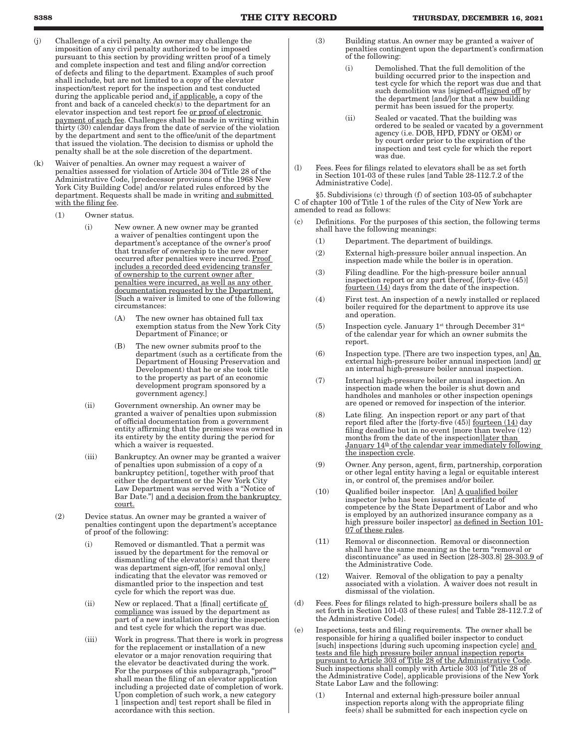(j) Challenge of a civil penalty. An owner may challenge the imposition of any civil penalty authorized to be imposed pursuant to this section by providing written proof of a timely and complete inspection and test and filing and/or correction of defects and filing to the department. Examples of such proof shall include, but are not limited to a copy of the elevator inspection/test report for the inspection and test conducted during the applicable period and, if applicable, a copy of the front and back of a canceled check(s) to the department for an elevator inspection and test report fee or proof of electronic payment of such fee. Challenges shall be made in writing within thirty (30) calendar days from the date of service of the violation by the department and sent to the office/unit of the department that issued the violation. The decision to dismiss or uphold the penalty shall be at the sole discretion of the department.

(k) Waiver of penalties. An owner may request a waiver of penalties assessed for violation of Article 304 of Title 28 of the Administrative Code, [predecessor provisions of the 1968 New York City Building Code] and/or related rules enforced by the department. Requests shall be made in writing and submitted with the filing fee.

(1) Owner status.

(i) New owner. A new owner may be granted a waiver of penalties contingent upon the department's acceptance of the owner's proof that transfer of ownership to the new owner occurred after penalties were incurred. Proof includes a recorded deed evidencing transfer of ownership to the current owner after penalties were incurred, as well as any other documentation requested by the Department. [Such a waiver is limited to one of the following circumstances:

(A) The new owner has obtained full tax exemption status from the New York City Department of Finance; or

(B) The new owner submits proof to the department (such as a certificate from the Department of Housing Preservation and Development) that he or she took title to the property as part of an economic development program sponsored by a government agency.]

(ii) Government ownership. An owner may be granted a waiver of penalties upon submission of official documentation from a government entity affirming that the premises was owned in its entirety by the entity during the period for which a waiver is requested.

(iii) Bankruptcy. An owner may be granted a waiver of penalties upon submission of a copy of a bankruptcy petition[, together with proof that either the department or the New York City Law Department was served with a "Notice of Bar Date."] and a decision from the bankruptcy court.

(2) Device status. An owner may be granted a waiver of penalties contingent upon the department's acceptance of proof of the following:

(i) Removed or dismantled. That a permit was issued by the department for the removal or dismantling of the elevator(s) and that there was department sign-off, [for removal only,] indicating that the elevator was removed or dismantled prior to the inspection and test cycle for which the report was due.

(ii) New or replaced. That a [final] certificate of compliance was issued by the department as part of a new installation during the inspection and test cycle for which the report was due.

(iii) Work in progress. That there is work in progress for the replacement or installation of a new elevator or a major renovation requiring that the elevator be deactivated during the work. For the purposes of this subparagraph, "proof" shall mean the filing of an elevator application including a projected date of completion of work. Upon completion of such work, a new category 1 [inspection and] test report shall be filed in accordance with this section.

(3) Building status. An owner may be granted a waiver of penalties contingent upon the department's confirmation of the following:

(i) Demolished. That the full demolition of the building occurred prior to the inspection and test cycle for which the report was due and that such demolition was [signed-off]signed off by the department [and/]or that a new building permit has been issued for the property.

(ii) Sealed or vacated. That the building was ordered to be sealed or vacated by a government agency (i.e. DOB, HPD, FDNY or OEM) or by court order prior to the expiration of the inspection and test cycle for which the report was due.

(l) Fees. Fees for filings related to elevators shall be as set forth in Section 101-03 of these rules [and Table 28-112.7.2 of the Administrative Code].

§5. Subdivisions (c) through (f) of section 103-05 of subchapter C of chapter 100 of Title 1 of the rules of the City of New York are amended to read as follows:

(c) Definitions. For the purposes of this section, the following terms shall have the following meanings:

(1) Department. The department of buildings.

(2) External high-pressure boiler annual inspection. An inspection made while the boiler is in operation.

(3) Filing deadline. For the high-pressure boiler annual inspection report or any part thereof, [forty-five (45)] fourteen (14) days from the date of the inspection.

(4) First test. An inspection of a newly installed or replaced boiler required for the department to approve its use and operation.

(5) Inspection cycle. January 1st through December 31st of the calendar year for which an owner submits the report.

(6) Inspection type. [There are two inspection types, an] An external high-pressure boiler annual inspection [and] or an internal high-pressure boiler annual inspection.

(7) Internal high-pressure boiler annual inspection. An inspection made when the boiler is shut down and handholes and manholes or other inspection openings are opened or removed for inspection of the interior.

(8) Late filing. An inspection report or any part of that report filed after the [forty-five (45)] fourteen (14) day filing deadline but in no event [more than twelve (12) months from the date of the inspection]later than January 14th of the calendar year immediately following the inspection cycle.

(9) Owner. Any person, agent, firm, partnership, corporation or other legal entity having a legal or equitable interest in, or control of, the premises and/or boiler.

(10) Qualified boiler inspector. [An] A qualified boiler inspector [who has been issued a certificate of competence by the State Department of Labor and who is employed by an authorized insurance company as a high pressure boiler inspector] as defined in Section 101-07 of these rules.

(11) Removal or disconnection. Removal or disconnection shall have the same meaning as the term "removal or discontinuance" as used in Section [28-303.8] 28-303.9 of the Administrative Code.

(12) Waiver. Removal of the obligation to pay a penalty associated with a violation. A waiver does not result in dismissal of the violation.

(d) Fees. Fees for filings related to high-pressure boilers shall be as set forth in Section 101-03 of these rules[ and Table 28-112.7.2 of the Administrative Code].

(e) Inspections, tests and filing requirements. The owner shall be responsible for hiring a qualified boiler inspector to conduct [such] inspections [during such upcoming inspection cycle] and tests and file high pressure boiler annual inspection reports pursuant to Article 303 of Title 28 of the Administrative Code. Such inspections shall comply with Article 303 [of Title 28 of the Administrative Code], applicable provisions of the New York State Labor Law and the following:

(1) Internal and external high-pressure boiler annual inspection reports along with the appropriate filing fee(s) shall be submitted for each inspection cycle on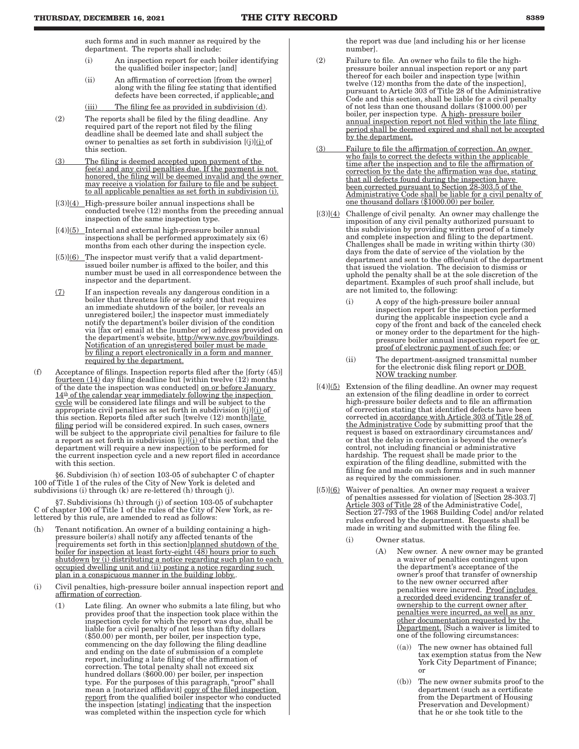such forms and in such manner as required by the department. The reports shall include:

(i) An inspection report for each boiler identifying the qualified boiler inspector; [and]

(ii) An affirmation of correction [from the owner] along with the filing fee stating that identified defects have been corrected, if applicable; and

(iii) The filing fee as provided in subdivision (d).

(2) The reports shall be filed by the filing deadline. Any required part of the report not filed by the filing deadline shall be deemed late and shall subject the owner to penalties as set forth in subdivision [(j)](i) of this section.

(3) The filing is deemed accepted upon payment of the fee(s) and any civil penalties due. If the payment is not honored, the filing will be deemed invalid and the owner may receive a violation for failure to file and be subject to all applicable penalties as set forth in subdivision (i).

[(3)](4) High-pressure boiler annual inspections shall be conducted twelve (12) months from the preceding annual inspection of the same inspection type.

[(4)](5) Internal and external high-pressure boiler annual inspections shall be performed approximately six (6) months from each other during the inspection cycle.

[(5)](6) The inspector must verify that a valid department-issued boiler number is affixed to the boiler, and this number must be used in all correspondence between the inspector and the department.

(7) If an inspection reveals any dangerous condition in a boiler that threatens life or safety and that requires an immediate shutdown of the boiler, [or reveals an unregistered boiler,] the inspector must immediately notify the department's boiler division of the condition via [fax or] email at the [number or] address provided on the department's website, http://www.nyc.gov/buildings. Notification of an unregistered boiler must be made by filing a report electronically in a form and manner required by the department.

(f) Acceptance of filings. Inspection reports filed after the [forty (45)] fourteen (14) day filing deadline but [within twelve (12) months of the date the inspection was conducted] on or before January 14th of the calendar year immediately following the inspection cycle will be considered late filings and will be subject to the appropriate civil penalties as set forth in subdivision [(j)](i) of this section. Reports filed after such [twelve (12) month]late filing period will be considered expired. In such cases, owners will be subject to the appropriate civil penalties for failure to file a report as set forth in subdivision [(j)](i) of this section, and the department will require a new inspection to be performed for the current inspection cycle and a new report filed in accordance with this section.

§6. Subdivision (h) of section 103-05 of subchapter C of chapter 100 of Title 1 of the rules of the City of New York is deleted and subdivisions (i) through (k) are re-lettered (h) through (j).

§7. Subdivisions (h) through (j) of section 103-05 of subchapter C of chapter 100 of Title 1 of the rules of the City of New York, as re-lettered by this rule, are amended to read as follows:

(h) Tenant notification. An owner of a building containing a high-pressure boiler(s) shall notify any affected tenants of the [requirements set forth in this section]planned shutdown of the boiler for inspection at least forty-eight (48) hours prior to such shutdown by (i) distributing a notice regarding such plan to each occupied dwelling unit and (ii) posting a notice regarding such plan in a conspicuous manner in the building lobby..

(i) Civil penalties, high-pressure boiler annual inspection report and affirmation of correction.

(1) Late filing. An owner who submits a late filing, but who provides proof that the inspection took place within the inspection cycle for which the report was due, shall be liable for a civil penalty of not less than fifty dollars ($50.00) per month, per boiler, per inspection type, commencing on the day following the filing deadline and ending on the date of submission of a complete report, including a late filing of the affirmation of correction. The total penalty shall not exceed six hundred dollars ($600.00) per boiler, per inspection type. For the purposes of this paragraph, "proof" shall mean a [notarized affidavit] copy of the filed inspection report from the qualified boiler inspector who conducted the inspection [stating] indicating that the inspection was completed within the inspection cycle for which the report was due [and including his or her license number].

(2) Failure to file. An owner who fails to file the high-pressure boiler annual inspection report or any part thereof for each boiler and inspection type [within twelve (12) months from the date of the inspection], pursuant to Article 303 of Title 28 of the Administrative Code and this section, shall be liable for a civil penalty of not less than one thousand dollars ($1000.00) per boiler, per inspection type. A high- pressure boiler annual inspection report not filed within the late filing period shall be deemed expired and shall not be accepted by the department.

(3) Failure to file the affirmation of correction. An owner who fails to correct the defects within the applicable time after the inspection and to file the affirmation of correction by the date the affirmation was due, stating that all defects found during the inspection have been corrected pursuant to Section 28-303.5 of the Administrative Code shall be liable for a civil penalty of one thousand dollars ($1000.00) per boiler.

[(3)](4) Challenge of civil penalty. An owner may challenge the imposition of any civil penalty authorized pursuant to this subdivision by providing written proof of a timely and complete inspection and filing to the department. Challenges shall be made in writing within thirty (30) days from the date of service of the violation by the department and sent to the office/unit of the department that issued the violation. The decision to dismiss or uphold the penalty shall be at the sole discretion of the department. Examples of such proof shall include, but are not limited to, the following:

(i) A copy of the high-pressure boiler annual inspection report for the inspection performed during the applicable inspection cycle and a copy of the front and back of the canceled check or money order to the department for the high-pressure boiler annual inspection report fee or proof of electronic payment of such fee; or

(ii) The department-assigned transmittal number for the electronic disk filing report or DOB NOW tracking number.

[(4)](5) Extension of the filing deadline. An owner may request an extension of the filing deadline in order to correct high-pressure boiler defects and to file an affirmation of correction stating that identified defects have been corrected in accordance with Article 303 of Title 28 of the Administrative Code by submitting proof that the request is based on extraordinary circumstances and/or that the delay in correction is beyond the owner's control, not including financial or administrative hardship. The request shall be made prior to the expiration of the filing deadline, submitted with the filing fee and made on such forms and in such manner as required by the commissioner.

[(5)](6) Waiver of penalties. An owner may request a waiver of penalties assessed for violation of [Section 28-303.7] Article 303 of Title 28 of the Administrative Code[, Section 27-793 of the 1968 Building Code] and/or related rules enforced by the department. Requests shall be made in writing and submitted with the filing fee.

(i) Owner status.

(A) New owner. A new owner may be granted a waiver of penalties contingent upon the department's acceptance of the owner's proof that transfer of ownership to the new owner occurred after penalties were incurred. Proof includes a recorded deed evidencing transfer of ownership to the current owner after penalties were incurred, as well as any other documentation requested by the Department. [Such a waiver is limited to one of the following circumstances:

((a)) The new owner has obtained full tax exemption status from the New York City Department of Finance; or

((b)) The new owner submits proof to the department (such as a certificate from the Department of Housing Preservation and Development) that he or she took title to the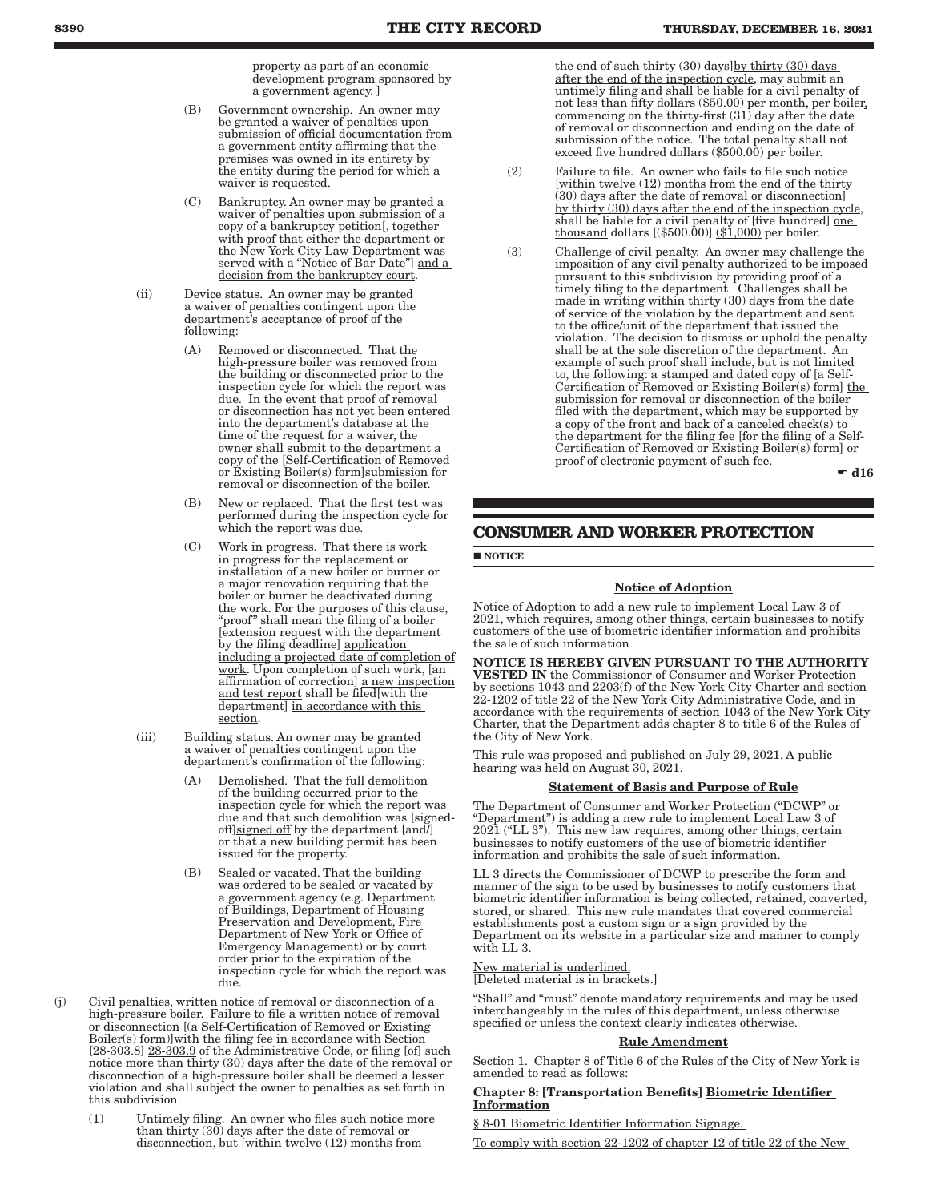property as part of an economic development program sponsored by a government agency. ]

(B) Government ownership. An owner may be granted a waiver of penalties upon submission of official documentation from a government entity affirming that the premises was owned in its entirety by the entity during the period for which a waiver is requested.

(C) Bankruptcy. An owner may be granted a waiver of penalties upon submission of a copy of a bankruptcy petition[, together with proof that either the department or the New York City Law Department was served with a "Notice of Bar Date"] and a decision from the bankruptcy court.

(ii) Device status. An owner may be granted a waiver of penalties contingent upon the department's acceptance of proof of the following:

(A) Removed or disconnected. That the high-pressure boiler was removed from the building or disconnected prior to the inspection cycle for which the report was due. In the event that proof of removal or disconnection has not yet been entered into the department's database at the time of the request for a waiver, the owner shall submit to the department a copy of the [Self-Certification of Removed or Existing Boiler(s) form]submission for removal or disconnection of the boiler.

(B) New or replaced. That the first test was performed during the inspection cycle for which the report was due.

(C) Work in progress. That there is work in progress for the replacement or installation of a new boiler or burner or a major renovation requiring that the boiler or burner be deactivated during the work. For the purposes of this clause, "proof" shall mean the filing of a boiler [extension request with the department by the filing deadline] application including a projected date of completion of work. Upon completion of such work, [an affirmation of correction] a new inspection and test report shall be filed[with the department] in accordance with this section.

(iii) Building status. An owner may be granted a waiver of penalties contingent upon the department's confirmation of the following:

(A) Demolished. That the full demolition of the building occurred prior to the inspection cycle for which the report was due and that such demolition was [signed-off]signed off by the department [and/] or that a new building permit has been issued for the property.

(B) Sealed or vacated. That the building was ordered to be sealed or vacated by a government agency (e.g. Department of Buildings, Department of Housing Preservation and Development, Fire Department of New York or Office of Emergency Management) or by court order prior to the expiration of the inspection cycle for which the report was due.

(j) Civil penalties, written notice of removal or disconnection of a high-pressure boiler. Failure to file a written notice of removal or disconnection [(a Self-Certification of Removed or Existing Boiler(s) form)]with the filing fee in accordance with Section [28-303.8] 28-303.9 of the Administrative Code, or filing [of] such notice more than thirty (30) days after the date of the removal or disconnection of a high-pressure boiler shall be deemed a lesser violation and shall subject the owner to penalties as set forth in this subdivision.

(1) Untimely filing. An owner who files such notice more than thirty (30) days after the date of removal or disconnection, but [within twelve (12) months from the end of such thirty (30) days]by thirty (30) days after the end of the inspection cycle, may submit an untimely filing and shall be liable for a civil penalty of not less than fifty dollars ($50.00) per month, per boiler, commencing on the thirty-first (31) day after the date of removal or disconnection and ending on the date of submission of the notice. The total penalty shall not exceed five hundred dollars ($500.00) per boiler.

(2) Failure to file. An owner who fails to file such notice [within twelve (12) months from the end of the thirty (30) days after the date of removal or disconnection] by thirty (30) days after the end of the inspection cycle, shall be liable for a civil penalty of [five hundred] one thousand dollars [($500.00)] ($1,000) per boiler.

(3) Challenge of civil penalty. An owner may challenge the imposition of any civil penalty authorized to be imposed pursuant to this subdivision by providing proof of a timely filing to the department. Challenges shall be made in writing within thirty (30) days from the date of service of the violation by the department and sent to the office/unit of the department that issued the violation. The decision to dismiss or uphold the penalty shall be at the sole discretion of the department. An example of such proof shall include, but is not limited to, the following: a stamped and dated copy of [a Self-Certification of Removed or Existing Boiler(s) form] the submission for removal or disconnection of the boiler filed with the department, which may be supported by a copy of the front and back of a canceled check(s) to the department for the filing fee [for the filing of a Self-Certification of Removed or Existing Boiler(s) form] or proof of electronic payment of such fee.

☛ d16

## CONSUMER AND WORKER PROTECTION

■ NOTICE

**Notice of Adoption**

Notice of Adoption to add a new rule to implement Local Law 3 of 2021, which requires, among other things, certain businesses to notify customers of the use of biometric identifier information and prohibits the sale of such information

**NOTICE IS HEREBY GIVEN PURSUANT TO THE AUTHORITY VESTED IN** the Commissioner of Consumer and Worker Protection by sections 1043 and 2203(f) of the New York City Charter and section 22-1202 of title 22 of the New York City Administrative Code, and in accordance with the requirements of section 1043 of the New York City Charter, that the Department adds chapter 8 to title 6 of the Rules of the City of New York.

This rule was proposed and published on July 29, 2021. A public hearing was held on August 30, 2021.

**Statement of Basis and Purpose of Rule**

The Department of Consumer and Worker Protection ("DCWP" or "Department") is adding a new rule to implement Local Law 3 of 2021 ("LL 3"). This new law requires, among other things, certain businesses to notify customers of the use of biometric identifier information and prohibits the sale of such information.

LL 3 directs the Commissioner of DCWP to prescribe the form and manner of the sign to be used by businesses to notify customers that biometric identifier information is being collected, retained, converted, stored, or shared. This new rule mandates that covered commercial establishments post a custom sign or a sign provided by the Department on its website in a particular size and manner to comply with LL 3.

New material is underlined.
[Deleted material is in brackets.]

"Shall" and "must" denote mandatory requirements and may be used interchangeably in the rules of this department, unless otherwise specified or unless the context clearly indicates otherwise.

**Rule Amendment**

Section 1. Chapter 8 of Title 6 of the Rules of the City of New York is amended to read as follows:

**Chapter 8: [Transportation Benefits] Biometric Identifier Information**

§ 8-01 Biometric Identifier Information Signage.

To comply with section 22-1202 of chapter 12 of title 22 of the New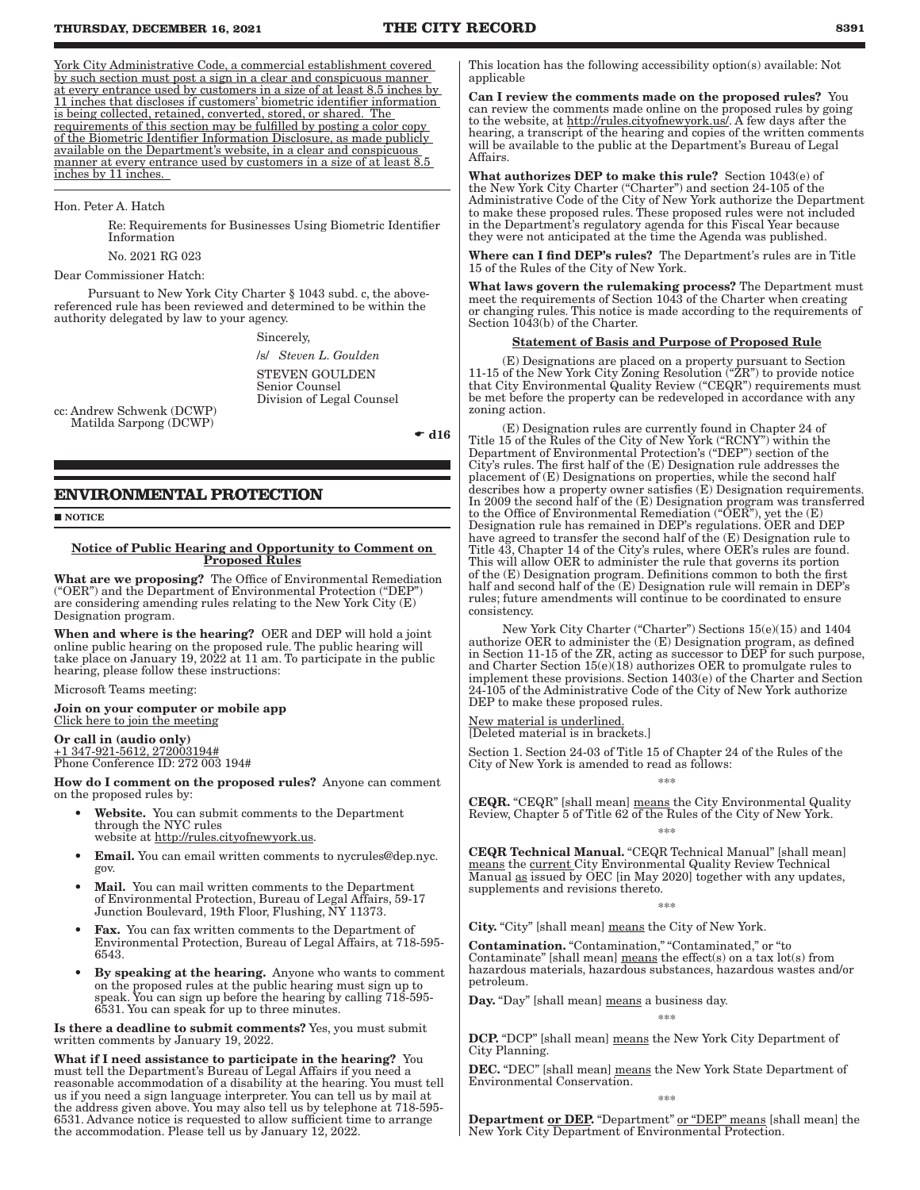York City Administrative Code, a commercial establishment covered by such section must post a sign in a clear and conspicuous manner at every entrance used by customers in a size of at least 8.5 inches by 11 inches that discloses if customers' biometric identifier information is being collected, retained, converted, stored, or shared. The requirements of this section may be fulfilled by posting a color copy of the Biometric Identifier Information Disclosure, as made publicly available on the Department's website, in a clear and conspicuous manner at every entrance used by customers in a size of at least 8.5 inches by 11 inches.

Hon. Peter A. Hatch

Re: Requirements for Businesses Using Biometric Identifier Information

No. 2021 RG 023

Dear Commissioner Hatch:

Pursuant to New York City Charter § 1043 subd. c, the above-referenced rule has been reviewed and determined to be within the authority delegated by law to your agency.

Sincerely,

/s/ *Steven L. Goulden*

STEVEN GOULDEN
Senior Counsel
Division of Legal Counsel

cc: Andrew Schwenk (DCWP)
Matilda Sarpong (DCWP)

☛ d16

## ENVIRONMENTAL PROTECTION

■ NOTICE

### Notice of Public Hearing and Opportunity to Comment on Proposed Rules

**What are we proposing?** The Office of Environmental Remediation ("OER") and the Department of Environmental Protection ("DEP") are considering amending rules relating to the New York City (E) Designation program.

**When and where is the hearing?** OER and DEP will hold a joint online public hearing on the proposed rule. The public hearing will take place on January 19, 2022 at 11 am. To participate in the public hearing, please follow these instructions:

Microsoft Teams meeting:

**Join on your computer or mobile app**
Click here to join the meeting

**Or call in (audio only)**
+1 347-921-5612, 272003194#
Phone Conference ID: 272 003 194#

**How do I comment on the proposed rules?** Anyone can comment on the proposed rules by:

- **Website.** You can submit comments to the Department through the NYC rules website at http://rules.cityofnewyork.us.
- **Email.** You can email written comments to nycrules@dep.nyc.gov.
- **Mail.** You can mail written comments to the Department of Environmental Protection, Bureau of Legal Affairs, 59-17 Junction Boulevard, 19th Floor, Flushing, NY 11373.
- **Fax.** You can fax written comments to the Department of Environmental Protection, Bureau of Legal Affairs, at 718-595-6543.
- **By speaking at the hearing.** Anyone who wants to comment on the proposed rules at the public hearing must sign up to speak. You can sign up before the hearing by calling 718-595-6531. You can speak for up to three minutes.

**Is there a deadline to submit comments?** Yes, you must submit written comments by January 19, 2022.

**What if I need assistance to participate in the hearing?** You must tell the Department's Bureau of Legal Affairs if you need a reasonable accommodation of a disability at the hearing. You must tell us if you need a sign language interpreter. You can tell us by mail at the address given above. You may also tell us by telephone at 718-595-6531. Advance notice is requested to allow sufficient time to arrange the accommodation. Please tell us by January 12, 2022.

This location has the following accessibility option(s) available: Not applicable

**Can I review the comments made on the proposed rules?** You can review the comments made online on the proposed rules by going to the website, at http://rules.cityofnewyork.us/. A few days after the hearing, a transcript of the hearing and copies of the written comments will be available to the public at the Department's Bureau of Legal Affairs.

**What authorizes DEP to make this rule?** Section 1043(e) of the New York City Charter ("Charter") and section 24-105 of the Administrative Code of the City of New York authorize the Department to make these proposed rules. These proposed rules were not included in the Department's regulatory agenda for this Fiscal Year because they were not anticipated at the time the Agenda was published.

**Where can I find DEP's rules?** The Department's rules are in Title 15 of the Rules of the City of New York.

**What laws govern the rulemaking process?** The Department must meet the requirements of Section 1043 of the Charter when creating or changing rules. This notice is made according to the requirements of Section 1043(b) of the Charter.

### Statement of Basis and Purpose of Proposed Rule

(E) Designations are placed on a property pursuant to Section 11-15 of the New York City Zoning Resolution ("ZR") to provide notice that City Environmental Quality Review ("CEQR") requirements must be met before the property can be redeveloped in accordance with any zoning action.

(E) Designation rules are currently found in Chapter 24 of Title 15 of the Rules of the City of New York ("RCNY") within the Department of Environmental Protection's ("DEP") section of the City's rules. The first half of the (E) Designation rule addresses the placement of (E) Designations on properties, while the second half describes how a property owner satisfies (E) Designation requirements. In 2009 the second half of the (E) Designation program was transferred to the Office of Environmental Remediation ("OER"), yet the (E) Designation rule has remained in DEP's regulations. OER and DEP have agreed to transfer the second half of the (E) Designation rule to Title 43, Chapter 14 of the City's rules, where OER's rules are found. This will allow OER to administer the rule that governs its portion of the (E) Designation program. Definitions common to both the first half and second half of the (E) Designation rule will remain in DEP's rules; future amendments will continue to be coordinated to ensure consistency.

New York City Charter ("Charter") Sections 15(e)(15) and 1404 authorize OER to administer the (E) Designation program, as defined in Section 11-15 of the ZR, acting as successor to DEP for such purpose, and Charter Section 15(e)(18) authorizes OER to promulgate rules to implement these provisions. Section 1403(e) of the Charter and Section 24-105 of the Administrative Code of the City of New York authorize DEP to make these proposed rules.

New material is underlined.
[Deleted material is in brackets.]

Section 1. Section 24-03 of Title 15 of Chapter 24 of the Rules of the City of New York is amended to read as follows:

\*\*\*

**CEQR.** "CEQR" [shall mean] means the City Environmental Quality Review, Chapter 5 of Title 62 of the Rules of the City of New York.

\*\*\*

**CEQR Technical Manual.** "CEQR Technical Manual" [shall mean] means the current City Environmental Quality Review Technical Manual as issued by OEC [in May 2020] together with any updates, supplements and revisions thereto.

\*\*\*

**City.** "City" [shall mean] means the City of New York.

**Contamination.** "Contamination," "Contaminated," or "to Contaminate" [shall mean] means the effect(s) on a tax lot(s) from hazardous materials, hazardous substances, hazardous wastes and/or petroleum.

**Day.** "Day" [shall mean] means a business day.

\*\*\*

**DCP.** "DCP" [shall mean] means the New York City Department of City Planning.

**DEC.** "DEC" [shall mean] means the New York State Department of Environmental Conservation.

\*\*\*

**Department or DEP.** "Department" or "DEP" means [shall mean] the New York City Department of Environmental Protection.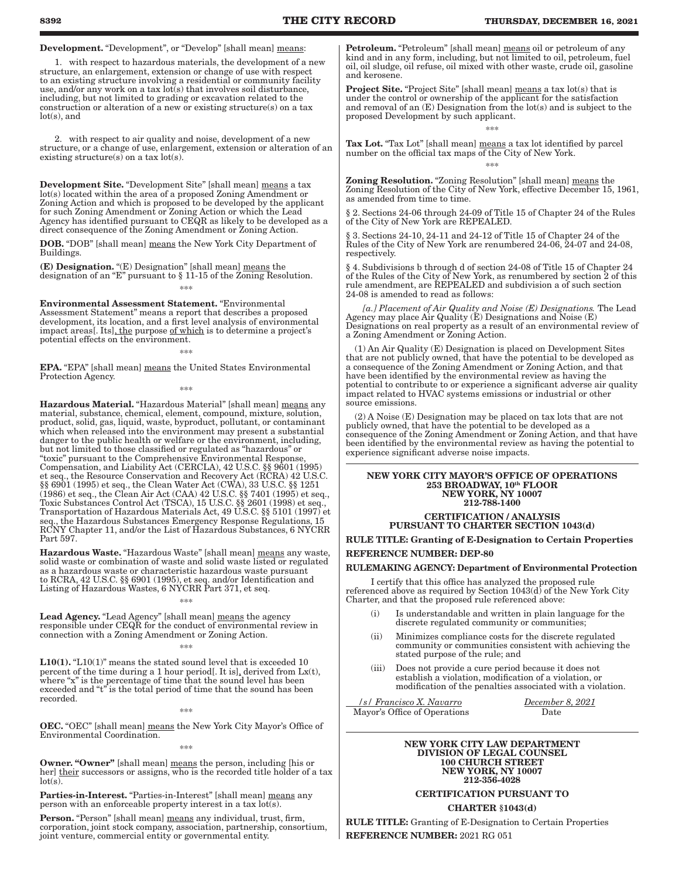**Development.** "Development", or "Develop" [shall mean] means:

1. with respect to hazardous materials, the development of a new structure, an enlargement, extension or change of use with respect to an existing structure involving a residential or community facility use, and/or any work on a tax lot(s) that involves soil disturbance, including, but not limited to grading or excavation related to the construction or alteration of a new or existing structure(s) on a tax lot(s), and

2. with respect to air quality and noise, development of a new structure, or a change of use, enlargement, extension or alteration of an existing structure(s) on a tax lot(s).

**Development Site.** "Development Site" [shall mean] means a tax lot(s) located within the area of a proposed Zoning Amendment or Zoning Action and which is proposed to be developed by the applicant for such Zoning Amendment or Zoning Action or which the Lead Agency has identified pursuant to CEQR as likely to be developed as a direct consequence of the Zoning Amendment or Zoning Action.

**DOB.** "DOB" [shall mean] means the New York City Department of Buildings.

**(E) Designation.** "(E) Designation" [shall mean] means the designation of an "E" pursuant to § 11-15 of the Zoning Resolution.

\*\*\*

**Environmental Assessment Statement.** "Environmental Assessment Statement" means a report that describes a proposed development, its location, and a first level analysis of environmental impact areas[. Its], the purpose of which is to determine a project's potential effects on the environment.

\*\*\*

**EPA.** "EPA" [shall mean] means the United States Environmental Protection Agency.

\*\*\*

**Hazardous Material.** "Hazardous Material" [shall mean] means any material, substance, chemical, element, compound, mixture, solution, product, solid, gas, liquid, waste, byproduct, pollutant, or contaminant which when released into the environment may present a substantial danger to the public health or welfare or the environment, including, but not limited to those classified or regulated as "hazardous" or "toxic" pursuant to the Comprehensive Environmental Response, Compensation, and Liability Act (CERCLA), 42 U.S.C. §§ 9601 (1995) et seq., the Resource Conservation and Recovery Act (RCRA) 42 U.S.C. §§ 6901 (1995) et seq., the Clean Water Act (CWA), 33 U.S.C. §§ 1251 (1986) et seq., the Clean Air Act (CAA) 42 U.S.C. §§ 7401 (1995) et seq., Toxic Substances Control Act (TSCA), 15 U.S.C. §§ 2601 (1998) et seq., Transportation of Hazardous Materials Act, 49 U.S.C. §§ 5101 (1997) et seq., the Hazardous Substances Emergency Response Regulations, 15 RCNY Chapter 11, and/or the List of Hazardous Substances, 6 NYCRR Part 597.

**Hazardous Waste.** "Hazardous Waste" [shall mean] means any waste, solid waste or combination of waste and solid waste listed or regulated as a hazardous waste or characteristic hazardous waste pursuant to RCRA, 42 U.S.C. §§ 6901 (1995), et seq. and/or Identification and Listing of Hazardous Wastes, 6 NYCRR Part 371, et seq.

\*\*\*

**Lead Agency.** "Lead Agency" [shall mean] means the agency responsible under CEQR for the conduct of environmental review in connection with a Zoning Amendment or Zoning Action.

\*\*\*

**L10(1).** "L10(1)" means the stated sound level that is exceeded 10 percent of the time during a 1 hour period[. It is], derived from Lx(t), where "x" is the percentage of time that the sound level has been exceeded and "t" is the total period of time that the sound has been recorded.

\*\*\*

**OEC.** "OEC" [shall mean] means the New York City Mayor's Office of Environmental Coordination.

\*\*\*

**Owner. "Owner"** [shall mean] means the person, including [his or her] their successors or assigns, who is the recorded title holder of a tax lot(s).

**Parties-in-Interest.** "Parties-in-Interest" [shall mean] means any person with an enforceable property interest in a tax lot(s).

**Person.** "Person" [shall mean] means any individual, trust, firm, corporation, joint stock company, association, partnership, consortium, joint venture, commercial entity or governmental entity.

**Petroleum.** "Petroleum" [shall mean] means oil or petroleum of any kind and in any form, including, but not limited to oil, petroleum, fuel oil, oil sludge, oil refuse, oil mixed with other waste, crude oil, gasoline and kerosene.

**Project Site.** "Project Site" [shall mean] means a tax lot(s) that is under the control or ownership of the applicant for the satisfaction and removal of an (E) Designation from the lot(s) and is subject to the proposed Development by such applicant.

\*\*\*

**Tax Lot.** "Tax Lot" [shall mean] means a tax lot identified by parcel number on the official tax maps of the City of New York.

\*\*\*

**Zoning Resolution.** "Zoning Resolution" [shall mean] means the Zoning Resolution of the City of New York, effective December 15, 1961, as amended from time to time.

§ 2. Sections 24-06 through 24-09 of Title 15 of Chapter 24 of the Rules of the City of New York are REPEALED.

§ 3. Sections 24-10, 24-11 and 24-12 of Title 15 of Chapter 24 of the Rules of the City of New York are renumbered 24-06, 24-07 and 24-08, respectively.

§ 4. Subdivisions b through d of section 24-08 of Title 15 of Chapter 24 of the Rules of the City of New York, as renumbered by section 2 of this rule amendment, are REPEALED and subdivision a of such section 24-08 is amended to read as follows:

*[a.] Placement of Air Quality and Noise (E) Designations.* The Lead Agency may place Air Quality (E) Designations and Noise (E) Designations on real property as a result of an environmental review of a Zoning Amendment or Zoning Action.

(1) An Air Quality (E) Designation is placed on Development Sites that are not publicly owned, that have the potential to be developed as a consequence of the Zoning Amendment or Zoning Action, and that have been identified by the environmental review as having the potential to contribute to or experience a significant adverse air quality impact related to HVAC systems emissions or industrial or other source emissions.

(2) A Noise (E) Designation may be placed on tax lots that are not publicly owned, that have the potential to be developed as a consequence of the Zoning Amendment or Zoning Action, and that have been identified by the environmental review as having the potential to experience significant adverse noise impacts.

**NEW YORK CITY MAYOR'S OFFICE OF OPERATIONS**
**253 BROADWAY, 10th FLOOR**
**NEW YORK, NY 10007**
**212-788-1400**

**CERTIFICATION / ANALYSIS**
**PURSUANT TO CHARTER SECTION 1043(d)**

**RULE TITLE: Granting of E-Designation to Certain Properties**

**REFERENCE NUMBER: DEP-80**

**RULEMAKING AGENCY: Department of Environmental Protection**

I certify that this office has analyzed the proposed rule referenced above as required by Section 1043(d) of the New York City Charter, and that the proposed rule referenced above:

(i) Is understandable and written in plain language for the discrete regulated community or communities;

(ii) Minimizes compliance costs for the discrete regulated community or communities consistent with achieving the stated purpose of the rule; and

(iii) Does not provide a cure period because it does not establish a violation, modification of a violation, or modification of the penalties associated with a violation.

| /s/ *Francisco X. Navarro* | *December 8, 2021* |
|---|---|
| Mayor's Office of Operations | Date |

**NEW YORK CITY LAW DEPARTMENT**
**DIVISION OF LEGAL COUNSEL**
**100 CHURCH STREET**
**NEW YORK, NY 10007**
**212-356-4028**

**CERTIFICATION PURSUANT TO**

**CHARTER §1043(d)**

**RULE TITLE:** Granting of E-Designation to Certain Properties

**REFERENCE NUMBER:** 2021 RG 051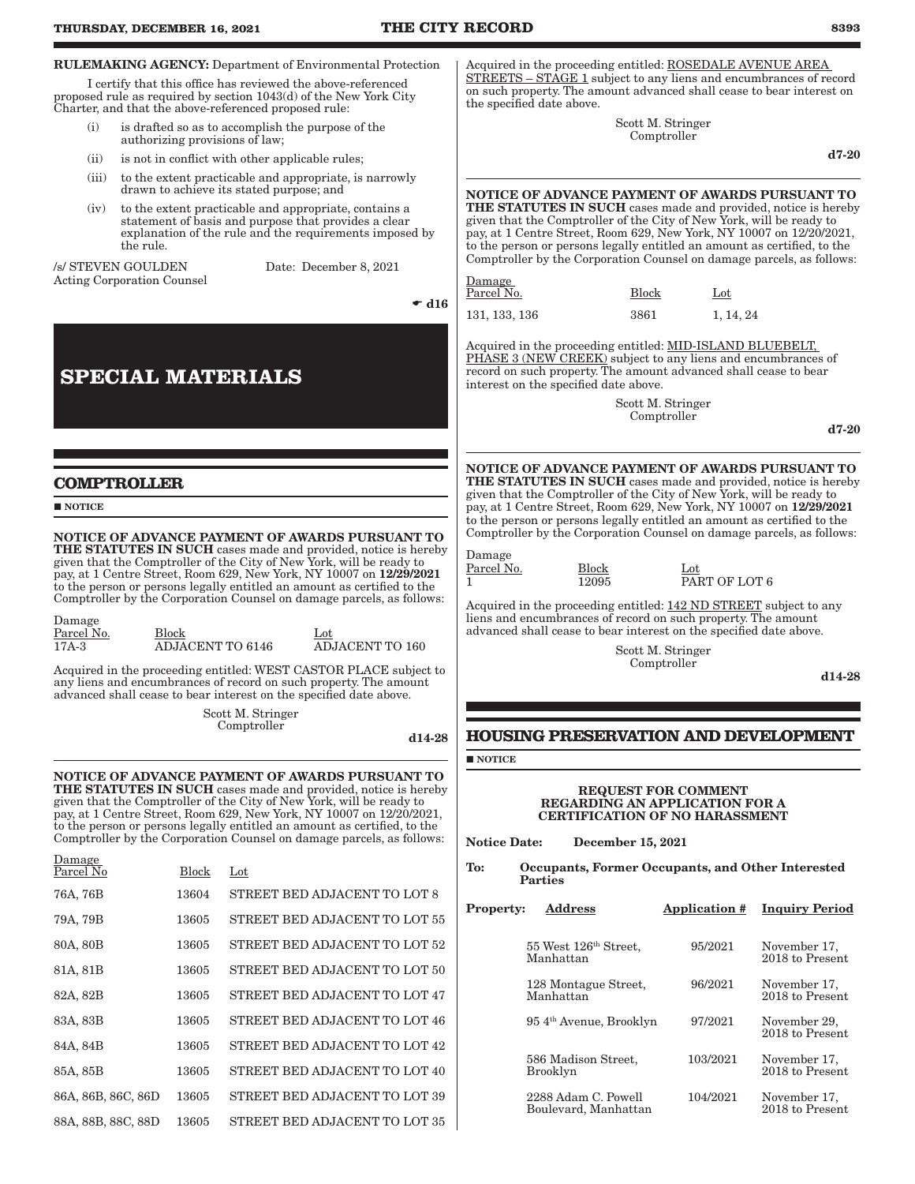**RULEMAKING AGENCY:** Department of Environmental Protection

I certify that this office has reviewed the above-referenced proposed rule as required by section 1043(d) of the New York City Charter, and that the above-referenced proposed rule:

(i) is drafted so as to accomplish the purpose of the authorizing provisions of law;

(ii) is not in conflict with other applicable rules;

(iii) to the extent practicable and appropriate, is narrowly drawn to achieve its stated purpose; and

(iv) to the extent practicable and appropriate, contains a statement of basis and purpose that provides a clear explanation of the rule and the requirements imposed by the rule.

/s/ STEVEN GOULDEN Date: December 8, 2021
Acting Corporation Counsel

☛ d16

# SPECIAL MATERIALS

## COMPTROLLER

■ NOTICE

**NOTICE OF ADVANCE PAYMENT OF AWARDS PURSUANT TO THE STATUTES IN SUCH** cases made and provided, notice is hereby given that the Comptroller of the City of New York, will be ready to pay, at 1 Centre Street, Room 629, New York, NY 10007 on **12/29/2021** to the person or persons legally entitled an amount as certified to the Comptroller by the Corporation Counsel on damage parcels, as follows:

| Damage Parcel No. | Block | Lot |
|---|---|---|
| 17A-3 | ADJACENT TO 6146 | ADJACENT TO 160 |

Acquired in the proceeding entitled: WEST CASTOR PLACE subject to any liens and encumbrances of record on such property. The amount advanced shall cease to bear interest on the specified date above.

Scott M. Stringer
Comptroller

d14-28

**NOTICE OF ADVANCE PAYMENT OF AWARDS PURSUANT TO THE STATUTES IN SUCH** cases made and provided, notice is hereby given that the Comptroller of the City of New York, will be ready to pay, at 1 Centre Street, Room 629, New York, NY 10007 on 12/20/2021, to the person or persons legally entitled an amount as certified, to the Comptroller by the Corporation Counsel on damage parcels, as follows:

| Damage Parcel No | Block | Lot |
|---|---|---|
| 76A, 76B | 13604 | STREET BED ADJACENT TO LOT 8 |
| 79A, 79B | 13605 | STREET BED ADJACENT TO LOT 55 |
| 80A, 80B | 13605 | STREET BED ADJACENT TO LOT 52 |
| 81A, 81B | 13605 | STREET BED ADJACENT TO LOT 50 |
| 82A, 82B | 13605 | STREET BED ADJACENT TO LOT 47 |
| 83A, 83B | 13605 | STREET BED ADJACENT TO LOT 46 |
| 84A, 84B | 13605 | STREET BED ADJACENT TO LOT 42 |
| 85A, 85B | 13605 | STREET BED ADJACENT TO LOT 40 |
| 86A, 86B, 86C, 86D | 13605 | STREET BED ADJACENT TO LOT 39 |
| 88A, 88B, 88C, 88D | 13605 | STREET BED ADJACENT TO LOT 35 |

Acquired in the proceeding entitled: ROSEDALE AVENUE AREA STREETS – STAGE 1 subject to any liens and encumbrances of record on such property. The amount advanced shall cease to bear interest on the specified date above.

Scott M. Stringer
Comptroller

d7-20

**NOTICE OF ADVANCE PAYMENT OF AWARDS PURSUANT TO THE STATUTES IN SUCH** cases made and provided, notice is hereby given that the Comptroller of the City of New York, will be ready to pay, at 1 Centre Street, Room 629, New York, NY 10007 on 12/20/2021, to the person or persons legally entitled an amount as certified, to the Comptroller by the Corporation Counsel on damage parcels, as follows:

| Damage Parcel No. | Block | Lot |
|---|---|---|
| 131, 133, 136 | 3861 | 1, 14, 24 |

Acquired in the proceeding entitled: MID-ISLAND BLUEBELT, PHASE 3 (NEW CREEK) subject to any liens and encumbrances of record on such property. The amount advanced shall cease to bear interest on the specified date above.

Scott M. Stringer
Comptroller

d7-20

**NOTICE OF ADVANCE PAYMENT OF AWARDS PURSUANT TO THE STATUTES IN SUCH** cases made and provided, notice is hereby given that the Comptroller of the City of New York, will be ready to pay, at 1 Centre Street, Room 629, New York, NY 10007 on **12/29/2021** to the person or persons legally entitled an amount as certified to the Comptroller by the Corporation Counsel on damage parcels, as follows:

| Damage Parcel No. | Block | Lot |
|---|---|---|
| 1 | 12095 | PART OF LOT 6 |

Acquired in the proceeding entitled: 142 ND STREET subject to any liens and encumbrances of record on such property. The amount advanced shall cease to bear interest on the specified date above.

Scott M. Stringer
Comptroller

d14-28

## HOUSING PRESERVATION AND DEVELOPMENT

■ NOTICE

**REQUEST FOR COMMENT REGARDING AN APPLICATION FOR A CERTIFICATION OF NO HARASSMENT**

**Notice Date:** **December 15, 2021**

**To:** **Occupants, Former Occupants, and Other Interested Parties**

| Property: | Address | Application # | Inquiry Period |
|---|---|---|---|
| | 55 West 126th Street, Manhattan | 95/2021 | November 17, 2018 to Present |
| | 128 Montague Street, Manhattan | 96/2021 | November 17, 2018 to Present |
| | 95 4th Avenue, Brooklyn | 97/2021 | November 29, 2018 to Present |
| | 586 Madison Street, Brooklyn | 103/2021 | November 17, 2018 to Present |
| | 2288 Adam C. Powell Boulevard, Manhattan | 104/2021 | November 17, 2018 to Present |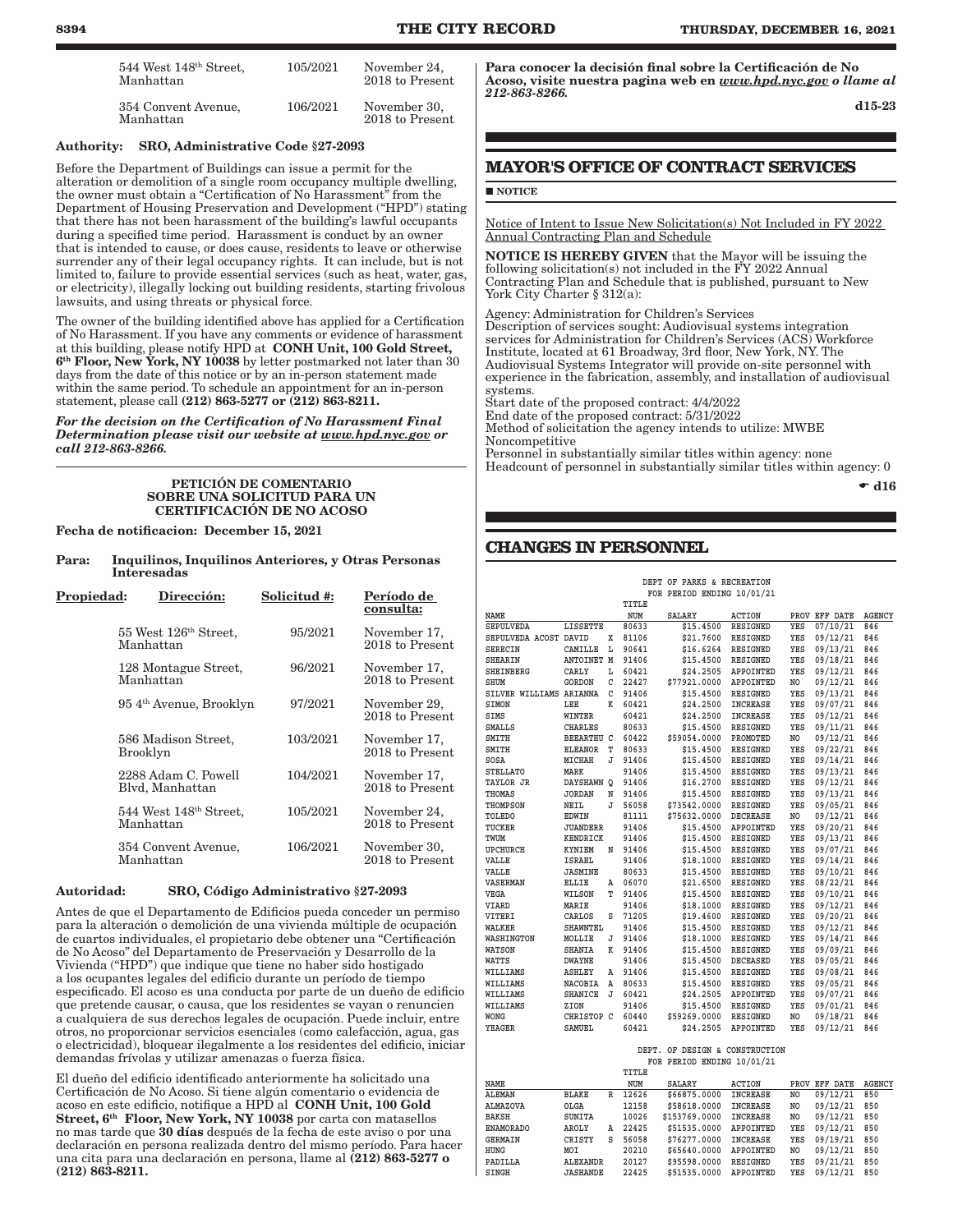| | | |
|---|---|---|
| 544 West 148th Street, Manhattan | 105/2021 | November 24, 2018 to Present |
| 354 Convent Avenue, Manhattan | 106/2021 | November 30, 2018 to Present |

**Authority: SRO, Administrative Code §27-2093**

Before the Department of Buildings can issue a permit for the alteration or demolition of a single room occupancy multiple dwelling, the owner must obtain a "Certification of No Harassment" from the Department of Housing Preservation and Development ("HPD") stating that there has not been harassment of the building's lawful occupants during a specified time period. Harassment is conduct by an owner that is intended to cause, or does cause, residents to leave or otherwise surrender any of their legal occupancy rights. It can include, but is not limited to, failure to provide essential services (such as heat, water, gas, or electricity), illegally locking out building residents, starting frivolous lawsuits, and using threats or physical force.

The owner of the building identified above has applied for a Certification of No Harassment. If you have any comments or evidence of harassment at this building, please notify HPD at **CONH Unit, 100 Gold Street, 6th Floor, New York, NY 10038** by letter postmarked not later than 30 days from the date of this notice or by an in-person statement made within the same period. To schedule an appointment for an in-person statement, please call **(212) 863-5277 or (212) 863-8211.**

***For the decision on the Certification of No Harassment Final Determination please visit our website at www.hpd.nyc.gov or call 212-863-8266.***

**PETICIÓN DE COMENTARIO SOBRE UNA SOLICITUD PARA UN CERTIFICACIÓN DE NO ACOSO**

**Fecha de notificacion: December 15, 2021**

**Para: Inquilinos, Inquilinos Anteriores, y Otras Personas Interesadas**

| Propiedad: Dirección: | Solicitud #: | Período de consulta: |
|---|---|---|
| 55 West 126th Street, Manhattan | 95/2021 | November 17, 2018 to Present |
| 128 Montague Street, Manhattan | 96/2021 | November 17, 2018 to Present |
| 95 4th Avenue, Brooklyn | 97/2021 | November 29, 2018 to Present |
| 586 Madison Street, Brooklyn | 103/2021 | November 17, 2018 to Present |
| 2288 Adam C. Powell Blvd, Manhattan | 104/2021 | November 17, 2018 to Present |
| 544 West 148th Street, Manhattan | 105/2021 | November 24, 2018 to Present |
| 354 Convent Avenue, Manhattan | 106/2021 | November 30, 2018 to Present |

**Autoridad: SRO, Código Administrativo §27-2093**

Antes de que el Departamento de Edificios pueda conceder un permiso para la alteración o demolición de una vivienda múltiple de ocupación de cuartos individuales, el propietario debe obtener una "Certificación de No Acoso" del Departamento de Preservación y Desarrollo de la Vivienda ("HPD") que indique que tiene no haber sido hostigado a los ocupantes legales del edificio durante un período de tiempo especificado. El acoso es una conducta por parte de un dueño de edificio que pretende causar, o causa, que los residentes se vayan o renuncien a cualquiera de sus derechos legales de ocupación. Puede incluir, entre otros, no proporcionar servicios esenciales (como calefacción, agua, gas o electricidad), bloquear ilegalmente a los residentes del edificio, iniciar demandas frívolas y utilizar amenazas o fuerza física.

El dueño del edificio identificado anteriormente ha solicitado una Certificación de No Acoso. Si tiene algún comentario o evidencia de acoso en este edificio, notifique a HPD al **CONH Unit, 100 Gold Street, 6th Floor, New York, NY 10038** por carta con matasellos no mas tarde que **30 días** después de la fecha de este aviso o por una declaración en persona realizada dentro del mismo período. Para hacer una cita para una declaración en persona, llame al **(212) 863-5277 o (212) 863-8211.**

***Para conocer la decisión final sobre la Certificación de No Acoso, visite nuestra pagina web en www.hpd.nyc.gov o llame al 212-863-8266.***

d15-23

## MAYOR'S OFFICE OF CONTRACT SERVICES

**■ NOTICE**

Notice of Intent to Issue New Solicitation(s) Not Included in FY 2022 Annual Contracting Plan and Schedule

**NOTICE IS HEREBY GIVEN** that the Mayor will be issuing the following solicitation(s) not included in the FY 2022 Annual Contracting Plan and Schedule that is published, pursuant to New York City Charter § 312(a):

Agency: Administration for Children's Services
Description of services sought: Audiovisual systems integration services for Administration for Children's Services (ACS) Workforce Institute, located at 61 Broadway, 3rd floor, New York, NY. The Audiovisual Systems Integrator will provide on-site personnel with experience in the fabrication, assembly, and installation of audiovisual systems.
Start date of the proposed contract: 4/4/2022
End date of the proposed contract: 5/31/2022
Method of solicitation the agency intends to utilize: MWBE Noncompetitive
Personnel in substantially similar titles within agency: none
Headcount of personnel in substantially similar titles within agency: 0

☛ d16

## CHANGES IN PERSONNEL

DEPT OF PARKS & RECREATION
FOR PERIOD ENDING 10/01/21

| NAME | | | TITLE NUM | SALARY | ACTION | PROV | EFF DATE | AGENCY |
|---|---|---|---|---|---|---|---|---|
| SEPULVEDA | LISSETTE | | 80633 | $15.4500 | RESIGNED | YES | 07/10/21 | 846 |
| SEPULVEDA ACOST | DAVID | X | 81106 | $21.7600 | RESIGNED | YES | 09/12/21 | 846 |
| SERECIN | CAMILLE | L | 90641 | $16.6264 | RESIGNED | YES | 09/13/21 | 846 |
| SHEARIN | ANTOINET | M | 91406 | $15.4500 | RESIGNED | YES | 09/18/21 | 846 |
| SHEINBERG | CARLY | L | 60421 | $24.2505 | APPOINTED | YES | 09/12/21 | 846 |
| SHUM | GORDON | C | 22427 | $77921.0000 | APPOINTED | NO | 09/12/21 | 846 |
| SILVER WILLIAMS | ARIANNA | C | 91406 | $15.4500 | RESIGNED | YES | 09/13/21 | 846 |
| SIMON | LEE | K | 60421 | $24.2500 | INCREASE | YES | 09/07/21 | 846 |
| SIMS | WINTER | | 60421 | $24.2500 | INCREASE | YES | 09/12/21 | 846 |
| SMALLS | CHARLES | | 80633 | $15.4500 | RESIGNED | YES | 09/11/21 | 846 |
| SMITH | BEEARTHU | C | 60422 | $59054.0000 | PROMOTED | NO | 09/12/21 | 846 |
| SMITH | ELEANOR | T | 80633 | $15.4500 | RESIGNED | YES | 09/22/21 | 846 |
| SOSA | MICHAH | J | 91406 | $15.4500 | RESIGNED | YES | 09/14/21 | 846 |
| STELLATO | MARK | | 91406 | $15.4500 | RESIGNED | YES | 09/13/21 | 846 |
| TAYLOR JR | DAYSHAWN | Q | 91406 | $16.2700 | RESIGNED | YES | 09/12/21 | 846 |
| THOMAS | JORDAN | N | 91406 | $15.4500 | RESIGNED | YES | 09/13/21 | 846 |
| THOMPSON | NEIL | J | 56058 | $73542.0000 | RESIGNED | YES | 09/05/21 | 846 |
| TOLEDO | EDWIN | | 81111 | $75632.0000 | DECREASE | NO | 09/12/21 | 846 |
| TUCKER | JUANDERR | | 91406 | $15.4500 | APPOINTED | YES | 09/20/21 | 846 |
| TWUM | KENDRICK | | 91406 | $15.4500 | RESIGNED | YES | 09/13/21 | 846 |
| UPCHURCH | KYNIEM | N | 91406 | $15.4500 | RESIGNED | YES | 09/07/21 | 846 |
| VALLE | ISRAEL | | 91406 | $18.1000 | RESIGNED | YES | 09/14/21 | 846 |
| VALLE | JASMINE | | 80633 | $15.4500 | RESIGNED | YES | 09/10/21 | 846 |
| VASERMAN | ELLIE | A | 06070 | $21.6500 | RESIGNED | YES | 08/22/21 | 846 |
| VEGA | WILSON | T | 91406 | $15.4500 | RESIGNED | YES | 09/10/21 | 846 |
| VIARD | MARIE | | 91406 | $18.1000 | RESIGNED | YES | 09/12/21 | 846 |
| VITERI | CARLOS | S | 71205 | $19.4600 | RESIGNED | YES | 09/20/21 | 846 |
| WALKER | SHAWNTEL | | 91406 | $15.4500 | RESIGNED | YES | 09/12/21 | 846 |
| WASHINGTON | MOLLIE | J | 91406 | $18.1000 | RESIGNED | YES | 09/14/21 | 846 |
| WATSON | SHANIA | K | 91406 | $15.4500 | RESIGNED | YES | 09/09/21 | 846 |
| WATTS | DWAYNE | | 91406 | $15.4500 | DECEASED | YES | 09/05/21 | 846 |
| WILLIAMS | ASHLEY | A | 91406 | $15.4500 | RESIGNED | YES | 09/08/21 | 846 |
| WILLIAMS | NACOBIA | A | 80633 | $15.4500 | RESIGNED | YES | 09/05/21 | 846 |
| WILLIAMS | SHANICE | J | 60421 | $24.2505 | APPOINTED | YES | 09/07/21 | 846 |
| WILLIAMS | ZION | | 91406 | $15.4500 | RESIGNED | YES | 09/01/21 | 846 |
| WONG | CHRISTOP | C | 60440 | $59269.0000 | RESIGNED | NO | 09/18/21 | 846 |
| YEAGER | SAMUEL | | 60421 | $24.2505 | APPOINTED | YES | 09/12/21 | 846 |

DEPT. OF DESIGN & CONSTRUCTION
FOR PERIOD ENDING 10/01/21

| NAME | | | TITLE NUM | SALARY | ACTION | PROV | EFF DATE | AGENCY |
|---|---|---|---|---|---|---|---|---|
| ALEMAN | BLAKE | R | 12626 | $66875.0000 | INCREASE | NO | 09/12/21 | 850 |
| ALMAZOVA | OLGA | | 12158 | $58618.0000 | INCREASE | NO | 09/12/21 | 850 |
| BAKSH | SUNITA | | 10026 | $153769.0000 | INCREASE | NO | 09/12/21 | 850 |
| ENAMORADO | AROLY | A | 22425 | $51535.0000 | APPOINTED | YES | 09/12/21 | 850 |
| GERMAIN | CRISTY | S | 56058 | $76277.0000 | INCREASE | YES | 09/19/21 | 850 |
| HUNG | MOI | | 20210 | $65640.0000 | APPOINTED | NO | 09/12/21 | 850 |
| PADILLA | ALEXANDR | | 20127 | $95598.0000 | RESIGNED | YES | 09/21/21 | 850 |
| SINGH | JASHANDE | | 22425 | $51535.0000 | APPOINTED | YES | 09/12/21 | 850 |